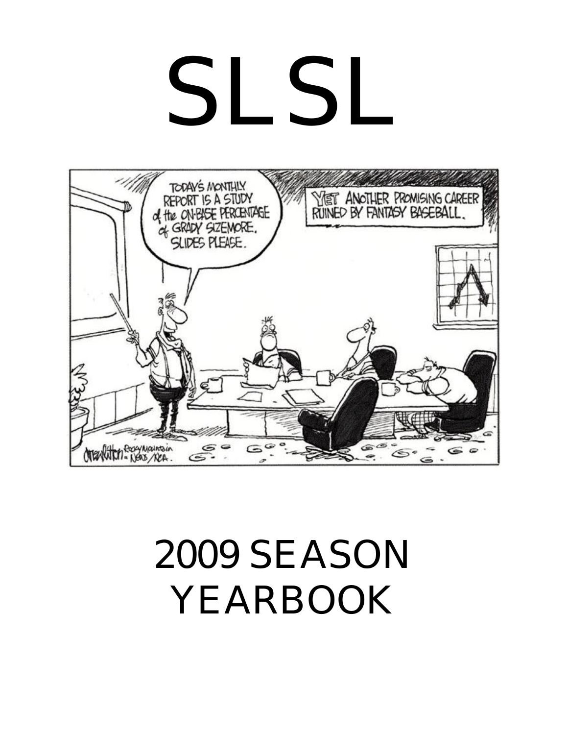# SLSL

# 2009 SEASON YEARBOOK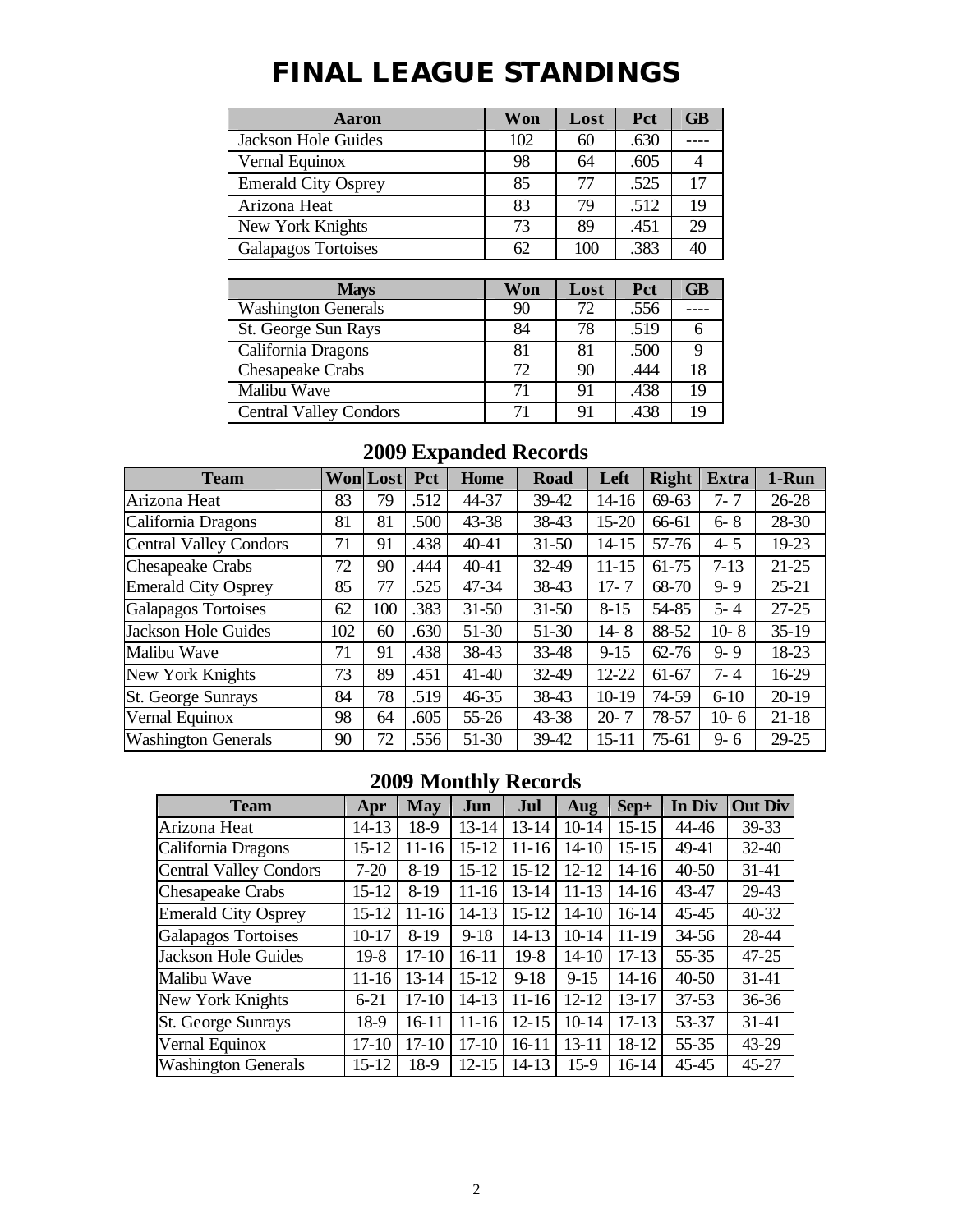# FINAL LEAGUE STANDINGS

| Aaron | Won | Lost | Pct | GB |
|---|---|---|---|---|
| Jackson Hole Guides | 102 | 60 | .630 | ---- |
| Vernal Equinox | 98 | 64 | .605 | 4 |
| Emerald City Osprey | 85 | 77 | .525 | 17 |
| Arizona Heat | 83 | 79 | .512 | 19 |
| New York Knights | 73 | 89 | .451 | 29 |
| Galapagos Tortoises | 62 | 100 | .383 | 40 |

| Mays | Won | Lost | Pct | GB |
|---|---|---|---|---|
| Washington Generals | 90 | 72 | .556 | ---- |
| St. George Sun Rays | 84 | 78 | .519 | 6 |
| California Dragons | 81 | 81 | .500 | 9 |
| Chesapeake Crabs | 72 | 90 | .444 | 18 |
| Malibu Wave | 71 | 91 | .438 | 19 |
| Central Valley Condors | 71 | 91 | .438 | 19 |

## 2009 Expanded Records

| Team | Won | Lost | Pct | Home | Road | Left | Right | Extra | 1-Run |
|---|---|---|---|---|---|---|---|---|---|
| Arizona Heat | 83 | 79 | .512 | 44-37 | 39-42 | 14-16 | 69-63 | 7- 7 | 26-28 |
| California Dragons | 81 | 81 | .500 | 43-38 | 38-43 | 15-20 | 66-61 | 6- 8 | 28-30 |
| Central Valley Condors | 71 | 91 | .438 | 40-41 | 31-50 | 14-15 | 57-76 | 4- 5 | 19-23 |
| Chesapeake Crabs | 72 | 90 | .444 | 40-41 | 32-49 | 11-15 | 61-75 | 7-13 | 21-25 |
| Emerald City Osprey | 85 | 77 | .525 | 47-34 | 38-43 | 17- 7 | 68-70 | 9- 9 | 25-21 |
| Galapagos Tortoises | 62 | 100 | .383 | 31-50 | 31-50 | 8-15 | 54-85 | 5- 4 | 27-25 |
| Jackson Hole Guides | 102 | 60 | .630 | 51-30 | 51-30 | 14- 8 | 88-52 | 10- 8 | 35-19 |
| Malibu Wave | 71 | 91 | .438 | 38-43 | 33-48 | 9-15 | 62-76 | 9- 9 | 18-23 |
| New York Knights | 73 | 89 | .451 | 41-40 | 32-49 | 12-22 | 61-67 | 7- 4 | 16-29 |
| St. George Sunrays | 84 | 78 | .519 | 46-35 | 38-43 | 10-19 | 74-59 | 6-10 | 20-19 |
| Vernal Equinox | 98 | 64 | .605 | 55-26 | 43-38 | 20- 7 | 78-57 | 10- 6 | 21-18 |
| Washington Generals | 90 | 72 | .556 | 51-30 | 39-42 | 15-11 | 75-61 | 9- 6 | 29-25 |

## 2009 Monthly Records

| Team | Apr | May | Jun | Jul | Aug | Sep+ | In Div | Out Div |
|---|---|---|---|---|---|---|---|---|
| Arizona Heat | 14-13 | 18-9 | 13-14 | 13-14 | 10-14 | 15-15 | 44-46 | 39-33 |
| California Dragons | 15-12 | 11-16 | 15-12 | 11-16 | 14-10 | 15-15 | 49-41 | 32-40 |
| Central Valley Condors | 7-20 | 8-19 | 15-12 | 15-12 | 12-12 | 14-16 | 40-50 | 31-41 |
| Chesapeake Crabs | 15-12 | 8-19 | 11-16 | 13-14 | 11-13 | 14-16 | 43-47 | 29-43 |
| Emerald City Osprey | 15-12 | 11-16 | 14-13 | 15-12 | 14-10 | 16-14 | 45-45 | 40-32 |
| Galapagos Tortoises | 10-17 | 8-19 | 9-18 | 14-13 | 10-14 | 11-19 | 34-56 | 28-44 |
| Jackson Hole Guides | 19-8 | 17-10 | 16-11 | 19-8 | 14-10 | 17-13 | 55-35 | 47-25 |
| Malibu Wave | 11-16 | 13-14 | 15-12 | 9-18 | 9-15 | 14-16 | 40-50 | 31-41 |
| New York Knights | 6-21 | 17-10 | 14-13 | 11-16 | 12-12 | 13-17 | 37-53 | 36-36 |
| St. George Sunrays | 18-9 | 16-11 | 11-16 | 12-15 | 10-14 | 17-13 | 53-37 | 31-41 |
| Vernal Equinox | 17-10 | 17-10 | 17-10 | 16-11 | 13-11 | 18-12 | 55-35 | 43-29 |
| Washington Generals | 15-12 | 18-9 | 12-15 | 14-13 | 15-9 | 16-14 | 45-45 | 45-27 |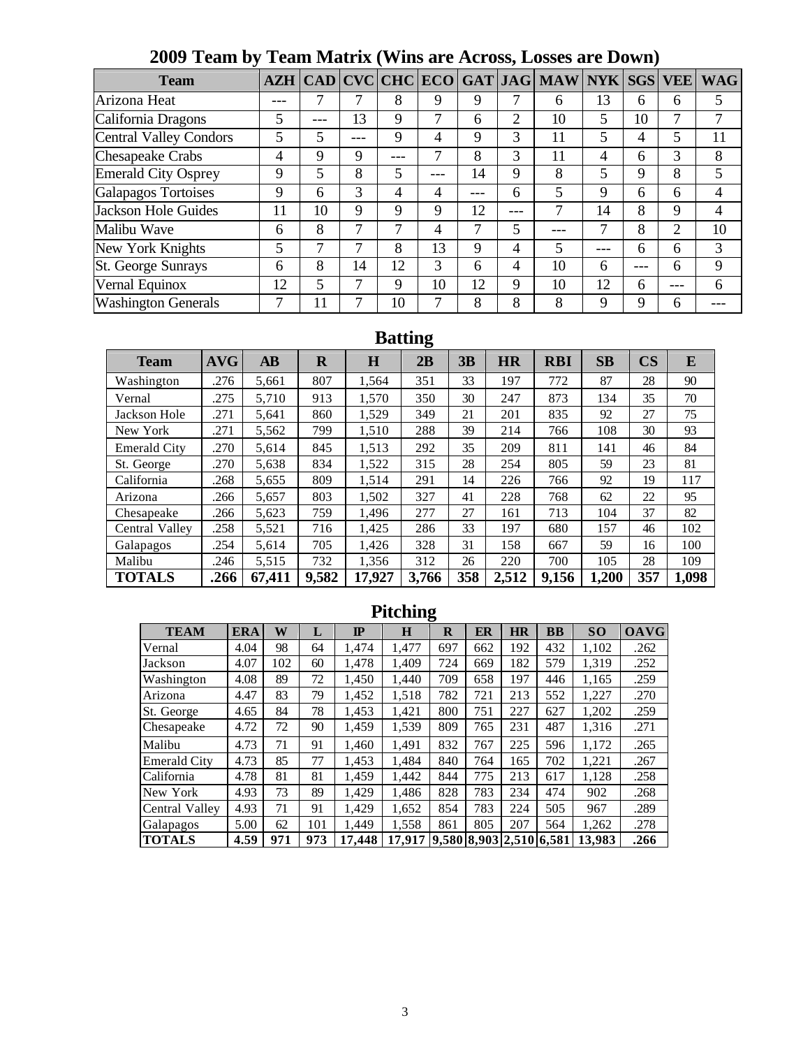# 2009 Team by Team Matrix (Wins are Across, Losses are Down)

| Team | AZH | CAD | CVC | CHC | ECO | GAT | JAG | MAW | NYK | SGS | VEE | WAG |
|---|---|---|---|---|---|---|---|---|---|---|---|---|
| Arizona Heat | --- | 7 | 7 | 8 | 9 | 9 | 7 | 6 | 13 | 6 | 6 | 5 |
| California Dragons | 5 | --- | 13 | 9 | 7 | 6 | 2 | 10 | 5 | 10 | 7 | 7 |
| Central Valley Condors | 5 | 5 | --- | 9 | 4 | 9 | 3 | 11 | 5 | 4 | 5 | 11 |
| Chesapeake Crabs | 4 | 9 | 9 | --- | 7 | 8 | 3 | 11 | 4 | 6 | 3 | 8 |
| Emerald City Osprey | 9 | 5 | 8 | 5 | --- | 14 | 9 | 8 | 5 | 9 | 8 | 5 |
| Galapagos Tortoises | 9 | 6 | 3 | 4 | 4 | --- | 6 | 5 | 9 | 6 | 6 | 4 |
| Jackson Hole Guides | 11 | 10 | 9 | 9 | 9 | 12 | --- | 7 | 14 | 8 | 9 | 4 |
| Malibu Wave | 6 | 8 | 7 | 7 | 4 | 7 | 5 | --- | 7 | 8 | 2 | 10 |
| New York Knights | 5 | 7 | 7 | 8 | 13 | 9 | 4 | 5 | --- | 6 | 6 | 3 |
| St. George Sunrays | 6 | 8 | 14 | 12 | 3 | 6 | 4 | 10 | 6 | --- | 6 | 9 |
| Vernal Equinox | 12 | 5 | 7 | 9 | 10 | 12 | 9 | 10 | 12 | 6 | --- | 6 |
| Washington Generals | 7 | 11 | 7 | 10 | 7 | 8 | 8 | 8 | 9 | 9 | 6 | --- |

## Batting

| Team | AVG | AB | R | H | 2B | 3B | HR | RBI | SB | CS | E |
|---|---|---|---|---|---|---|---|---|---|---|---|
| Washington | .276 | 5,661 | 807 | 1,564 | 351 | 33 | 197 | 772 | 87 | 28 | 90 |
| Vernal | .275 | 5,710 | 913 | 1,570 | 350 | 30 | 247 | 873 | 134 | 35 | 70 |
| Jackson Hole | .271 | 5,641 | 860 | 1,529 | 349 | 21 | 201 | 835 | 92 | 27 | 75 |
| New York | .271 | 5,562 | 799 | 1,510 | 288 | 39 | 214 | 766 | 108 | 30 | 93 |
| Emerald City | .270 | 5,614 | 845 | 1,513 | 292 | 35 | 209 | 811 | 141 | 46 | 84 |
| St. George | .270 | 5,638 | 834 | 1,522 | 315 | 28 | 254 | 805 | 59 | 23 | 81 |
| California | .268 | 5,655 | 809 | 1,514 | 291 | 14 | 226 | 766 | 92 | 19 | 117 |
| Arizona | .266 | 5,657 | 803 | 1,502 | 327 | 41 | 228 | 768 | 62 | 22 | 95 |
| Chesapeake | .266 | 5,623 | 759 | 1,496 | 277 | 27 | 161 | 713 | 104 | 37 | 82 |
| Central Valley | .258 | 5,521 | 716 | 1,425 | 286 | 33 | 197 | 680 | 157 | 46 | 102 |
| Galapagos | .254 | 5,614 | 705 | 1,426 | 328 | 31 | 158 | 667 | 59 | 16 | 100 |
| Malibu | .246 | 5,515 | 732 | 1,356 | 312 | 26 | 220 | 700 | 105 | 28 | 109 |
| **TOTALS** | **.266** | **67,411** | **9,582** | **17,927** | **3,766** | **358** | **2,512** | **9,156** | **1,200** | **357** | **1,098** |

## Pitching

| TEAM | ERA | W | L | IP | H | R | ER | HR | BB | SO | OAVG |
|---|---|---|---|---|---|---|---|---|---|---|---|
| Vernal | 4.04 | 98 | 64 | 1,474 | 1,477 | 697 | 662 | 192 | 432 | 1,102 | .262 |
| Jackson | 4.07 | 102 | 60 | 1,478 | 1,409 | 724 | 669 | 182 | 579 | 1,319 | .252 |
| Washington | 4.08 | 89 | 72 | 1,450 | 1,440 | 709 | 658 | 197 | 446 | 1,165 | .259 |
| Arizona | 4.47 | 83 | 79 | 1,452 | 1,518 | 782 | 721 | 213 | 552 | 1,227 | .270 |
| St. George | 4.65 | 84 | 78 | 1,453 | 1,421 | 800 | 751 | 227 | 627 | 1,202 | .259 |
| Chesapeake | 4.72 | 72 | 90 | 1,459 | 1,539 | 809 | 765 | 231 | 487 | 1,316 | .271 |
| Malibu | 4.73 | 71 | 91 | 1,460 | 1,491 | 832 | 767 | 225 | 596 | 1,172 | .265 |
| Emerald City | 4.73 | 85 | 77 | 1,453 | 1,484 | 840 | 764 | 165 | 702 | 1,221 | .267 |
| California | 4.78 | 81 | 81 | 1,459 | 1,442 | 844 | 775 | 213 | 617 | 1,128 | .258 |
| New York | 4.93 | 73 | 89 | 1,429 | 1,486 | 828 | 783 | 234 | 474 | 902 | .268 |
| Central Valley | 4.93 | 71 | 91 | 1,429 | 1,652 | 854 | 783 | 224 | 505 | 967 | .289 |
| Galapagos | 5.00 | 62 | 101 | 1,449 | 1,558 | 861 | 805 | 207 | 564 | 1,262 | .278 |
| **TOTALS** | **4.59** | **971** | **973** | **17,448** | **17,917** | **9,580** | **8,903** | **2,510** | **6,581** | **13,983** | **.266** |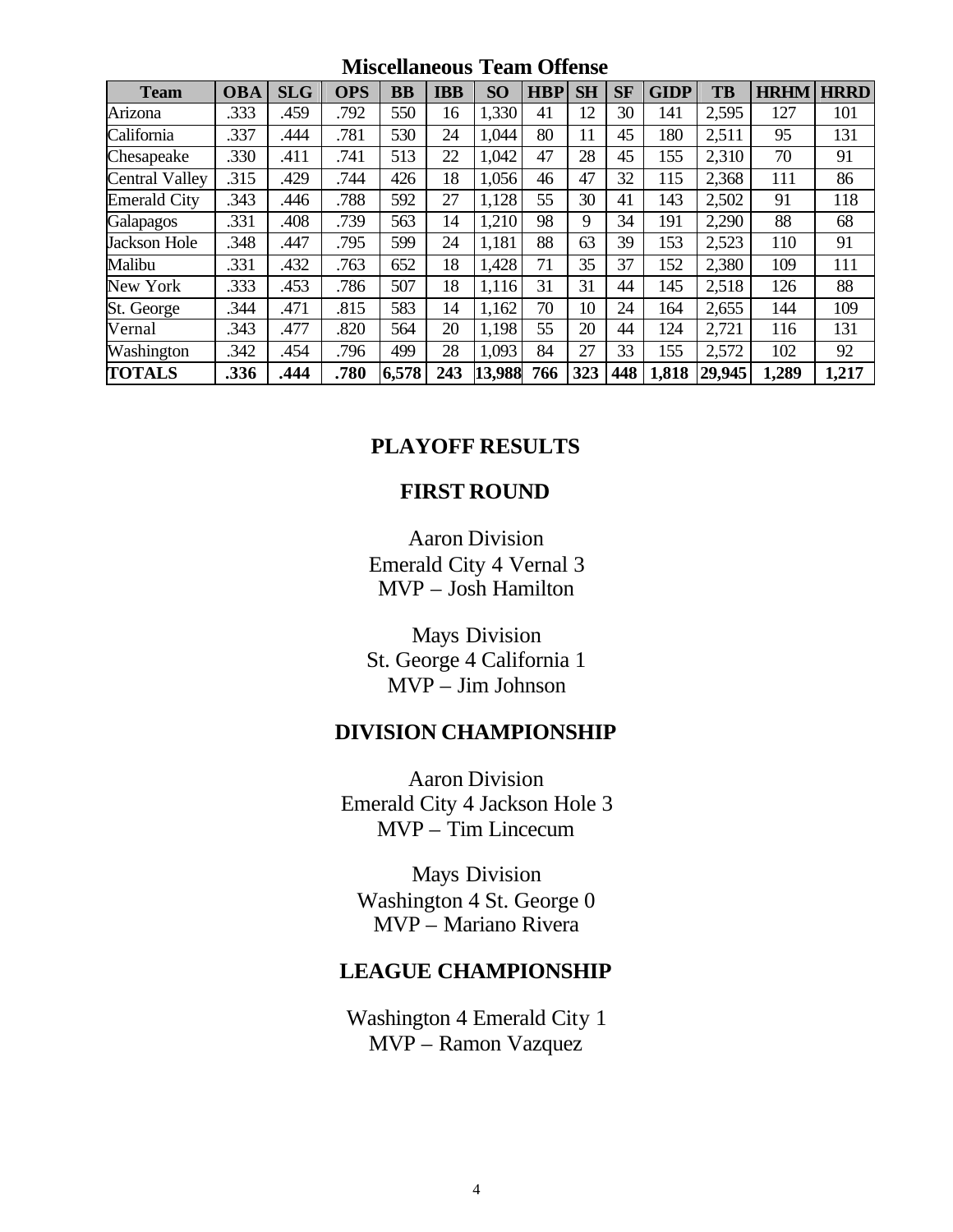## Miscellaneous Team Offense

| Team | OBA | SLG | OPS | BB | IBB | SO | HBP | SH | SF | GIDP | TB | HRHM | HRRD |
|---|---|---|---|---|---|---|---|---|---|---|---|---|---|
| Arizona | .333 | .459 | .792 | 550 | 16 | 1,330 | 41 | 12 | 30 | 141 | 2,595 | 127 | 101 |
| California | .337 | .444 | .781 | 530 | 24 | 1,044 | 80 | 11 | 45 | 180 | 2,511 | 95 | 131 |
| Chesapeake | .330 | .411 | .741 | 513 | 22 | 1,042 | 47 | 28 | 45 | 155 | 2,310 | 70 | 91 |
| Central Valley | .315 | .429 | .744 | 426 | 18 | 1,056 | 46 | 47 | 32 | 115 | 2,368 | 111 | 86 |
| Emerald City | .343 | .446 | .788 | 592 | 27 | 1,128 | 55 | 30 | 41 | 143 | 2,502 | 91 | 118 |
| Galapagos | .331 | .408 | .739 | 563 | 14 | 1,210 | 98 | 9 | 34 | 191 | 2,290 | 88 | 68 |
| Jackson Hole | .348 | .447 | .795 | 599 | 24 | 1,181 | 88 | 63 | 39 | 153 | 2,523 | 110 | 91 |
| Malibu | .331 | .432 | .763 | 652 | 18 | 1,428 | 71 | 35 | 37 | 152 | 2,380 | 109 | 111 |
| New York | .333 | .453 | .786 | 507 | 18 | 1,116 | 31 | 31 | 44 | 145 | 2,518 | 126 | 88 |
| St. George | .344 | .471 | .815 | 583 | 14 | 1,162 | 70 | 10 | 24 | 164 | 2,655 | 144 | 109 |
| Vernal | .343 | .477 | .820 | 564 | 20 | 1,198 | 55 | 20 | 44 | 124 | 2,721 | 116 | 131 |
| Washington | .342 | .454 | .796 | 499 | 28 | 1,093 | 84 | 27 | 33 | 155 | 2,572 | 102 | 92 |
| **TOTALS** | **.336** | **.444** | **.780** | **6,578** | **243** | **13,988** | **766** | **323** | **448** | **1,818** | **29,945** | **1,289** | **1,217** |

## PLAYOFF RESULTS

### FIRST ROUND

Aaron Division
Emerald City 4 Vernal 3
MVP – Josh Hamilton

Mays Division
St. George 4 California 1
MVP – Jim Johnson

### DIVISION CHAMPIONSHIP

Aaron Division
Emerald City 4 Jackson Hole 3
MVP – Tim Lincecum

Mays Division
Washington 4 St. George 0
MVP – Mariano Rivera

### LEAGUE CHAMPIONSHIP

Washington 4 Emerald City 1
MVP – Ramon Vazquez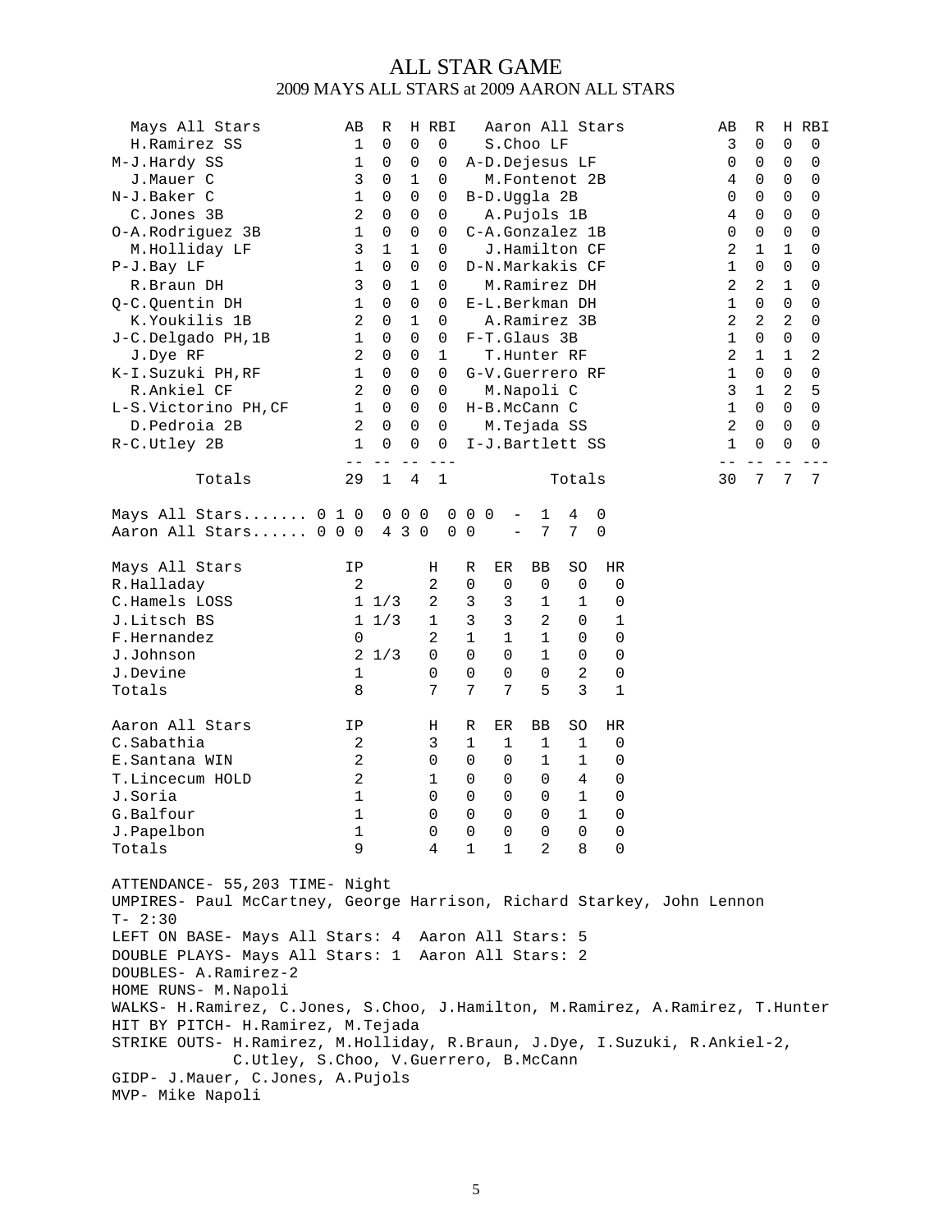# ALL STAR GAME

## 2009 MAYS ALL STARS at 2009 AARON ALL STARS

| Mays All Stars | AB | R | H | RBI |
|---|---|---|---|---|
| H.Ramirez SS | 1 | 0 | 0 | 0 |
| M-J.Hardy SS | 1 | 0 | 0 | 0 |
| J.Mauer C | 3 | 0 | 1 | 0 |
| N-J.Baker C | 1 | 0 | 0 | 0 |
| C.Jones 3B | 2 | 0 | 0 | 0 |
| O-A.Rodriguez 3B | 1 | 0 | 0 | 0 |
| M.Holliday LF | 3 | 1 | 1 | 0 |
| P-J.Bay LF | 1 | 0 | 0 | 0 |
| R.Braun DH | 3 | 0 | 1 | 0 |
| Q-C.Quentin DH | 1 | 0 | 0 | 0 |
| K.Youkilis 1B | 2 | 0 | 1 | 0 |
| J-C.Delgado PH,1B | 1 | 0 | 0 | 0 |
| J.Dye RF | 2 | 0 | 0 | 1 |
| K-I.Suzuki PH,RF | 1 | 0 | 0 | 0 |
| R.Ankiel CF | 2 | 0 | 0 | 0 |
| L-S.Victorino PH,CF | 1 | 0 | 0 | 0 |
| D.Pedroia 2B | 2 | 0 | 0 | 0 |
| R-C.Utley 2B | 1 | 0 | 0 | 0 |
| Totals | 29 | 1 | 4 | 1 |

| Aaron All Stars | AB | R | H | RBI |
|---|---|---|---|---|
| S.Choo LF | 3 | 0 | 0 | 0 |
| A-D.Dejesus LF | 0 | 0 | 0 | 0 |
| M.Fontenot 2B | 4 | 0 | 0 | 0 |
| B-D.Uggla 2B | 0 | 0 | 0 | 0 |
| A.Pujols 1B | 4 | 0 | 0 | 0 |
| C-A.Gonzalez 1B | 0 | 0 | 0 | 0 |
| J.Hamilton CF | 2 | 1 | 1 | 0 |
| D-N.Markakis CF | 1 | 0 | 0 | 0 |
| M.Ramirez DH | 2 | 2 | 1 | 0 |
| E-L.Berkman DH | 1 | 0 | 0 | 0 |
| A.Ramirez 3B | 2 | 2 | 2 | 0 |
| F-T.Glaus 3B | 1 | 0 | 0 | 0 |
| T.Hunter RF | 2 | 1 | 1 | 2 |
| G-V.Guerrero RF | 1 | 0 | 0 | 0 |
| M.Napoli C | 3 | 1 | 2 | 5 |
| H-B.McCann C | 1 | 0 | 0 | 0 |
| M.Tejada SS | 2 | 0 | 0 | 0 |
| I-J.Bartlett SS | 1 | 0 | 0 | 0 |
| Totals | 30 | 7 | 7 | 7 |

```
Mays All Stars....... 0 1 0  0 0 0  0 0 0  -  1  4  0
Aaron All Stars...... 0 0 0  4 3 0  0 0     -  7  7  0
```

| Mays All Stars | IP | H | R | ER | BB | SO | HR |
|---|---|---|---|---|---|---|---|
| R.Halladay | 2 | 2 | 0 | 0 | 0 | 0 | 0 |
| C.Hamels LOSS | 1 1/3 | 2 | 3 | 3 | 1 | 1 | 0 |
| J.Litsch BS | 1 1/3 | 1 | 3 | 3 | 2 | 0 | 1 |
| F.Hernandez | 0 | 2 | 1 | 1 | 1 | 0 | 0 |
| J.Johnson | 2 1/3 | 0 | 0 | 0 | 1 | 0 | 0 |
| J.Devine | 1 | 0 | 0 | 0 | 0 | 2 | 0 |
| Totals | 8 | 7 | 7 | 7 | 5 | 3 | 1 |

| Aaron All Stars | IP | H | R | ER | BB | SO | HR |
|---|---|---|---|---|---|---|---|
| C.Sabathia | 2 | 3 | 1 | 1 | 1 | 1 | 0 |
| E.Santana WIN | 2 | 0 | 0 | 0 | 1 | 1 | 0 |
| T.Lincecum HOLD | 2 | 1 | 0 | 0 | 0 | 4 | 0 |
| J.Soria | 1 | 0 | 0 | 0 | 0 | 1 | 0 |
| G.Balfour | 1 | 0 | 0 | 0 | 0 | 1 | 0 |
| J.Papelbon | 1 | 0 | 0 | 0 | 0 | 0 | 0 |
| Totals | 9 | 4 | 1 | 1 | 2 | 8 | 0 |

ATTENDANCE- 55,203 TIME- Night
UMPIRES- Paul McCartney, George Harrison, Richard Starkey, John Lennon
T- 2:30
LEFT ON BASE- Mays All Stars: 4 Aaron All Stars: 5
DOUBLE PLAYS- Mays All Stars: 1 Aaron All Stars: 2
DOUBLES- A.Ramirez-2
HOME RUNS- M.Napoli
WALKS- H.Ramirez, C.Jones, S.Choo, J.Hamilton, M.Ramirez, A.Ramirez, T.Hunter
HIT BY PITCH- H.Ramirez, M.Tejada
STRIKE OUTS- H.Ramirez, M.Holliday, R.Braun, J.Dye, I.Suzuki, R.Ankiel-2, C.Utley, S.Choo, V.Guerrero, B.McCann
GIDP- J.Mauer, C.Jones, A.Pujols
MVP- Mike Napoli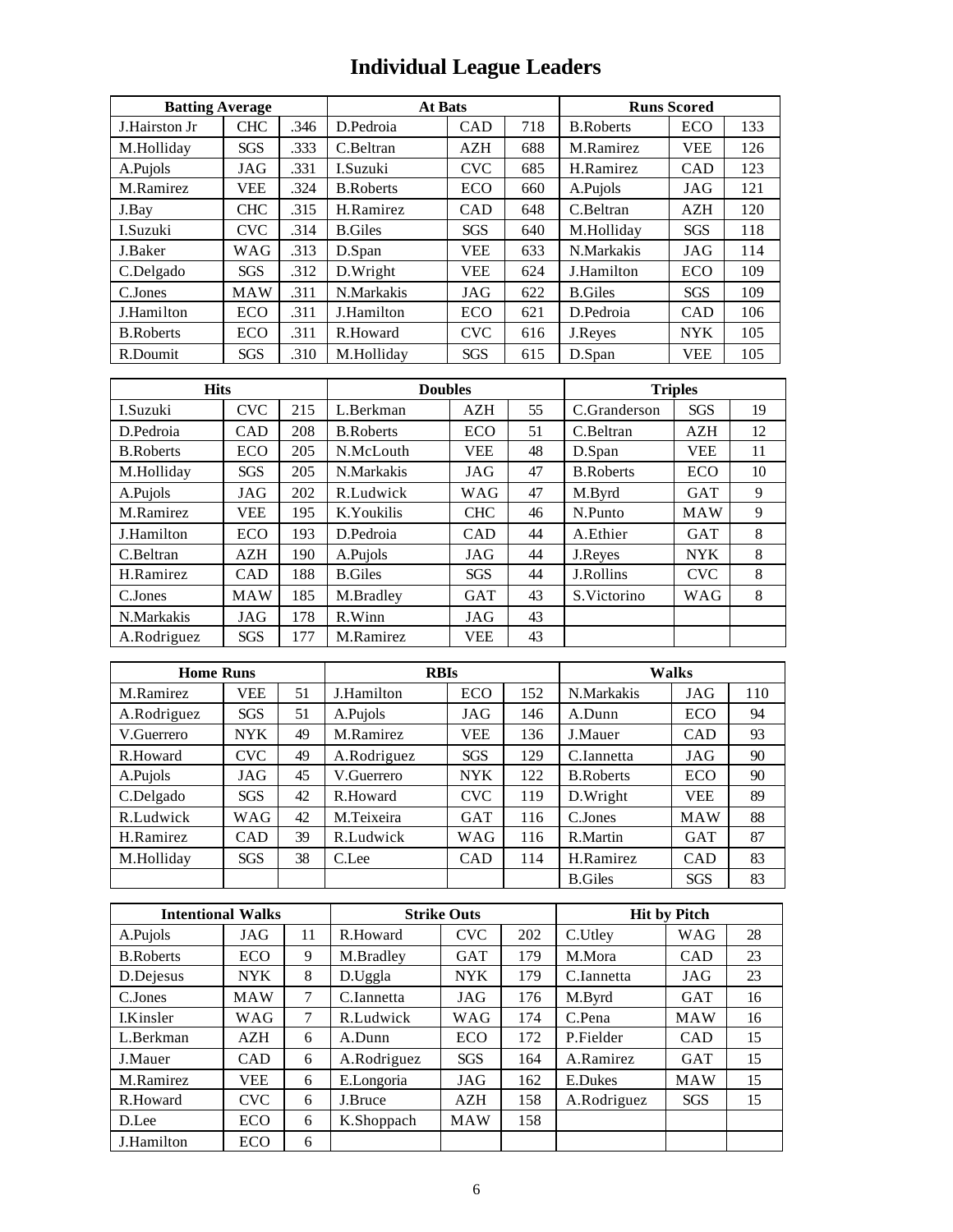# Individual League Leaders

| Batting Average | | | At Bats | | | Runs Scored | | |
|---|---|---|---|---|---|---|---|---|
| J.Hairston Jr | CHC | .346 | D.Pedroia | CAD | 718 | B.Roberts | ECO | 133 |
| M.Holliday | SGS | .333 | C.Beltran | AZH | 688 | M.Ramirez | VEE | 126 |
| A.Pujols | JAG | .331 | I.Suzuki | CVC | 685 | H.Ramirez | CAD | 123 |
| M.Ramirez | VEE | .324 | B.Roberts | ECO | 660 | A.Pujols | JAG | 121 |
| J.Bay | CHC | .315 | H.Ramirez | CAD | 648 | C.Beltran | AZH | 120 |
| I.Suzuki | CVC | .314 | B.Giles | SGS | 640 | M.Holliday | SGS | 118 |
| J.Baker | WAG | .313 | D.Span | VEE | 633 | N.Markakis | JAG | 114 |
| C.Delgado | SGS | .312 | D.Wright | VEE | 624 | J.Hamilton | ECO | 109 |
| C.Jones | MAW | .311 | N.Markakis | JAG | 622 | B.Giles | SGS | 109 |
| J.Hamilton | ECO | .311 | J.Hamilton | ECO | 621 | D.Pedroia | CAD | 106 |
| B.Roberts | ECO | .311 | R.Howard | CVC | 616 | J.Reyes | NYK | 105 |
| R.Doumit | SGS | .310 | M.Holliday | SGS | 615 | D.Span | VEE | 105 |

| Hits | | | Doubles | | | Triples | | |
|---|---|---|---|---|---|---|---|---|
| I.Suzuki | CVC | 215 | L.Berkman | AZH | 55 | C.Granderson | SGS | 19 |
| D.Pedroia | CAD | 208 | B.Roberts | ECO | 51 | C.Beltran | AZH | 12 |
| B.Roberts | ECO | 205 | N.McLouth | VEE | 48 | D.Span | VEE | 11 |
| M.Holliday | SGS | 205 | N.Markakis | JAG | 47 | B.Roberts | ECO | 10 |
| A.Pujols | JAG | 202 | R.Ludwick | WAG | 47 | M.Byrd | GAT | 9 |
| M.Ramirez | VEE | 195 | K.Youkilis | CHC | 46 | N.Punto | MAW | 9 |
| J.Hamilton | ECO | 193 | D.Pedroia | CAD | 44 | A.Ethier | GAT | 8 |
| C.Beltran | AZH | 190 | A.Pujols | JAG | 44 | J.Reyes | NYK | 8 |
| H.Ramirez | CAD | 188 | B.Giles | SGS | 44 | J.Rollins | CVC | 8 |
| C.Jones | MAW | 185 | M.Bradley | GAT | 43 | S.Victorino | WAG | 8 |
| N.Markakis | JAG | 178 | R.Winn | JAG | 43 | | | |
| A.Rodriguez | SGS | 177 | M.Ramirez | VEE | 43 | | | |

| Home Runs | | | RBIs | | | Walks | | |
|---|---|---|---|---|---|---|---|---|
| M.Ramirez | VEE | 51 | J.Hamilton | ECO | 152 | N.Markakis | JAG | 110 |
| A.Rodriguez | SGS | 51 | A.Pujols | JAG | 146 | A.Dunn | ECO | 94 |
| V.Guerrero | NYK | 49 | M.Ramirez | VEE | 136 | J.Mauer | CAD | 93 |
| R.Howard | CVC | 49 | A.Rodriguez | SGS | 129 | C.Iannetta | JAG | 90 |
| A.Pujols | JAG | 45 | V.Guerrero | NYK | 122 | B.Roberts | ECO | 90 |
| C.Delgado | SGS | 42 | R.Howard | CVC | 119 | D.Wright | VEE | 89 |
| R.Ludwick | WAG | 42 | M.Teixeira | GAT | 116 | C.Jones | MAW | 88 |
| H.Ramirez | CAD | 39 | R.Ludwick | WAG | 116 | R.Martin | GAT | 87 |
| M.Holliday | SGS | 38 | C.Lee | CAD | 114 | H.Ramirez | CAD | 83 |
| | | | | | | B.Giles | SGS | 83 |

| Intentional Walks | | | Strike Outs | | | Hit by Pitch | | |
|---|---|---|---|---|---|---|---|---|
| A.Pujols | JAG | 11 | R.Howard | CVC | 202 | C.Utley | WAG | 28 |
| B.Roberts | ECO | 9 | M.Bradley | GAT | 179 | M.Mora | CAD | 23 |
| D.Dejesus | NYK | 8 | D.Uggla | NYK | 179 | C.Iannetta | JAG | 23 |
| C.Jones | MAW | 7 | C.Iannetta | JAG | 176 | M.Byrd | GAT | 16 |
| I.Kinsler | WAG | 7 | R.Ludwick | WAG | 174 | C.Pena | MAW | 16 |
| L.Berkman | AZH | 6 | A.Dunn | ECO | 172 | P.Fielder | CAD | 15 |
| J.Mauer | CAD | 6 | A.Rodriguez | SGS | 164 | A.Ramirez | GAT | 15 |
| M.Ramirez | VEE | 6 | E.Longoria | JAG | 162 | E.Dukes | MAW | 15 |
| R.Howard | CVC | 6 | J.Bruce | AZH | 158 | A.Rodriguez | SGS | 15 |
| D.Lee | ECO | 6 | K.Shoppach | MAW | 158 | | | |
| J.Hamilton | ECO | 6 | | | | | | |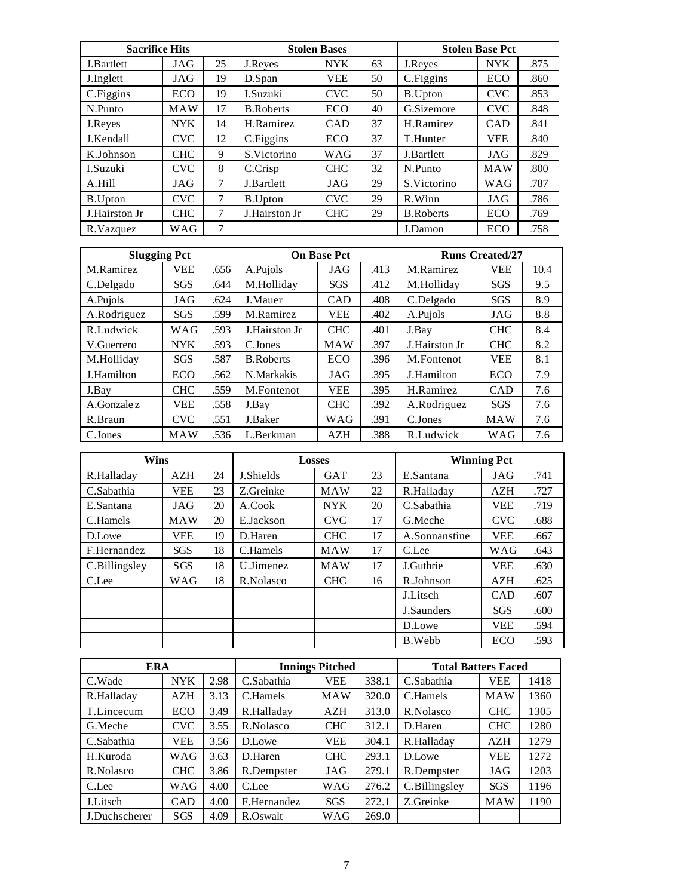| Sacrifice Hits | | | Stolen Bases | | | Stolen Base Pct | | |
|---|---|---|---|---|---|---|---|---|
| J.Bartlett | JAG | 25 | J.Reyes | NYK | 63 | J.Reyes | NYK | .875 |
| J.Inglett | JAG | 19 | D.Span | VEE | 50 | C.Figgins | ECO | .860 |
| C.Figgins | ECO | 19 | I.Suzuki | CVC | 50 | B.Upton | CVC | .853 |
| N.Punto | MAW | 17 | B.Roberts | ECO | 40 | G.Sizemore | CVC | .848 |
| J.Reyes | NYK | 14 | H.Ramirez | CAD | 37 | H.Ramirez | CAD | .841 |
| J.Kendall | CVC | 12 | C.Figgins | ECO | 37 | T.Hunter | VEE | .840 |
| K.Johnson | CHC | 9 | S.Victorino | WAG | 37 | J.Bartlett | JAG | .829 |
| I.Suzuki | CVC | 8 | C.Crisp | CHC | 32 | N.Punto | MAW | .800 |
| A.Hill | JAG | 7 | J.Bartlett | JAG | 29 | S.Victorino | WAG | .787 |
| B.Upton | CVC | 7 | B.Upton | CVC | 29 | R.Winn | JAG | .786 |
| J.Hairston Jr | CHC | 7 | J.Hairston Jr | CHC | 29 | B.Roberts | ECO | .769 |
| R.Vazquez | WAG | 7 | | | | J.Damon | ECO | .758 |

| Slugging Pct | | | On Base Pct | | | Runs Created/27 | | |
|---|---|---|---|---|---|---|---|---|
| M.Ramirez | VEE | .656 | A.Pujols | JAG | .413 | M.Ramirez | VEE | 10.4 |
| C.Delgado | SGS | .644 | M.Holliday | SGS | .412 | M.Holliday | SGS | 9.5 |
| A.Pujols | JAG | .624 | J.Mauer | CAD | .408 | C.Delgado | SGS | 8.9 |
| A.Rodriguez | SGS | .599 | M.Ramirez | VEE | .402 | A.Pujols | JAG | 8.8 |
| R.Ludwick | WAG | .593 | J.Hairston Jr | CHC | .401 | J.Bay | CHC | 8.4 |
| V.Guerrero | NYK | .593 | C.Jones | MAW | .397 | J.Hairston Jr | CHC | 8.2 |
| M.Holliday | SGS | .587 | B.Roberts | ECO | .396 | M.Fontenot | VEE | 8.1 |
| J.Hamilton | ECO | .562 | N.Markakis | JAG | .395 | J.Hamilton | ECO | 7.9 |
| J.Bay | CHC | .559 | M.Fontenot | VEE | .395 | H.Ramirez | CAD | 7.6 |
| A.Gonzalez | VEE | .558 | J.Bay | CHC | .392 | A.Rodriguez | SGS | 7.6 |
| R.Braun | CVC | .551 | J.Baker | WAG | .391 | C.Jones | MAW | 7.6 |
| C.Jones | MAW | .536 | L.Berkman | AZH | .388 | R.Ludwick | WAG | 7.6 |

| Wins | | | Losses | | | Winning Pct | | |
|---|---|---|---|---|---|---|---|---|
| R.Halladay | AZH | 24 | J.Shields | GAT | 23 | E.Santana | JAG | .741 |
| C.Sabathia | VEE | 23 | Z.Greinke | MAW | 22 | R.Halladay | AZH | .727 |
| E.Santana | JAG | 20 | A.Cook | NYK | 20 | C.Sabathia | VEE | .719 |
| C.Hamels | MAW | 20 | E.Jackson | CVC | 17 | G.Meche | CVC | .688 |
| D.Lowe | VEE | 19 | D.Haren | CHC | 17 | A.Sonnanstine | VEE | .667 |
| F.Hernandez | SGS | 18 | C.Hamels | MAW | 17 | C.Lee | WAG | .643 |
| C.Billingsley | SGS | 18 | U.Jimenez | MAW | 17 | J.Guthrie | VEE | .630 |
| C.Lee | WAG | 18 | R.Nolasco | CHC | 16 | R.Johnson | AZH | .625 |
| | | | | | | J.Litsch | CAD | .607 |
| | | | | | | J.Saunders | SGS | .600 |
| | | | | | | D.Lowe | VEE | .594 |
| | | | | | | B.Webb | ECO | .593 |

| ERA | | | Innings Pitched | | | Total Batters Faced | | |
|---|---|---|---|---|---|---|---|---|
| C.Wade | NYK | 2.98 | C.Sabathia | VEE | 338.1 | C.Sabathia | VEE | 1418 |
| R.Halladay | AZH | 3.13 | C.Hamels | MAW | 320.0 | C.Hamels | MAW | 1360 |
| T.Lincecum | ECO | 3.49 | R.Halladay | AZH | 313.0 | R.Nolasco | CHC | 1305 |
| G.Meche | CVC | 3.55 | R.Nolasco | CHC | 312.1 | D.Haren | CHC | 1280 |
| C.Sabathia | VEE | 3.56 | D.Lowe | VEE | 304.1 | R.Halladay | AZH | 1279 |
| H.Kuroda | WAG | 3.63 | D.Haren | CHC | 293.1 | D.Lowe | VEE | 1272 |
| R.Nolasco | CHC | 3.86 | R.Dempster | JAG | 279.1 | R.Dempster | JAG | 1203 |
| C.Lee | WAG | 4.00 | C.Lee | WAG | 276.2 | C.Billingsley | SGS | 1196 |
| J.Litsch | CAD | 4.00 | F.Hernandez | SGS | 272.1 | Z.Greinke | MAW | 1190 |
| J.Duchscherer | SGS | 4.09 | R.Oswalt | WAG | 269.0 | | | |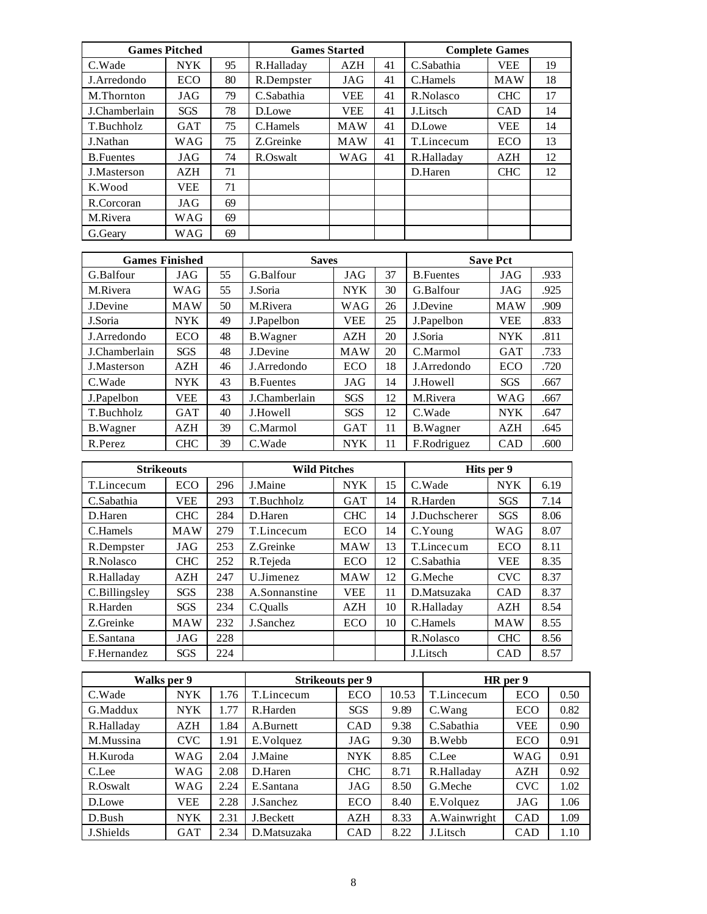| Games Pitched | | | Games Started | | | Complete Games | | |
|---|---|---|---|---|---|---|---|---|
| C.Wade | NYK | 95 | R.Halladay | AZH | 41 | C.Sabathia | VEE | 19 |
| J.Arredondo | ECO | 80 | R.Dempster | JAG | 41 | C.Hamels | MAW | 18 |
| M.Thornton | JAG | 79 | C.Sabathia | VEE | 41 | R.Nolasco | CHC | 17 |
| J.Chamberlain | SGS | 78 | D.Lowe | VEE | 41 | J.Litsch | CAD | 14 |
| T.Buchholz | GAT | 75 | C.Hamels | MAW | 41 | D.Lowe | VEE | 14 |
| J.Nathan | WAG | 75 | Z.Greinke | MAW | 41 | T.Lincecum | ECO | 13 |
| B.Fuentes | JAG | 74 | R.Oswalt | WAG | 41 | R.Halladay | AZH | 12 |
| J.Masterson | AZH | 71 | | | | D.Haren | CHC | 12 |
| K.Wood | VEE | 71 | | | | | | |
| R.Corcoran | JAG | 69 | | | | | | |
| M.Rivera | WAG | 69 | | | | | | |
| G.Geary | WAG | 69 | | | | | | |

| Games Finished | | | Saves | | | Save Pct | | |
|---|---|---|---|---|---|---|---|---|
| G.Balfour | JAG | 55 | G.Balfour | JAG | 37 | B.Fuentes | JAG | .933 |
| M.Rivera | WAG | 55 | J.Soria | NYK | 30 | G.Balfour | JAG | .925 |
| J.Devine | MAW | 50 | M.Rivera | WAG | 26 | J.Devine | MAW | .909 |
| J.Soria | NYK | 49 | J.Papelbon | VEE | 25 | J.Papelbon | VEE | .833 |
| J.Arredondo | ECO | 48 | B.Wagner | AZH | 20 | J.Soria | NYK | .811 |
| J.Chamberlain | SGS | 48 | J.Devine | MAW | 20 | C.Marmol | GAT | .733 |
| J.Masterson | AZH | 46 | J.Arredondo | ECO | 18 | J.Arredondo | ECO | .720 |
| C.Wade | NYK | 43 | B.Fuentes | JAG | 14 | J.Howell | SGS | .667 |
| J.Papelbon | VEE | 43 | J.Chamberlain | SGS | 12 | M.Rivera | WAG | .667 |
| T.Buchholz | GAT | 40 | J.Howell | SGS | 12 | C.Wade | NYK | .647 |
| B.Wagner | AZH | 39 | C.Marmol | GAT | 11 | B.Wagner | AZH | .645 |
| R.Perez | CHC | 39 | C.Wade | NYK | 11 | F.Rodriguez | CAD | .600 |

| Strikeouts | | | Wild Pitches | | | Hits per 9 | | |
|---|---|---|---|---|---|---|---|---|
| T.Lincecum | ECO | 296 | J.Maine | NYK | 15 | C.Wade | NYK | 6.19 |
| C.Sabathia | VEE | 293 | T.Buchholz | GAT | 14 | R.Harden | SGS | 7.14 |
| D.Haren | CHC | 284 | D.Haren | CHC | 14 | J.Duchscherer | SGS | 8.06 |
| C.Hamels | MAW | 279 | T.Lincecum | ECO | 14 | C.Young | WAG | 8.07 |
| R.Dempster | JAG | 253 | Z.Greinke | MAW | 13 | T.Lincecum | ECO | 8.11 |
| R.Nolasco | CHC | 252 | R.Tejeda | ECO | 12 | C.Sabathia | VEE | 8.35 |
| R.Halladay | AZH | 247 | U.Jimenez | MAW | 12 | G.Meche | CVC | 8.37 |
| C.Billingsley | SGS | 238 | A.Sonnanstine | VEE | 11 | D.Matsuzaka | CAD | 8.37 |
| R.Harden | SGS | 234 | C.Qualls | AZH | 10 | R.Halladay | AZH | 8.54 |
| Z.Greinke | MAW | 232 | J.Sanchez | ECO | 10 | C.Hamels | MAW | 8.55 |
| E.Santana | JAG | 228 | | | | R.Nolasco | CHC | 8.56 |
| F.Hernandez | SGS | 224 | | | | J.Litsch | CAD | 8.57 |

| Walks per 9 | | | Strikeouts per 9 | | | HR per 9 | | |
|---|---|---|---|---|---|---|---|---|
| C.Wade | NYK | 1.76 | T.Lincecum | ECO | 10.53 | T.Lincecum | ECO | 0.50 |
| G.Maddux | NYK | 1.77 | R.Harden | SGS | 9.89 | C.Wang | ECO | 0.82 |
| R.Halladay | AZH | 1.84 | A.Burnett | CAD | 9.38 | C.Sabathia | VEE | 0.90 |
| M.Mussina | CVC | 1.91 | E.Volquez | JAG | 9.30 | B.Webb | ECO | 0.91 |
| H.Kuroda | WAG | 2.04 | J.Maine | NYK | 8.85 | C.Lee | WAG | 0.91 |
| C.Lee | WAG | 2.08 | D.Haren | CHC | 8.71 | R.Halladay | AZH | 0.92 |
| R.Oswalt | WAG | 2.24 | E.Santana | JAG | 8.50 | G.Meche | CVC | 1.02 |
| D.Lowe | VEE | 2.28 | J.Sanchez | ECO | 8.40 | E.Volquez | JAG | 1.06 |
| D.Bush | NYK | 2.31 | J.Beckett | AZH | 8.33 | A.Wainwright | CAD | 1.09 |
| J.Shields | GAT | 2.34 | D.Matsuzaka | CAD | 8.22 | J.Litsch | CAD | 1.10 |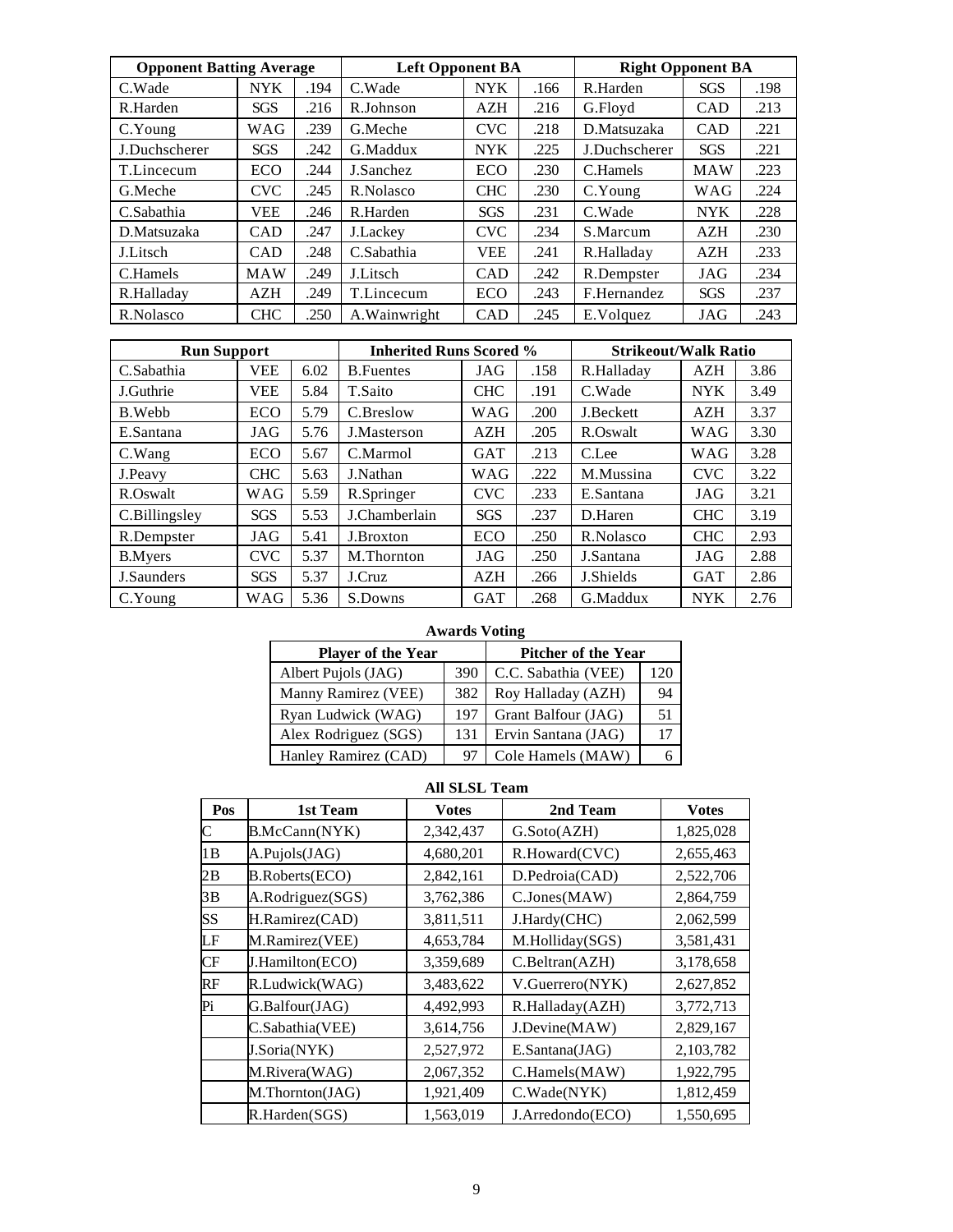| Opponent Batting Average | | | Left Opponent BA | | | Right Opponent BA | | |
|---|---|---|---|---|---|---|---|---|
| C.Wade | NYK | .194 | C.Wade | NYK | .166 | R.Harden | SGS | .198 |
| R.Harden | SGS | .216 | R.Johnson | AZH | .216 | G.Floyd | CAD | .213 |
| C.Young | WAG | .239 | G.Meche | CVC | .218 | D.Matsuzaka | CAD | .221 |
| J.Duchscherer | SGS | .242 | G.Maddux | NYK | .225 | J.Duchscherer | SGS | .221 |
| T.Lincecum | ECO | .244 | J.Sanchez | ECO | .230 | C.Hamels | MAW | .223 |
| G.Meche | CVC | .245 | R.Nolasco | CHC | .230 | C.Young | WAG | .224 |
| C.Sabathia | VEE | .246 | R.Harden | SGS | .231 | C.Wade | NYK | .228 |
| D.Matsuzaka | CAD | .247 | J.Lackey | CVC | .234 | S.Marcum | AZH | .230 |
| J.Litsch | CAD | .248 | C.Sabathia | VEE | .241 | R.Halladay | AZH | .233 |
| C.Hamels | MAW | .249 | J.Litsch | CAD | .242 | R.Dempster | JAG | .234 |
| R.Halladay | AZH | .249 | T.Lincecum | ECO | .243 | F.Hernandez | SGS | .237 |
| R.Nolasco | CHC | .250 | A.Wainwright | CAD | .245 | E.Volquez | JAG | .243 |

| Run Support | | | Inherited Runs Scored % | | | Strikeout/Walk Ratio | | |
|---|---|---|---|---|---|---|---|---|
| C.Sabathia | VEE | 6.02 | B.Fuentes | JAG | .158 | R.Halladay | AZH | 3.86 |
| J.Guthrie | VEE | 5.84 | T.Saito | CHC | .191 | C.Wade | NYK | 3.49 |
| B.Webb | ECO | 5.79 | C.Breslow | WAG | .200 | J.Beckett | AZH | 3.37 |
| E.Santana | JAG | 5.76 | J.Masterson | AZH | .205 | R.Oswalt | WAG | 3.30 |
| C.Wang | ECO | 5.67 | C.Marmol | GAT | .213 | C.Lee | WAG | 3.28 |
| J.Peavy | CHC | 5.63 | J.Nathan | WAG | .222 | M.Mussina | CVC | 3.22 |
| R.Oswalt | WAG | 5.59 | R.Springer | CVC | .233 | E.Santana | JAG | 3.21 |
| C.Billingsley | SGS | 5.53 | J.Chamberlain | SGS | .237 | D.Haren | CHC | 3.19 |
| R.Dempster | JAG | 5.41 | J.Broxton | ECO | .250 | R.Nolasco | CHC | 2.93 |
| B.Myers | CVC | 5.37 | M.Thornton | JAG | .250 | J.Santana | JAG | 2.88 |
| J.Saunders | SGS | 5.37 | J.Cruz | AZH | .266 | J.Shields | GAT | 2.86 |
| C.Young | WAG | 5.36 | S.Downs | GAT | .268 | G.Maddux | NYK | 2.76 |

**Awards Voting**

| Player of the Year | | Pitcher of the Year | |
|---|---|---|---|
| Albert Pujols (JAG) | 390 | C.C. Sabathia (VEE) | 120 |
| Manny Ramirez (VEE) | 382 | Roy Halladay (AZH) | 94 |
| Ryan Ludwick (WAG) | 197 | Grant Balfour (JAG) | 51 |
| Alex Rodriguez (SGS) | 131 | Ervin Santana (JAG) | 17 |
| Hanley Ramirez (CAD) | 97 | Cole Hamels (MAW) | 6 |

**All SLSL Team**

| Pos | 1st Team | Votes | 2nd Team | Votes |
|---|---|---|---|---|
| C | B.McCann(NYK) | 2,342,437 | G.Soto(AZH) | 1,825,028 |
| 1B | A.Pujols(JAG) | 4,680,201 | R.Howard(CVC) | 2,655,463 |
| 2B | B.Roberts(ECO) | 2,842,161 | D.Pedroia(CAD) | 2,522,706 |
| 3B | A.Rodriguez(SGS) | 3,762,386 | C.Jones(MAW) | 2,864,759 |
| SS | H.Ramirez(CAD) | 3,811,511 | J.Hardy(CHC) | 2,062,599 |
| LF | M.Ramirez(VEE) | 4,653,784 | M.Holliday(SGS) | 3,581,431 |
| CF | J.Hamilton(ECO) | 3,359,689 | C.Beltran(AZH) | 3,178,658 |
| RF | R.Ludwick(WAG) | 3,483,622 | V.Guerrero(NYK) | 2,627,852 |
| Pi | G.Balfour(JAG) | 4,492,993 | R.Halladay(AZH) | 3,772,713 |
| | C.Sabathia(VEE) | 3,614,756 | J.Devine(MAW) | 2,829,167 |
| | J.Soria(NYK) | 2,527,972 | E.Santana(JAG) | 2,103,782 |
| | M.Rivera(WAG) | 2,067,352 | C.Hamels(MAW) | 1,922,795 |
| | M.Thornton(JAG) | 1,921,409 | C.Wade(NYK) | 1,812,459 |
| | R.Harden(SGS) | 1,563,019 | J.Arredondo(ECO) | 1,550,695 |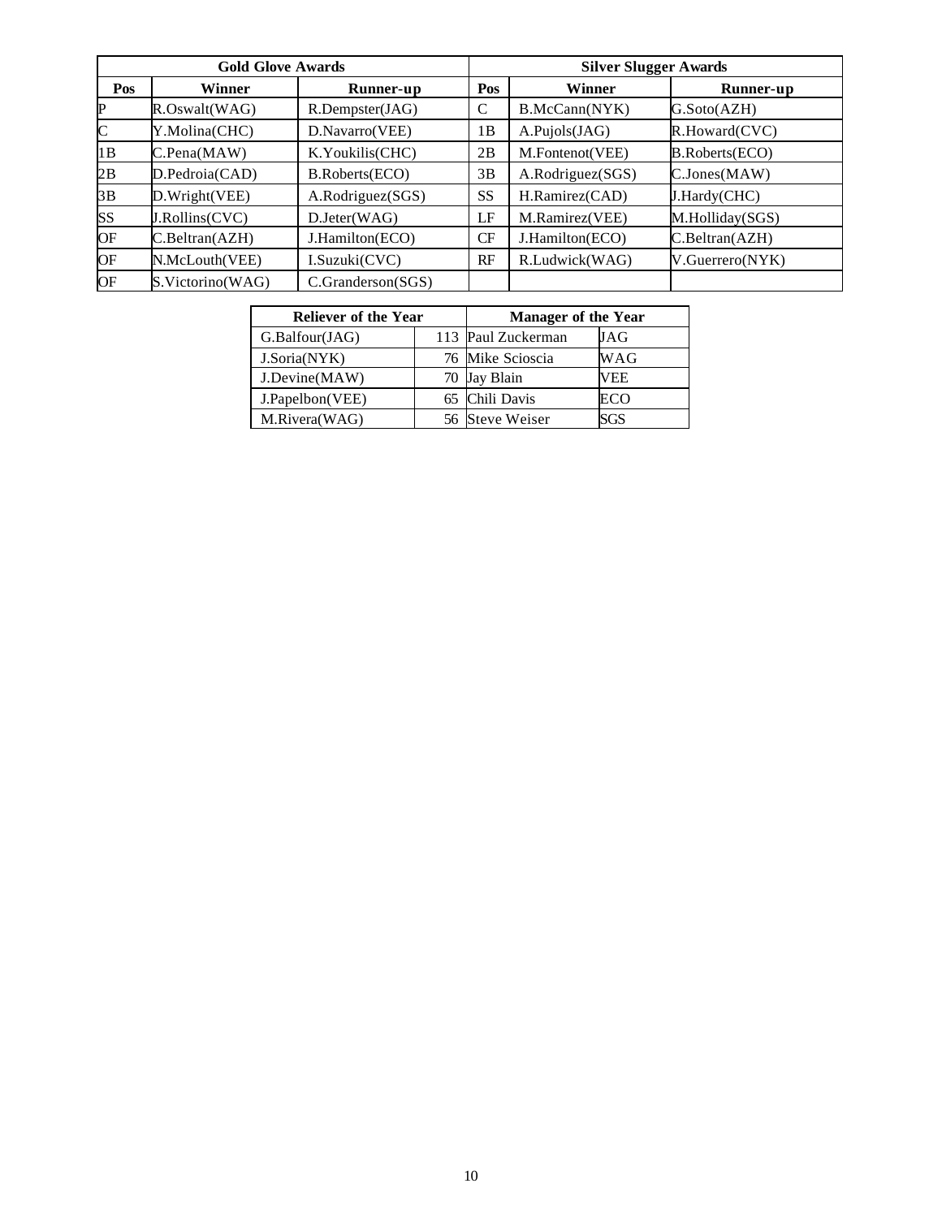| Gold Glove Awards | | | Silver Slugger Awards | | |
|---|---|---|---|---|---|
| **Pos** | **Winner** | **Runner-up** | **Pos** | **Winner** | **Runner-up** |
| P | R.Oswalt(WAG) | R.Dempster(JAG) | C | B.McCann(NYK) | G.Soto(AZH) |
| C | Y.Molina(CHC) | D.Navarro(VEE) | 1B | A.Pujols(JAG) | R.Howard(CVC) |
| 1B | C.Pena(MAW) | K.Youkilis(CHC) | 2B | M.Fontenot(VEE) | B.Roberts(ECO) |
| 2B | D.Pedroia(CAD) | B.Roberts(ECO) | 3B | A.Rodriguez(SGS) | C.Jones(MAW) |
| 3B | D.Wright(VEE) | A.Rodriguez(SGS) | SS | H.Ramirez(CAD) | J.Hardy(CHC) |
| SS | J.Rollins(CVC) | D.Jeter(WAG) | LF | M.Ramirez(VEE) | M.Holliday(SGS) |
| OF | C.Beltran(AZH) | J.Hamilton(ECO) | CF | J.Hamilton(ECO) | C.Beltran(AZH) |
| OF | N.McLouth(VEE) | I.Suzuki(CVC) | RF | R.Ludwick(WAG) | V.Guerrero(NYK) |
| OF | S.Victorino(WAG) | C.Granderson(SGS) | | | |

| Reliever of the Year | | Manager of the Year | |
|---|---|---|---|
| G.Balfour(JAG) | 113 | Paul Zuckerman | JAG |
| J.Soria(NYK) | 76 | Mike Scioscia | WAG |
| J.Devine(MAW) | 70 | Jay Blain | VEE |
| J.Papelbon(VEE) | 65 | Chili Davis | ECO |
| M.Rivera(WAG) | 56 | Steve Weiser | SGS |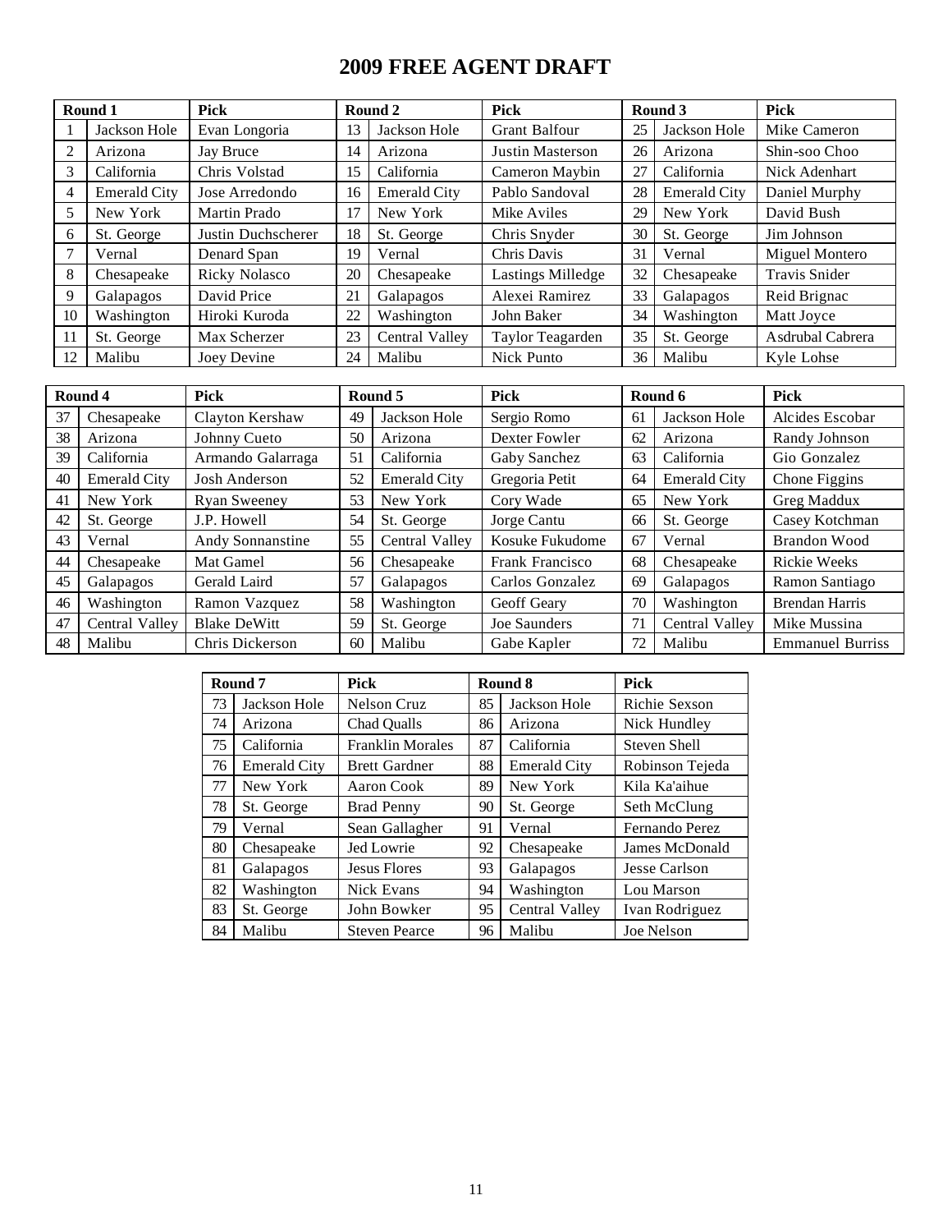# 2009 FREE AGENT DRAFT

| Round 1 | | Pick | Round 2 | | Pick | Round 3 | | Pick |
|---|---|---|---|---|---|---|---|---|
| 1 | Jackson Hole | Evan Longoria | 13 | Jackson Hole | Grant Balfour | 25 | Jackson Hole | Mike Cameron |
| 2 | Arizona | Jay Bruce | 14 | Arizona | Justin Masterson | 26 | Arizona | Shin-soo Choo |
| 3 | California | Chris Volstad | 15 | California | Cameron Maybin | 27 | California | Nick Adenhart |
| 4 | Emerald City | Jose Arredondo | 16 | Emerald City | Pablo Sandoval | 28 | Emerald City | Daniel Murphy |
| 5 | New York | Martin Prado | 17 | New York | Mike Aviles | 29 | New York | David Bush |
| 6 | St. George | Justin Duchscherer | 18 | St. George | Chris Snyder | 30 | St. George | Jim Johnson |
| 7 | Vernal | Denard Span | 19 | Vernal | Chris Davis | 31 | Vernal | Miguel Montero |
| 8 | Chesapeake | Ricky Nolasco | 20 | Chesapeake | Lastings Milledge | 32 | Chesapeake | Travis Snider |
| 9 | Galapagos | David Price | 21 | Galapagos | Alexei Ramirez | 33 | Galapagos | Reid Brignac |
| 10 | Washington | Hiroki Kuroda | 22 | Washington | John Baker | 34 | Washington | Matt Joyce |
| 11 | St. George | Max Scherzer | 23 | Central Valley | Taylor Teagarden | 35 | St. George | Asdrubal Cabrera |
| 12 | Malibu | Joey Devine | 24 | Malibu | Nick Punto | 36 | Malibu | Kyle Lohse |

| Round 4 | | Pick | Round 5 | | Pick | Round 6 | | Pick |
|---|---|---|---|---|---|---|---|---|
| 37 | Chesapeake | Clayton Kershaw | 49 | Jackson Hole | Sergio Romo | 61 | Jackson Hole | Alcides Escobar |
| 38 | Arizona | Johnny Cueto | 50 | Arizona | Dexter Fowler | 62 | Arizona | Randy Johnson |
| 39 | California | Armando Galarraga | 51 | California | Gaby Sanchez | 63 | California | Gio Gonzalez |
| 40 | Emerald City | Josh Anderson | 52 | Emerald City | Gregoria Petit | 64 | Emerald City | Chone Figgins |
| 41 | New York | Ryan Sweeney | 53 | New York | Cory Wade | 65 | New York | Greg Maddux |
| 42 | St. George | J.P. Howell | 54 | St. George | Jorge Cantu | 66 | St. George | Casey Kotchman |
| 43 | Vernal | Andy Sonnanstine | 55 | Central Valley | Kosuke Fukudome | 67 | Vernal | Brandon Wood |
| 44 | Chesapeake | Mat Gamel | 56 | Chesapeake | Frank Francisco | 68 | Chesapeake | Rickie Weeks |
| 45 | Galapagos | Gerald Laird | 57 | Galapagos | Carlos Gonzalez | 69 | Galapagos | Ramon Santiago |
| 46 | Washington | Ramon Vazquez | 58 | Washington | Geoff Geary | 70 | Washington | Brendan Harris |
| 47 | Central Valley | Blake DeWitt | 59 | St. George | Joe Saunders | 71 | Central Valley | Mike Mussina |
| 48 | Malibu | Chris Dickerson | 60 | Malibu | Gabe Kapler | 72 | Malibu | Emmanuel Burriss |

| Round 7 | | Pick | Round 8 | | Pick |
|---|---|---|---|---|---|
| 73 | Jackson Hole | Nelson Cruz | 85 | Jackson Hole | Richie Sexson |
| 74 | Arizona | Chad Qualls | 86 | Arizona | Nick Hundley |
| 75 | California | Franklin Morales | 87 | California | Steven Shell |
| 76 | Emerald City | Brett Gardner | 88 | Emerald City | Robinson Tejeda |
| 77 | New York | Aaron Cook | 89 | New York | Kila Ka'aihue |
| 78 | St. George | Brad Penny | 90 | St. George | Seth McClung |
| 79 | Vernal | Sean Gallagher | 91 | Vernal | Fernando Perez |
| 80 | Chesapeake | Jed Lowrie | 92 | Chesapeake | James McDonald |
| 81 | Galapagos | Jesus Flores | 93 | Galapagos | Jesse Carlson |
| 82 | Washington | Nick Evans | 94 | Washington | Lou Marson |
| 83 | St. George | John Bowker | 95 | Central Valley | Ivan Rodriguez |
| 84 | Malibu | Steven Pearce | 96 | Malibu | Joe Nelson |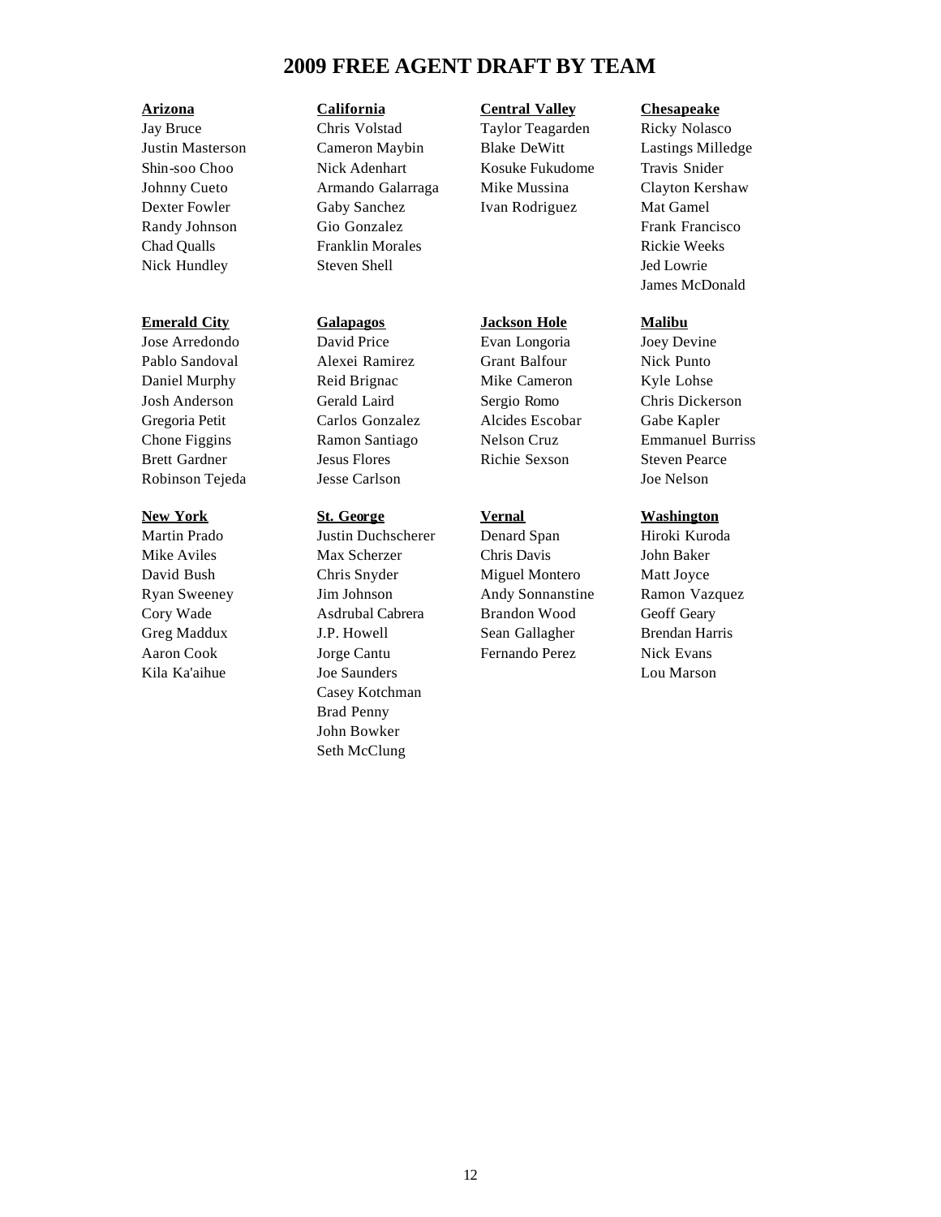# 2009 FREE AGENT DRAFT BY TEAM

**Arizona**
Jay Bruce
Justin Masterson
Shin-soo Choo
Johnny Cueto
Dexter Fowler
Randy Johnson
Chad Qualls
Nick Hundley

**California**
Chris Volstad
Cameron Maybin
Nick Adenhart
Armando Galarraga
Gaby Sanchez
Gio Gonzalez
Franklin Morales
Steven Shell

**Central Valley**
Taylor Teagarden
Blake DeWitt
Kosuke Fukudome
Mike Mussina
Ivan Rodriguez

**Chesapeake**
Ricky Nolasco
Lastings Milledge
Travis Snider
Clayton Kershaw
Mat Gamel
Frank Francisco
Rickie Weeks
Jed Lowrie
James McDonald

**Emerald City**
Jose Arredondo
Pablo Sandoval
Daniel Murphy
Josh Anderson
Gregoria Petit
Chone Figgins
Brett Gardner
Robinson Tejeda

**Galapagos**
David Price
Alexei Ramirez
Reid Brignac
Gerald Laird
Carlos Gonzalez
Ramon Santiago
Jesus Flores
Jesse Carlson

**Jackson Hole**
Evan Longoria
Grant Balfour
Mike Cameron
Sergio Romo
Alcides Escobar
Nelson Cruz
Richie Sexson

**Malibu**
Joey Devine
Nick Punto
Kyle Lohse
Chris Dickerson
Gabe Kapler
Emmanuel Burriss
Steven Pearce
Joe Nelson

**New York**
Martin Prado
Mike Aviles
David Bush
Ryan Sweeney
Cory Wade
Greg Maddux
Aaron Cook
Kila Ka'aihue

**St. George**
Justin Duchscherer
Max Scherzer
Chris Snyder
Jim Johnson
Asdrubal Cabrera
J.P. Howell
Jorge Cantu
Joe Saunders
Casey Kotchman
Brad Penny
John Bowker
Seth McClung

**Vernal**
Denard Span
Chris Davis
Miguel Montero
Andy Sonnanstine
Brandon Wood
Sean Gallagher
Fernando Perez

**Washington**
Hiroki Kuroda
John Baker
Matt Joyce
Ramon Vazquez
Geoff Geary
Brendan Harris
Nick Evans
Lou Marson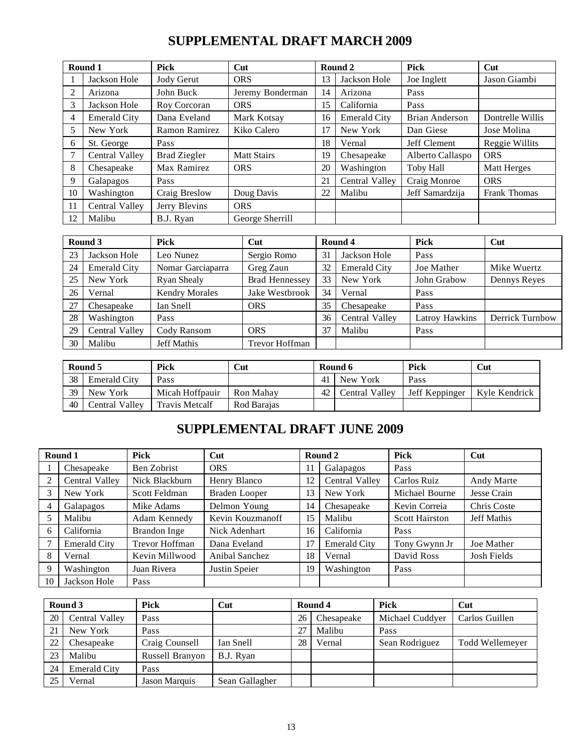## SUPPLEMENTAL DRAFT MARCH 2009

| Round 1 | | Pick | Cut | Round 2 | | Pick | Cut |
|---|---|---|---|---|---|---|---|
| 1 | Jackson Hole | Jody Gerut | ORS | 13 | Jackson Hole | Joe Inglett | Jason Giambi |
| 2 | Arizona | John Buck | Jeremy Bonderman | 14 | Arizona | Pass | |
| 3 | Jackson Hole | Roy Corcoran | ORS | 15 | California | Pass | |
| 4 | Emerald City | Dana Eveland | Mark Kotsay | 16 | Emerald City | Brian Anderson | Dontrelle Willis |
| 5 | New York | Ramon Ramirez | Kiko Calero | 17 | New York | Dan Giese | Jose Molina |
| 6 | St. George | Pass | | 18 | Vernal | Jeff Clement | Reggie Willits |
| 7 | Central Valley | Brad Ziegler | Matt Stairs | 19 | Chesapeake | Alberto Callaspo | ORS |
| 8 | Chesapeake | Max Ramirez | ORS | 20 | Washington | Toby Hall | Matt Herges |
| 9 | Galapagos | Pass | | 21 | Central Valley | Craig Monroe | ORS |
| 10 | Washington | Craig Breslow | Doug Davis | 22 | Malibu | Jeff Samardzija | Frank Thomas |
| 11 | Central Valley | Jerry Blevins | ORS | | | | |
| 12 | Malibu | B.J. Ryan | George Sherrill | | | | |

| Round 3 | | Pick | Cut | Round 4 | | Pick | Cut |
|---|---|---|---|---|---|---|---|
| 23 | Jackson Hole | Leo Nunez | Sergio Romo | 31 | Jackson Hole | Pass | |
| 24 | Emerald City | Nomar Garciaparra | Greg Zaun | 32 | Emerald City | Joe Mather | Mike Wuertz |
| 25 | New York | Ryan Shealy | Brad Hennessey | 33 | New York | John Grabow | Dennys Reyes |
| 26 | Vernal | Kendry Morales | Jake Westbrook | 34 | Vernal | Pass | |
| 27 | Chesapeake | Ian Snell | ORS | 35 | Chesapeake | Pass | |
| 28 | Washington | Pass | | 36 | Central Valley | Latroy Hawkins | Derrick Turnbow |
| 29 | Central Valley | Cody Ransom | ORS | 37 | Malibu | Pass | |
| 30 | Malibu | Jeff Mathis | Trevor Hoffman | | | | |

| Round 5 | | Pick | Cut | Round 6 | | Pick | Cut |
|---|---|---|---|---|---|---|---|
| 38 | Emerald City | Pass | | 41 | New York | Pass | |
| 39 | New York | Micah Hoffpauir | Ron Mahay | 42 | Central Valley | Jeff Keppinger | Kyle Kendrick |
| 40 | Central Valley | Travis Metcalf | Rod Barajas | | | | |

## SUPPLEMENTAL DRAFT JUNE 2009

| Round 1 | | Pick | Cut | Round 2 | | Pick | Cut |
|---|---|---|---|---|---|---|---|
| 1 | Chesapeake | Ben Zobrist | ORS | 11 | Galapagos | Pass | |
| 2 | Central Valley | Nick Blackburn | Henry Blanco | 12 | Central Valley | Carlos Ruiz | Andy Marte |
| 3 | New York | Scott Feldman | Braden Looper | 13 | New York | Michael Bourne | Jesse Crain |
| 4 | Galapagos | Mike Adams | Delmon Young | 14 | Chesapeake | Kevin Correia | Chris Coste |
| 5 | Malibu | Adam Kennedy | Kevin Kouzmanoff | 15 | Malibu | Scott Hairston | Jeff Mathis |
| 6 | California | Brandon Inge | Nick Adenhart | 16 | California | Pass | |
| 7 | Emerald City | Trevor Hoffman | Dana Eveland | 17 | Emerald City | Tony Gwynn Jr | Joe Mather |
| 8 | Vernal | Kevin Millwood | Anibal Sanchez | 18 | Vernal | David Ross | Josh Fields |
| 9 | Washington | Juan Rivera | Justin Speier | 19 | Washington | Pass | |
| 10 | Jackson Hole | Pass | | | | | |

| Round 3 | | Pick | Cut | Round 4 | | Pick | Cut |
|---|---|---|---|---|---|---|---|
| 20 | Central Valley | Pass | | 26 | Chesapeake | Michael Cuddyer | Carlos Guillen |
| 21 | New York | Pass | | 27 | Malibu | Pass | |
| 22 | Chesapeake | Craig Counsell | Ian Snell | 28 | Vernal | Sean Rodriguez | Todd Wellemeyer |
| 23 | Malibu | Russell Branyon | B.J. Ryan | | | | |
| 24 | Emerald City | Pass | | | | | |
| 25 | Vernal | Jason Marquis | Sean Gallagher | | | | |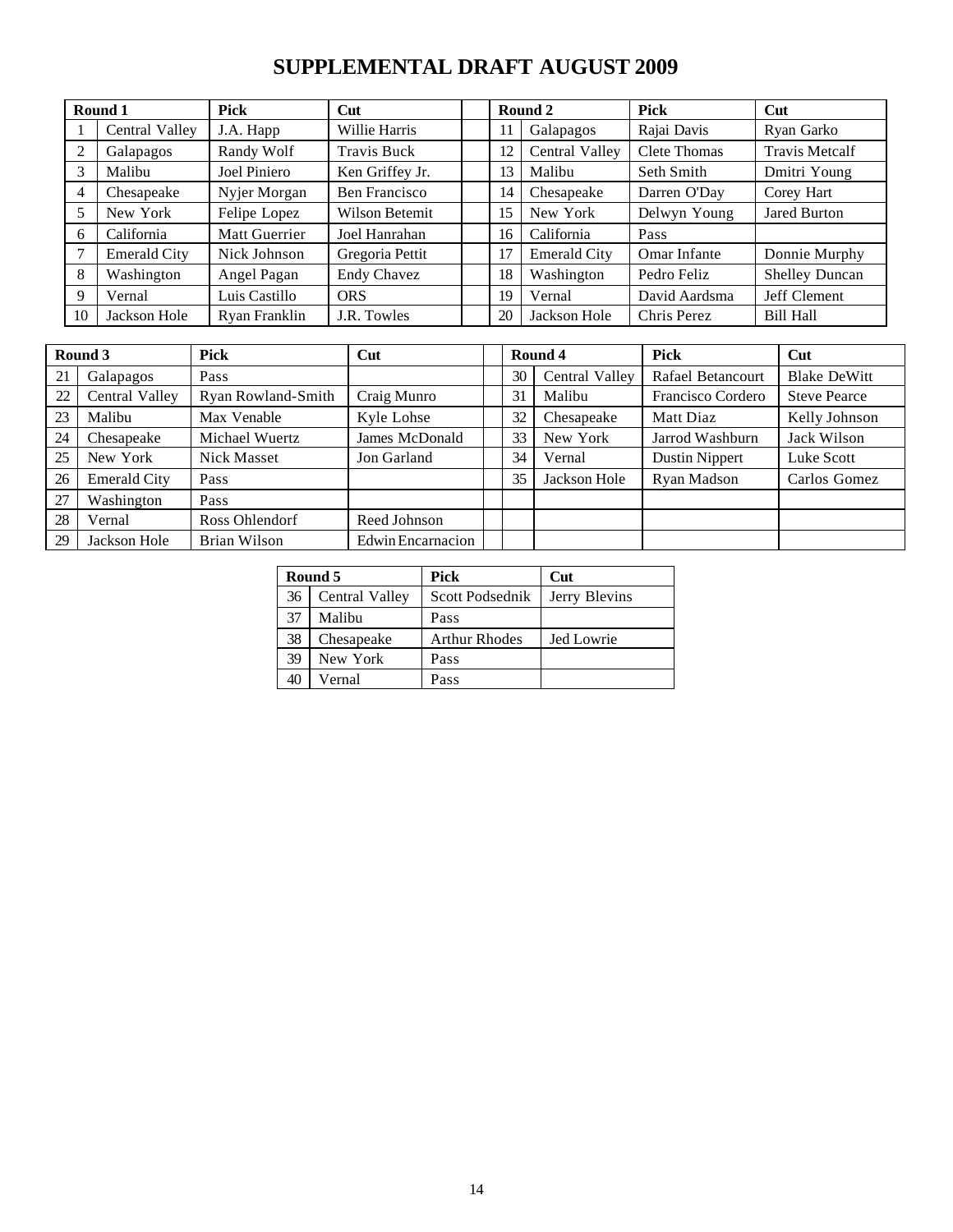# SUPPLEMENTAL DRAFT AUGUST 2009

| Round 1 | | Pick | Cut |
|---|---|---|---|
| 1 | Central Valley | J.A. Happ | Willie Harris |
| 2 | Galapagos | Randy Wolf | Travis Buck |
| 3 | Malibu | Joel Piniero | Ken Griffey Jr. |
| 4 | Chesapeake | Nyjer Morgan | Ben Francisco |
| 5 | New York | Felipe Lopez | Wilson Betemit |
| 6 | California | Matt Guerrier | Joel Hanrahan |
| 7 | Emerald City | Nick Johnson | Gregoria Pettit |
| 8 | Washington | Angel Pagan | Endy Chavez |
| 9 | Vernal | Luis Castillo | ORS |
| 10 | Jackson Hole | Ryan Franklin | J.R. Towles |

| Round 2 | | Pick | Cut |
|---|---|---|---|
| 11 | Galapagos | Rajai Davis | Ryan Garko |
| 12 | Central Valley | Clete Thomas | Travis Metcalf |
| 13 | Malibu | Seth Smith | Dmitri Young |
| 14 | Chesapeake | Darren O'Day | Corey Hart |
| 15 | New York | Delwyn Young | Jared Burton |
| 16 | California | Pass | |
| 17 | Emerald City | Omar Infante | Donnie Murphy |
| 18 | Washington | Pedro Feliz | Shelley Duncan |
| 19 | Vernal | David Aardsma | Jeff Clement |
| 20 | Jackson Hole | Chris Perez | Bill Hall |

| Round 3 | | Pick | Cut |
|---|---|---|---|
| 21 | Galapagos | Pass | |
| 22 | Central Valley | Ryan Rowland-Smith | Craig Munro |
| 23 | Malibu | Max Venable | Kyle Lohse |
| 24 | Chesapeake | Michael Wuertz | James McDonald |
| 25 | New York | Nick Masset | Jon Garland |
| 26 | Emerald City | Pass | |
| 27 | Washington | Pass | |
| 28 | Vernal | Ross Ohlendorf | Reed Johnson |
| 29 | Jackson Hole | Brian Wilson | Edwin Encarnacion |

| Round 4 | | Pick | Cut |
|---|---|---|---|
| 30 | Central Valley | Rafael Betancourt | Blake DeWitt |
| 31 | Malibu | Francisco Cordero | Steve Pearce |
| 32 | Chesapeake | Matt Diaz | Kelly Johnson |
| 33 | New York | Jarrod Washburn | Jack Wilson |
| 34 | Vernal | Dustin Nippert | Luke Scott |
| 35 | Jackson Hole | Ryan Madson | Carlos Gomez |

| Round 5 | | Pick | Cut |
|---|---|---|---|
| 36 | Central Valley | Scott Podsednik | Jerry Blevins |
| 37 | Malibu | Pass | |
| 38 | Chesapeake | Arthur Rhodes | Jed Lowrie |
| 39 | New York | Pass | |
| 40 | Vernal | Pass | |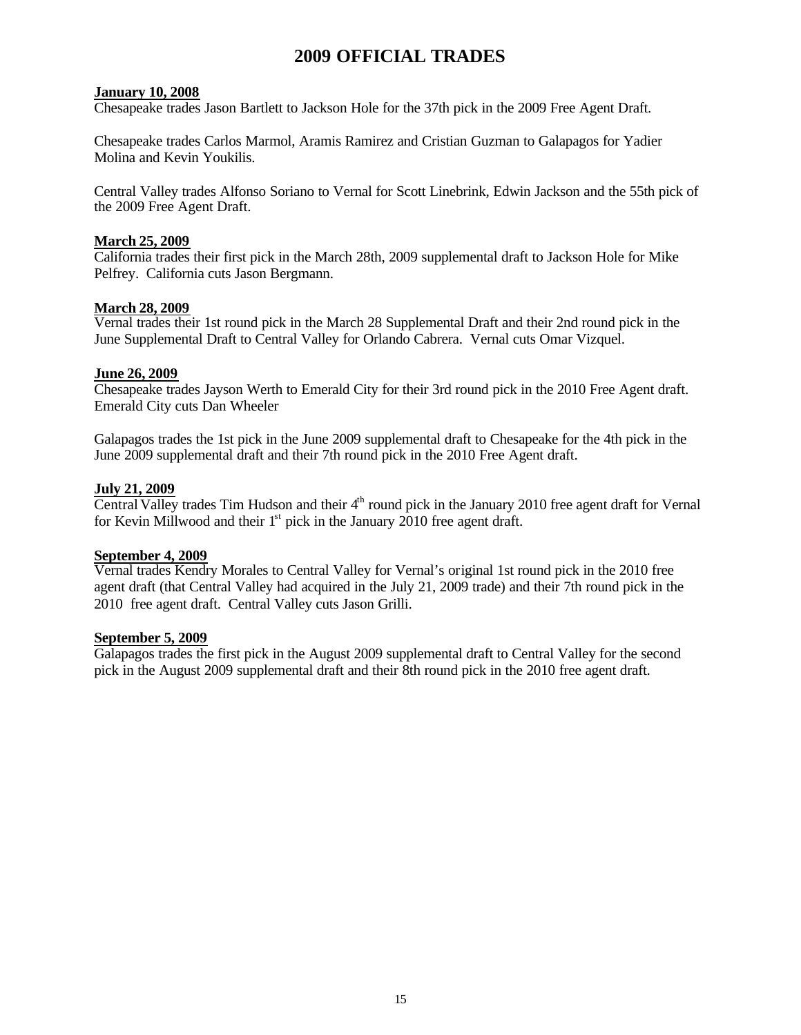# 2009 OFFICIAL TRADES

**January 10, 2008**

Chesapeake trades Jason Bartlett to Jackson Hole for the 37th pick in the 2009 Free Agent Draft.

Chesapeake trades Carlos Marmol, Aramis Ramirez and Cristian Guzman to Galapagos for Yadier Molina and Kevin Youkilis.

Central Valley trades Alfonso Soriano to Vernal for Scott Linebrink, Edwin Jackson and the 55th pick of the 2009 Free Agent Draft.

**March 25, 2009**

California trades their first pick in the March 28th, 2009 supplemental draft to Jackson Hole for Mike Pelfrey. California cuts Jason Bergmann.

**March 28, 2009**

Vernal trades their 1st round pick in the March 28 Supplemental Draft and their 2nd round pick in the June Supplemental Draft to Central Valley for Orlando Cabrera. Vernal cuts Omar Vizquel.

**June 26, 2009**

Chesapeake trades Jayson Werth to Emerald City for their 3rd round pick in the 2010 Free Agent draft. Emerald City cuts Dan Wheeler

Galapagos trades the 1st pick in the June 2009 supplemental draft to Chesapeake for the 4th pick in the June 2009 supplemental draft and their 7th round pick in the 2010 Free Agent draft.

**July 21, 2009**

Central Valley trades Tim Hudson and their 4th round pick in the January 2010 free agent draft for Vernal for Kevin Millwood and their 1st pick in the January 2010 free agent draft.

**September 4, 2009**

Vernal trades Kendry Morales to Central Valley for Vernal's original 1st round pick in the 2010 free agent draft (that Central Valley had acquired in the July 21, 2009 trade) and their 7th round pick in the 2010 free agent draft. Central Valley cuts Jason Grilli.

**September 5, 2009**

Galapagos trades the first pick in the August 2009 supplemental draft to Central Valley for the second pick in the August 2009 supplemental draft and their 8th round pick in the 2010 free agent draft.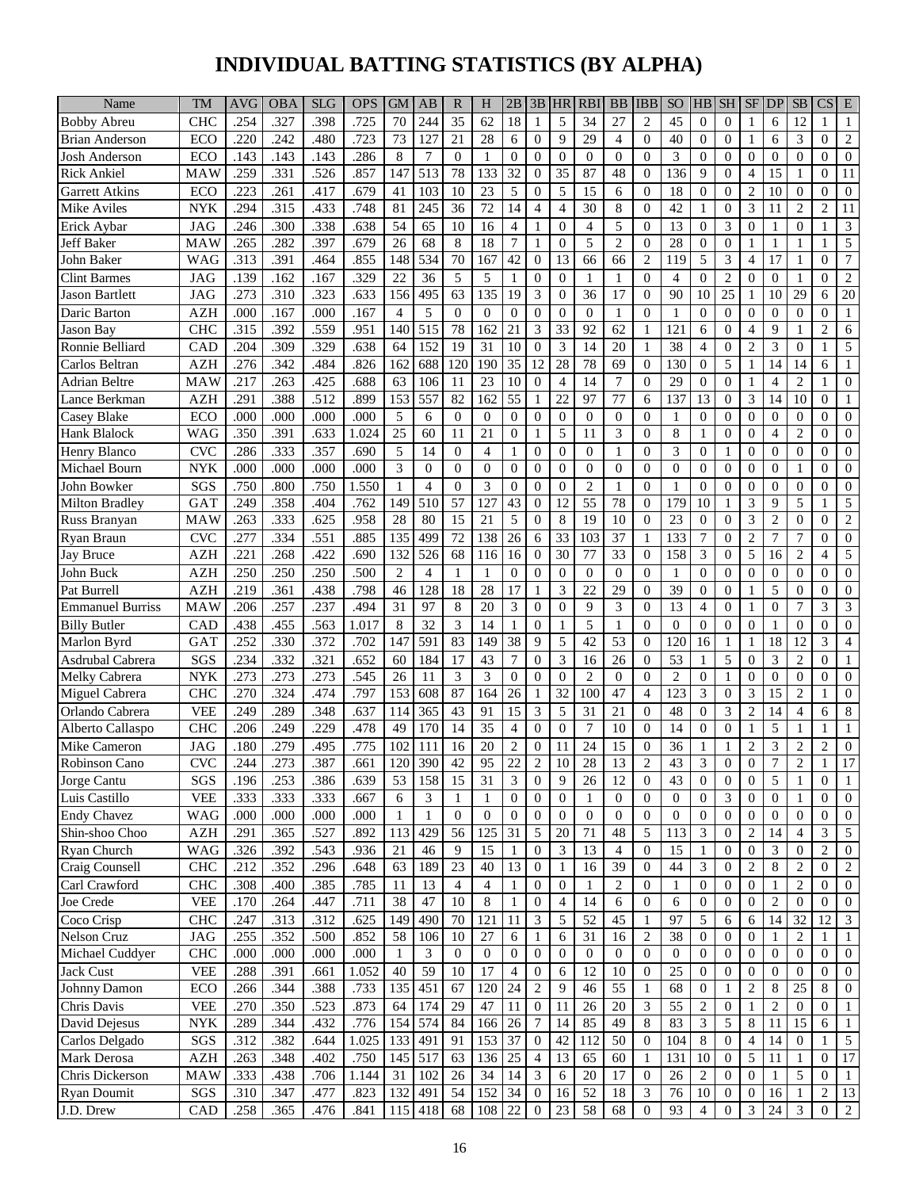# INDIVIDUAL BATTING STATISTICS (BY ALPHA)

| Name | TM | AVG | OBA | SLG | OPS | GM | AB | R | H | 2B | 3B | HR | RBI | BB | IBB | SO | HB | SH | SF | DP | SB | CS | E |
|---|---|---|---|---|---|---|---|---|---|---|---|---|---|---|---|---|---|---|---|---|---|---|---|
| Bobby Abreu | CHC | .254 | .327 | .398 | .725 | 70 | 244 | 35 | 62 | 18 | 1 | 5 | 34 | 27 | 2 | 45 | 0 | 0 | 1 | 6 | 12 | 1 | 1 |
| Brian Anderson | ECO | .220 | .242 | .480 | .723 | 73 | 127 | 21 | 28 | 6 | 0 | 9 | 29 | 4 | 0 | 40 | 0 | 0 | 1 | 6 | 3 | 0 | 2 |
| Josh Anderson | ECO | .143 | .143 | .143 | .286 | 8 | 7 | 0 | 1 | 0 | 0 | 0 | 0 | 0 | 0 | 3 | 0 | 0 | 0 | 0 | 0 | 0 | 0 |
| Rick Ankiel | MAW | .259 | .331 | .526 | .857 | 147 | 513 | 78 | 133 | 32 | 0 | 35 | 87 | 48 | 0 | 136 | 9 | 0 | 4 | 15 | 1 | 0 | 11 |
| Garrett Atkins | ECO | .223 | .261 | .417 | .679 | 41 | 103 | 10 | 23 | 5 | 0 | 5 | 15 | 6 | 0 | 18 | 0 | 0 | 2 | 10 | 0 | 0 | 0 |
| Mike Aviles | NYK | .294 | .315 | .433 | .748 | 81 | 245 | 36 | 72 | 14 | 4 | 4 | 30 | 8 | 0 | 42 | 1 | 0 | 3 | 11 | 2 | 2 | 11 |
| Erick Aybar | JAG | .246 | .300 | .338 | .638 | 54 | 65 | 10 | 16 | 4 | 1 | 0 | 4 | 5 | 0 | 13 | 0 | 3 | 0 | 1 | 0 | 1 | 3 |
| Jeff Baker | MAW | .265 | .282 | .397 | .679 | 26 | 68 | 8 | 18 | 7 | 1 | 0 | 5 | 2 | 0 | 28 | 0 | 0 | 1 | 1 | 1 | 1 | 5 |
| John Baker | WAG | .313 | .391 | .464 | .855 | 148 | 534 | 70 | 167 | 42 | 0 | 13 | 66 | 66 | 2 | 119 | 5 | 3 | 4 | 17 | 1 | 0 | 7 |
| Clint Barmes | JAG | .139 | .162 | .167 | .329 | 22 | 36 | 5 | 5 | 1 | 0 | 0 | 1 | 1 | 0 | 4 | 0 | 2 | 0 | 0 | 1 | 0 | 2 |
| Jason Bartlett | JAG | .273 | .310 | .323 | .633 | 156 | 495 | 63 | 135 | 19 | 3 | 0 | 36 | 17 | 0 | 90 | 10 | 25 | 1 | 10 | 29 | 6 | 20 |
| Daric Barton | AZH | .000 | .167 | .000 | .167 | 4 | 5 | 0 | 0 | 0 | 0 | 0 | 0 | 1 | 0 | 1 | 0 | 0 | 0 | 0 | 0 | 0 | 1 |
| Jason Bay | CHC | .315 | .392 | .559 | .951 | 140 | 515 | 78 | 162 | 21 | 3 | 33 | 92 | 62 | 1 | 121 | 6 | 0 | 4 | 9 | 1 | 2 | 6 |
| Ronnie Belliard | CAD | .204 | .309 | .329 | .638 | 64 | 152 | 19 | 31 | 10 | 0 | 3 | 14 | 20 | 1 | 38 | 4 | 0 | 2 | 3 | 0 | 1 | 5 |
| Carlos Beltran | AZH | .276 | .342 | .484 | .826 | 162 | 688 | 120 | 190 | 35 | 12 | 28 | 78 | 69 | 0 | 130 | 0 | 5 | 1 | 14 | 14 | 6 | 1 |
| Adrian Beltre | MAW | .217 | .263 | .425 | .688 | 63 | 106 | 11 | 23 | 10 | 0 | 4 | 14 | 7 | 0 | 29 | 0 | 0 | 1 | 4 | 2 | 1 | 0 |
| Lance Berkman | AZH | .291 | .388 | .512 | .899 | 153 | 557 | 82 | 162 | 55 | 1 | 22 | 97 | 77 | 6 | 137 | 13 | 0 | 3 | 14 | 10 | 0 | 1 |
| Casey Blake | ECO | .000 | .000 | .000 | .000 | 5 | 6 | 0 | 0 | 0 | 0 | 0 | 0 | 0 | 0 | 1 | 0 | 0 | 0 | 0 | 0 | 0 | 0 |
| Hank Blalock | WAG | .350 | .391 | .633 | 1.024 | 25 | 60 | 11 | 21 | 0 | 1 | 5 | 11 | 3 | 0 | 8 | 1 | 0 | 0 | 4 | 2 | 0 | 0 |
| Henry Blanco | CVC | .286 | .333 | .357 | .690 | 5 | 14 | 0 | 4 | 1 | 0 | 0 | 0 | 1 | 0 | 3 | 0 | 1 | 0 | 0 | 0 | 0 | 0 |
| Michael Bourn | NYK | .000 | .000 | .000 | .000 | 3 | 0 | 0 | 0 | 0 | 0 | 0 | 0 | 0 | 0 | 0 | 0 | 0 | 0 | 0 | 1 | 0 | 0 |
| John Bowker | SGS | .750 | .800 | .750 | 1.550 | 1 | 4 | 0 | 3 | 0 | 0 | 0 | 2 | 1 | 0 | 1 | 0 | 0 | 0 | 0 | 0 | 0 | 0 |
| Milton Bradley | GAT | .249 | .358 | .404 | .762 | 149 | 510 | 57 | 127 | 43 | 0 | 12 | 55 | 78 | 0 | 179 | 10 | 1 | 3 | 9 | 5 | 1 | 5 |
| Russ Branyan | MAW | .263 | .333 | .625 | .958 | 28 | 80 | 15 | 21 | 5 | 0 | 8 | 19 | 10 | 0 | 23 | 0 | 0 | 3 | 2 | 0 | 0 | 2 |
| Ryan Braun | CVC | .277 | .334 | .551 | .885 | 135 | 499 | 72 | 138 | 26 | 6 | 33 | 103 | 37 | 1 | 133 | 7 | 0 | 2 | 7 | 7 | 0 | 0 |
| Jay Bruce | AZH | .221 | .268 | .422 | .690 | 132 | 526 | 68 | 116 | 16 | 0 | 30 | 77 | 33 | 0 | 158 | 3 | 0 | 5 | 16 | 2 | 4 | 5 |
| John Buck | AZH | .250 | .250 | .250 | .500 | 2 | 4 | 1 | 1 | 0 | 0 | 0 | 0 | 0 | 0 | 1 | 0 | 0 | 0 | 0 | 0 | 0 | 0 |
| Pat Burrell | AZH | .219 | .361 | .438 | .798 | 46 | 128 | 18 | 28 | 17 | 1 | 3 | 22 | 29 | 0 | 39 | 0 | 0 | 1 | 5 | 0 | 0 | 0 |
| Emmanuel Burriss | MAW | .206 | .257 | .237 | .494 | 31 | 97 | 8 | 20 | 3 | 0 | 0 | 9 | 3 | 0 | 13 | 4 | 0 | 1 | 0 | 7 | 3 | 3 |
| Billy Butler | CAD | .438 | .455 | .563 | 1.017 | 8 | 32 | 3 | 14 | 1 | 0 | 1 | 5 | 1 | 0 | 0 | 0 | 0 | 0 | 1 | 0 | 0 | 0 |
| Marlon Byrd | GAT | .252 | .330 | .372 | .702 | 147 | 591 | 83 | 149 | 38 | 9 | 5 | 42 | 53 | 0 | 120 | 16 | 1 | 1 | 18 | 12 | 3 | 4 |
| Asdrubal Cabrera | SGS | .234 | .332 | .321 | .652 | 60 | 184 | 17 | 43 | 7 | 0 | 3 | 16 | 26 | 0 | 53 | 1 | 5 | 0 | 3 | 2 | 0 | 1 |
| Melky Cabrera | NYK | .273 | .273 | .273 | .545 | 26 | 11 | 3 | 3 | 0 | 0 | 0 | 2 | 0 | 0 | 2 | 0 | 1 | 0 | 0 | 0 | 0 | 0 |
| Miguel Cabrera | CHC | .270 | .324 | .474 | .797 | 153 | 608 | 87 | 164 | 26 | 1 | 32 | 100 | 47 | 4 | 123 | 3 | 0 | 3 | 15 | 2 | 1 | 0 |
| Orlando Cabrera | VEE | .249 | .289 | .348 | .637 | 114 | 365 | 43 | 91 | 15 | 3 | 5 | 31 | 21 | 0 | 48 | 0 | 3 | 2 | 14 | 4 | 6 | 8 |
| Alberto Callaspo | CHC | .206 | .249 | .229 | .478 | 49 | 170 | 14 | 35 | 4 | 0 | 0 | 7 | 10 | 0 | 14 | 0 | 0 | 1 | 5 | 1 | 1 | 1 |
| Mike Cameron | JAG | .180 | .279 | .495 | .775 | 102 | 111 | 16 | 20 | 2 | 0 | 11 | 24 | 15 | 0 | 36 | 1 | 1 | 2 | 3 | 2 | 2 | 0 |
| Robinson Cano | CVC | .244 | .273 | .387 | .661 | 120 | 390 | 42 | 95 | 22 | 2 | 10 | 28 | 13 | 2 | 43 | 3 | 0 | 0 | 7 | 2 | 1 | 17 |
| Jorge Cantu | SGS | .196 | .253 | .386 | .639 | 53 | 158 | 15 | 31 | 3 | 0 | 9 | 26 | 12 | 0 | 43 | 0 | 0 | 0 | 5 | 1 | 0 | 1 |
| Luis Castillo | VEE | .333 | .333 | .333 | .667 | 6 | 3 | 1 | 1 | 0 | 0 | 0 | 1 | 0 | 0 | 0 | 0 | 3 | 0 | 0 | 1 | 0 | 0 |
| Endy Chavez | WAG | .000 | .000 | .000 | .000 | 1 | 1 | 0 | 0 | 0 | 0 | 0 | 0 | 0 | 0 | 0 | 0 | 0 | 0 | 0 | 0 | 0 | 0 |
| Shin-shoo Choo | AZH | .291 | .365 | .527 | .892 | 113 | 429 | 56 | 125 | 31 | 5 | 20 | 71 | 48 | 5 | 113 | 3 | 0 | 2 | 14 | 4 | 3 | 5 |
| Ryan Church | WAG | .326 | .392 | .543 | .936 | 21 | 46 | 9 | 15 | 1 | 0 | 3 | 13 | 4 | 0 | 15 | 1 | 0 | 0 | 3 | 0 | 2 | 0 |
| Craig Counsell | CHC | .212 | .352 | .296 | .648 | 63 | 189 | 23 | 40 | 13 | 0 | 1 | 16 | 39 | 0 | 44 | 3 | 0 | 2 | 8 | 2 | 0 | 2 |
| Carl Crawford | CHC | .308 | .400 | .385 | .785 | 11 | 13 | 4 | 4 | 1 | 0 | 0 | 1 | 2 | 0 | 1 | 0 | 0 | 0 | 1 | 2 | 0 | 0 |
| Joe Crede | VEE | .170 | .264 | .447 | .711 | 38 | 47 | 10 | 8 | 1 | 0 | 4 | 14 | 6 | 0 | 6 | 0 | 0 | 0 | 2 | 0 | 0 | 0 |
| Coco Crisp | CHC | .247 | .313 | .312 | .625 | 149 | 490 | 70 | 121 | 11 | 3 | 5 | 52 | 45 | 1 | 97 | 5 | 6 | 6 | 14 | 32 | 12 | 3 |
| Nelson Cruz | JAG | .255 | .352 | .500 | .852 | 58 | 106 | 10 | 27 | 6 | 1 | 6 | 31 | 16 | 2 | 38 | 0 | 0 | 0 | 1 | 2 | 1 | 1 |
| Michael Cuddyer | CHC | .000 | .000 | .000 | .000 | 1 | 3 | 0 | 0 | 0 | 0 | 0 | 0 | 0 | 0 | 0 | 0 | 0 | 0 | 0 | 0 | 0 | 0 |
| Jack Cust | VEE | .288 | .391 | .661 | 1.052 | 40 | 59 | 10 | 17 | 4 | 0 | 6 | 12 | 10 | 0 | 25 | 0 | 0 | 0 | 0 | 0 | 0 | 0 |
| Johnny Damon | ECO | .266 | .344 | .388 | .733 | 135 | 451 | 67 | 120 | 24 | 2 | 9 | 46 | 55 | 1 | 68 | 0 | 1 | 2 | 8 | 25 | 8 | 0 |
| Chris Davis | VEE | .270 | .350 | .523 | .873 | 64 | 174 | 29 | 47 | 11 | 0 | 11 | 26 | 20 | 3 | 55 | 2 | 0 | 1 | 2 | 0 | 0 | 1 |
| David Dejesus | NYK | .289 | .344 | .432 | .776 | 154 | 574 | 84 | 166 | 26 | 7 | 14 | 85 | 49 | 8 | 83 | 3 | 5 | 8 | 11 | 15 | 6 | 1 |
| Carlos Delgado | SGS | .312 | .382 | .644 | 1.025 | 133 | 491 | 91 | 153 | 37 | 0 | 42 | 112 | 50 | 0 | 104 | 8 | 0 | 4 | 14 | 0 | 1 | 5 |
| Mark Derosa | AZH | .263 | .348 | .402 | .750 | 145 | 517 | 63 | 136 | 25 | 4 | 13 | 65 | 60 | 1 | 131 | 10 | 0 | 5 | 11 | 1 | 0 | 17 |
| Chris Dickerson | MAW | .333 | .438 | .706 | 1.144 | 31 | 102 | 26 | 34 | 14 | 3 | 6 | 20 | 17 | 0 | 26 | 2 | 0 | 0 | 1 | 5 | 0 | 1 |
| Ryan Doumit | SGS | .310 | .347 | .477 | .823 | 132 | 491 | 54 | 152 | 34 | 0 | 16 | 52 | 18 | 3 | 76 | 10 | 0 | 0 | 16 | 1 | 2 | 13 |
| J.D. Drew | CAD | .258 | .365 | .476 | .841 | 115 | 418 | 68 | 108 | 22 | 0 | 23 | 58 | 68 | 0 | 93 | 4 | 0 | 3 | 24 | 3 | 0 | 2 |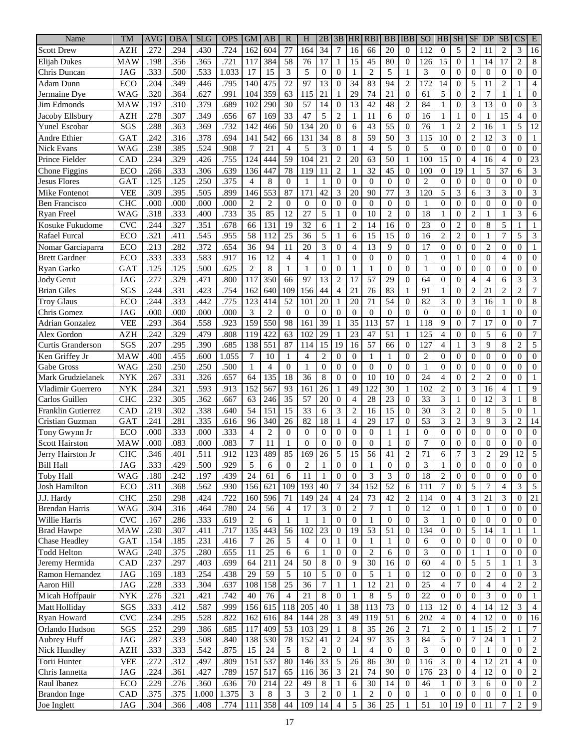| Name | TM | AVG | OBA | SLG | OPS | GM | AB | R | H | 2B | 3B | HR | RBI | BB | IBB | SO | HB | SH | SF | DP | SB | CS | E |
|---|---|---|---|---|---|---|---|---|---|---|---|---|---|---|---|---|---|---|---|---|---|---|---|
| Scott Drew | AZH | .272 | .294 | .430 | .724 | 162 | 604 | 77 | 164 | 34 | 7 | 16 | 66 | 20 | 0 | 112 | 0 | 5 | 2 | 11 | 2 | 3 | 16 |
| Elijah Dukes | MAW | .198 | .356 | .365 | .721 | 117 | 384 | 58 | 76 | 17 | 1 | 15 | 45 | 80 | 0 | 126 | 15 | 0 | 1 | 14 | 17 | 2 | 8 |
| Chris Duncan | JAG | .333 | .500 | .533 | 1.033 | 17 | 15 | 3 | 5 | 0 | 0 | 1 | 2 | 5 | 1 | 3 | 0 | 0 | 0 | 0 | 0 | 0 | 0 |
| Adam Dunn | ECO | .204 | .349 | .446 | .795 | 140 | 475 | 72 | 97 | 13 | 0 | 34 | 83 | 94 | 2 | 172 | 14 | 0 | 5 | 11 | 2 | 1 | 4 |
| Jermaine Dye | WAG | .320 | .364 | .627 | .991 | 104 | 359 | 63 | 115 | 21 | 1 | 29 | 74 | 21 | 0 | 61 | 5 | 0 | 2 | 7 | 1 | 1 | 0 |
| Jim Edmonds | MAW | .197 | .310 | .379 | .689 | 102 | 290 | 30 | 57 | 14 | 0 | 13 | 42 | 48 | 2 | 84 | 1 | 0 | 3 | 13 | 0 | 0 | 3 |
| Jacoby Ellsbury | AZH | .278 | .307 | .349 | .656 | 67 | 169 | 33 | 47 | 5 | 2 | 1 | 11 | 6 | 0 | 16 | 1 | 1 | 0 | 1 | 15 | 4 | 0 |
| Yunel Escobar | SGS | .288 | .363 | .369 | .732 | 142 | 466 | 50 | 134 | 20 | 0 | 6 | 43 | 55 | 0 | 76 | 1 | 2 | 2 | 16 | 1 | 5 | 12 |
| Andre Ethier | GAT | .242 | .316 | .378 | .694 | 141 | 542 | 66 | 131 | 34 | 8 | 8 | 59 | 50 | 3 | 115 | 10 | 0 | 2 | 12 | 3 | 0 | 1 |
| Nick Evans | WAG | .238 | .385 | .524 | .908 | 7 | 21 | 4 | 5 | 3 | 0 | 1 | 4 | 5 | 0 | 5 | 0 | 0 | 0 | 0 | 0 | 0 | 0 |
| Prince Fielder | CAD | .234 | .329 | .426 | .755 | 124 | 444 | 59 | 104 | 21 | 2 | 20 | 63 | 50 | 1 | 100 | 15 | 0 | 4 | 16 | 4 | 0 | 23 |
| Chone Figgins | ECO | .266 | .333 | .306 | .639 | 136 | 447 | 78 | 119 | 11 | 2 | 1 | 32 | 45 | 0 | 100 | 0 | 19 | 1 | 5 | 37 | 6 | 3 |
| Jesus Flores | GAT | .125 | .125 | .250 | .375 | 4 | 8 | 0 | 1 | 1 | 0 | 0 | 0 | 0 | 0 | 2 | 0 | 0 | 0 | 0 | 0 | 0 | 0 |
| Mike Fontenot | VEE | .309 | .395 | .505 | .899 | 146 | 553 | 87 | 171 | 42 | 3 | 20 | 90 | 77 | 3 | 120 | 5 | 3 | 6 | 3 | 3 | 0 | 3 |
| Ben Francisco | CHC | .000 | .000 | .000 | .000 | 2 | 2 | 0 | 0 | 0 | 0 | 0 | 0 | 0 | 0 | 1 | 0 | 0 | 0 | 0 | 0 | 0 | 0 |
| Ryan Freel | WAG | .318 | .333 | .400 | .733 | 35 | 85 | 12 | 27 | 5 | 1 | 0 | 10 | 2 | 0 | 18 | 1 | 0 | 2 | 1 | 1 | 3 | 6 |
| Kosuke Fukudome | CVC | .244 | .327 | .351 | .678 | 66 | 131 | 19 | 32 | 6 | 1 | 2 | 14 | 16 | 0 | 23 | 0 | 2 | 0 | 8 | 5 | 1 | 1 |
| Rafael Furcal | ECO | .321 | .411 | .545 | .955 | 58 | 112 | 25 | 36 | 5 | 1 | 6 | 15 | 15 | 0 | 16 | 2 | 2 | 0 | 1 | 7 | 5 | 3 |
| Nomar Garciaparra | ECO | .213 | .282 | .372 | .654 | 36 | 94 | 11 | 20 | 3 | 0 | 4 | 13 | 9 | 0 | 17 | 0 | 0 | 0 | 2 | 0 | 0 | 1 |
| Brett Gardner | ECO | .333 | .333 | .583 | .917 | 16 | 12 | 4 | 4 | 1 | 1 | 0 | 0 | 0 | 0 | 1 | 0 | 1 | 0 | 0 | 4 | 0 | 0 |
| Ryan Garko | GAT | .125 | .125 | .500 | .625 | 2 | 8 | 1 | 1 | 0 | 0 | 1 | 1 | 0 | 0 | 1 | 0 | 0 | 0 | 0 | 0 | 0 | 0 |
| Jody Gerut | JAG | .277 | .329 | .471 | .800 | 117 | 350 | 66 | 97 | 13 | 2 | 17 | 57 | 29 | 0 | 64 | 0 | 0 | 4 | 4 | 6 | 3 | 3 |
| Brian Giles | SGS | .244 | .331 | .423 | .754 | 162 | 640 | 109 | 156 | 44 | 4 | 21 | 76 | 83 | 1 | 91 | 1 | 0 | 2 | 21 | 2 | 2 | 7 |
| Troy Glaus | ECO | .244 | .333 | .442 | .775 | 123 | 414 | 52 | 101 | 20 | 1 | 20 | 71 | 54 | 0 | 82 | 3 | 0 | 3 | 16 | 1 | 0 | 8 |
| Chris Gomez | JAG | .000 | .000 | .000 | .000 | 3 | 2 | 0 | 0 | 0 | 0 | 0 | 0 | 0 | 0 | 0 | 0 | 0 | 0 | 0 | 1 | 0 | 0 |
| Adrian Gonzalez | VEE | .293 | .364 | .558 | .923 | 159 | 550 | 98 | 161 | 39 | 1 | 35 | 113 | 57 | 1 | 118 | 9 | 0 | 7 | 17 | 0 | 0 | 7 |
| Alex Gordon | AZH | .242 | .329 | .479 | .808 | 119 | 422 | 63 | 102 | 29 | 1 | 23 | 47 | 51 | 1 | 125 | 4 | 0 | 0 | 5 | 6 | 0 | 7 |
| Curtis Granderson | SGS | .207 | .295 | .390 | .685 | 138 | 551 | 87 | 114 | 15 | 19 | 16 | 57 | 66 | 0 | 127 | 4 | 1 | 3 | 9 | 8 | 2 | 5 |
| Ken Griffey Jr | MAW | .400 | .455 | .600 | 1.055 | 7 | 10 | 1 | 4 | 2 | 0 | 0 | 1 | 1 | 0 | 2 | 0 | 0 | 0 | 0 | 0 | 0 | 0 |
| Gabe Gross | WAG | .250 | .250 | .250 | .500 | 1 | 4 | 0 | 1 | 0 | 0 | 0 | 0 | 0 | 0 | 1 | 0 | 0 | 0 | 0 | 0 | 0 | 0 |
| Mark Grudzielanek | NYK | .267 | .331 | .326 | .657 | 64 | 135 | 18 | 36 | 8 | 0 | 0 | 10 | 10 | 0 | 24 | 4 | 0 | 2 | 2 | 0 | 0 | 1 |
| Vladimir Guerrero | NYK | .284 | .321 | .593 | .913 | 152 | 567 | 93 | 161 | 26 | 1 | 49 | 122 | 30 | 1 | 102 | 2 | 0 | 3 | 16 | 4 | 1 | 9 |
| Carlos Guillen | CHC | .232 | .305 | .362 | .667 | 63 | 246 | 35 | 57 | 20 | 0 | 4 | 28 | 23 | 0 | 33 | 3 | 1 | 0 | 12 | 3 | 1 | 8 |
| Franklin Gutierrez | CAD | .219 | .302 | .338 | .640 | 54 | 151 | 15 | 33 | 6 | 3 | 2 | 16 | 15 | 0 | 30 | 3 | 2 | 0 | 8 | 5 | 0 | 1 |
| Cristian Guzman | GAT | .241 | .281 | .335 | .616 | 96 | 340 | 26 | 82 | 18 | 1 | 4 | 29 | 17 | 0 | 53 | 3 | 2 | 3 | 9 | 3 | 2 | 14 |
| Tony Gwynn Jr | ECO | .000 | .333 | .000 | .333 | 4 | 2 | 0 | 0 | 0 | 0 | 0 | 0 | 1 | 1 | 0 | 0 | 0 | 0 | 0 | 0 | 0 | 0 |
| Scott Hairston | MAW | .000 | .083 | .000 | .083 | 7 | 11 | 1 | 0 | 0 | 0 | 0 | 0 | 1 | 0 | 7 | 0 | 0 | 0 | 0 | 0 | 0 | 0 |
| Jerry Hairston Jr | CHC | .346 | .401 | .511 | .912 | 123 | 489 | 85 | 169 | 26 | 5 | 15 | 56 | 41 | 2 | 71 | 6 | 7 | 3 | 2 | 29 | 12 | 5 |
| Bill Hall | JAG | .333 | .429 | .500 | .929 | 5 | 6 | 0 | 2 | 1 | 0 | 0 | 1 | 0 | 0 | 3 | 1 | 0 | 0 | 0 | 0 | 0 | 0 |
| Toby Hall | WAG | .180 | .242 | .197 | .439 | 24 | 61 | 6 | 11 | 1 | 0 | 0 | 3 | 3 | 0 | 18 | 2 | 0 | 0 | 0 | 0 | 0 | 0 |
| Josh Hamilton | ECO | .311 | .368 | .562 | .930 | 156 | 621 | 109 | 193 | 40 | 7 | 34 | 152 | 52 | 6 | 111 | 7 | 0 | 5 | 7 | 4 | 3 | 5 |
| J.J. Hardy | CHC | .250 | .298 | .424 | .722 | 160 | 596 | 71 | 149 | 24 | 4 | 24 | 73 | 42 | 2 | 114 | 0 | 4 | 3 | 21 | 3 | 0 | 21 |
| Brendan Harris | WAG | .304 | .316 | .464 | .780 | 24 | 56 | 4 | 17 | 3 | 0 | 2 | 7 | 1 | 0 | 12 | 0 | 1 | 0 | 1 | 0 | 0 | 0 |
| Willie Harris | CVC | .167 | .286 | .333 | .619 | 2 | 6 | 1 | 1 | 1 | 0 | 0 | 1 | 0 | 0 | 3 | 1 | 0 | 0 | 0 | 0 | 0 | 0 |
| Brad Hawpe | MAW | .230 | .307 | .411 | .717 | 135 | 443 | 56 | 102 | 23 | 0 | 19 | 53 | 51 | 0 | 134 | 0 | 0 | 5 | 14 | 1 | 1 | 1 |
| Chase Headley | GAT | .154 | .185 | .231 | .416 | 7 | 26 | 5 | 4 | 0 | 1 | 0 | 1 | 1 | 0 | 6 | 0 | 0 | 0 | 0 | 0 | 0 | 0 |
| Todd Helton | WAG | .240 | .375 | .280 | .655 | 11 | 25 | 6 | 6 | 1 | 0 | 0 | 2 | 6 | 0 | 3 | 0 | 0 | 1 | 1 | 0 | 0 | 0 |
| Jeremy Hermida | CAD | .237 | .297 | .403 | .699 | 64 | 211 | 24 | 50 | 8 | 0 | 9 | 30 | 16 | 0 | 60 | 4 | 0 | 5 | 5 | 1 | 1 | 3 |
| Ramon Hernandez | JAG | .169 | .183 | .254 | .438 | 29 | 59 | 5 | 10 | 5 | 0 | 0 | 5 | 1 | 0 | 12 | 0 | 0 | 0 | 2 | 0 | 0 | 3 |
| Aaron Hill | JAG | .228 | .333 | .304 | .637 | 108 | 158 | 25 | 36 | 7 | 1 | 1 | 12 | 21 | 0 | 25 | 4 | 7 | 0 | 4 | 4 | 2 | 2 |
| Micah Hoffpauir | NYK | .276 | .321 | .421 | .742 | 40 | 76 | 4 | 21 | 8 | 0 | 1 | 8 | 5 | 0 | 22 | 0 | 0 | 0 | 3 | 0 | 0 | 1 |
| Matt Holliday | SGS | .333 | .412 | .587 | .999 | 156 | 615 | 118 | 205 | 40 | 1 | 38 | 113 | 73 | 0 | 113 | 12 | 0 | 4 | 14 | 12 | 3 | 4 |
| Ryan Howard | CVC | .234 | .295 | .528 | .822 | 162 | 616 | 84 | 144 | 28 | 3 | 49 | 119 | 51 | 6 | 202 | 4 | 0 | 4 | 12 | 0 | 0 | 16 |
| Orlando Hudson | SGS | .252 | .299 | .386 | .685 | 117 | 409 | 53 | 103 | 29 | 1 | 8 | 35 | 26 | 2 | 71 | 2 | 0 | 1 | 15 | 2 | 1 | 7 |
| Aubrey Huff | JAG | .287 | .333 | .508 | .840 | 138 | 530 | 78 | 152 | 41 | 2 | 24 | 97 | 35 | 3 | 84 | 5 | 0 | 7 | 24 | 1 | 1 | 2 |
| Nick Hundley | AZH | .333 | .333 | .542 | .875 | 15 | 24 | 5 | 8 | 2 | 0 | 1 | 4 | 0 | 0 | 3 | 0 | 0 | 0 | 1 | 0 | 0 | 2 |
| Torii Hunter | VEE | .272 | .312 | .497 | .809 | 151 | 537 | 80 | 146 | 33 | 5 | 26 | 86 | 30 | 0 | 116 | 3 | 0 | 4 | 12 | 21 | 4 | 0 |
| Chris Iannetta | JAG | .224 | .361 | .427 | .789 | 157 | 517 | 65 | 116 | 36 | 3 | 21 | 74 | 90 | 0 | 176 | 23 | 0 | 4 | 12 | 0 | 0 | 2 |
| Raul Ibanez | ECO | .229 | .276 | .360 | .636 | 70 | 214 | 22 | 49 | 8 | 1 | 6 | 30 | 14 | 0 | 46 | 1 | 0 | 3 | 6 | 0 | 0 | 2 |
| Brandon Inge | CAD | .375 | .375 | 1.000 | 1.375 | 3 | 8 | 3 | 3 | 2 | 0 | 1 | 2 | 0 | 0 | 1 | 0 | 0 | 0 | 0 | 0 | 1 | 0 |
| Joe Inglett | JAG | .304 | .366 | .408 | .774 | 111 | 358 | 44 | 109 | 14 | 4 | 5 | 36 | 25 | 1 | 51 | 10 | 19 | 0 | 11 | 7 | 2 | 9 |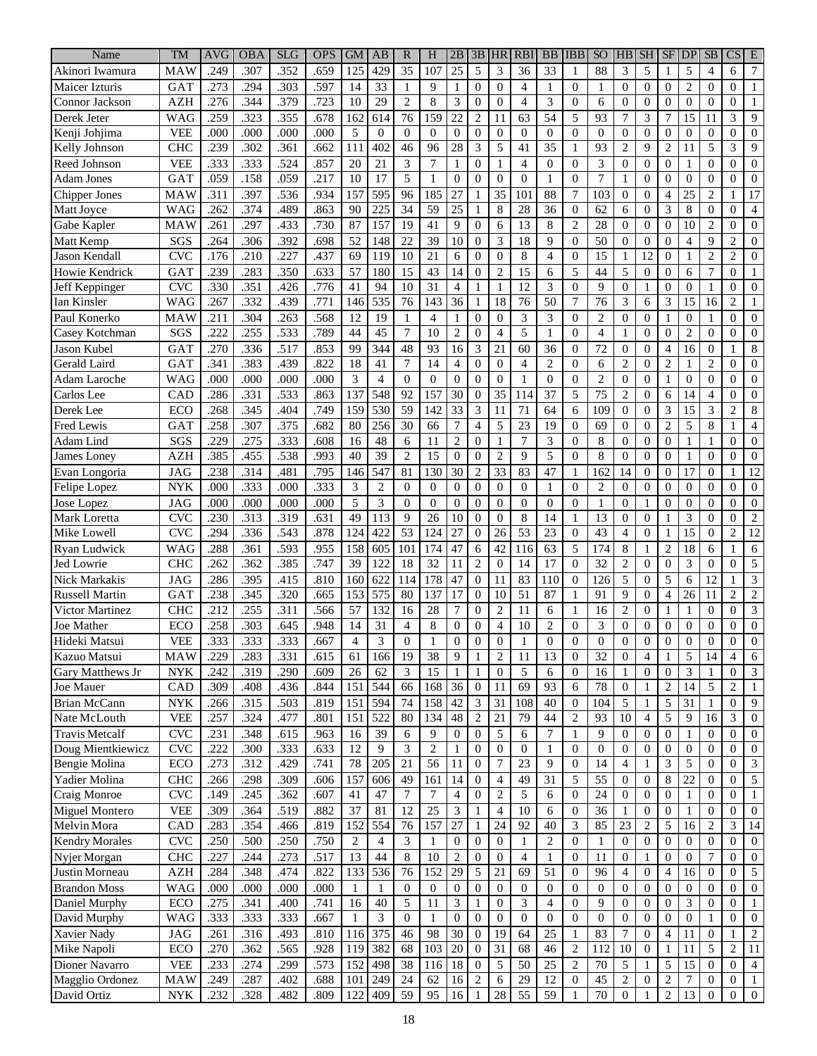| Name | TM | AVG | OBA | SLG | OPS | GM | AB | R | H | 2B | 3B | HR | RBI | BB | IBB | SO | HB | SH | SF | DP | SB | CS | E |
|---|---|---|---|---|---|---|---|---|---|---|---|---|---|---|---|---|---|---|---|---|---|---|---|
| Akinori Iwamura | MAW | .249 | .307 | .352 | .659 | 125 | 429 | 35 | 107 | 25 | 5 | 3 | 36 | 33 | 1 | 88 | 3 | 5 | 1 | 5 | 4 | 6 | 7 |
| Maicer Izturis | GAT | .273 | .294 | .303 | .597 | 14 | 33 | 1 | 9 | 1 | 0 | 0 | 4 | 1 | 0 | 1 | 0 | 0 | 0 | 2 | 0 | 0 | 1 |
| Connor Jackson | AZH | .276 | .344 | .379 | .723 | 10 | 29 | 2 | 8 | 3 | 0 | 0 | 4 | 3 | 0 | 6 | 0 | 0 | 0 | 0 | 0 | 0 | 1 |
| Derek Jeter | WAG | .259 | .323 | .355 | .678 | 162 | 614 | 76 | 159 | 22 | 2 | 11 | 63 | 54 | 5 | 93 | 7 | 3 | 7 | 15 | 11 | 3 | 9 |
| Kenji Johjima | VEE | .000 | .000 | .000 | .000 | 5 | 0 | 0 | 0 | 0 | 0 | 0 | 0 | 0 | 0 | 0 | 0 | 0 | 0 | 0 | 0 | 0 | 0 |
| Kelly Johnson | CHC | .239 | .302 | .361 | .662 | 111 | 402 | 46 | 96 | 28 | 3 | 5 | 41 | 35 | 1 | 93 | 2 | 9 | 2 | 11 | 5 | 3 | 9 |
| Reed Johnson | VEE | .333 | .333 | .524 | .857 | 20 | 21 | 3 | 7 | 1 | 0 | 1 | 4 | 0 | 0 | 3 | 0 | 0 | 0 | 1 | 0 | 0 | 0 |
| Adam Jones | GAT | .059 | .158 | .059 | .217 | 10 | 17 | 5 | 1 | 0 | 0 | 0 | 0 | 1 | 0 | 7 | 1 | 0 | 0 | 0 | 0 | 0 | 0 |
| Chipper Jones | MAW | .311 | .397 | .536 | .934 | 157 | 595 | 96 | 185 | 27 | 1 | 35 | 101 | 88 | 7 | 103 | 0 | 0 | 4 | 25 | 2 | 1 | 17 |
| Matt Joyce | WAG | .262 | .374 | .489 | .863 | 90 | 225 | 34 | 59 | 25 | 1 | 8 | 28 | 36 | 0 | 62 | 6 | 0 | 3 | 8 | 0 | 0 | 4 |
| Gabe Kapler | MAW | .261 | .297 | .433 | .730 | 87 | 157 | 19 | 41 | 9 | 0 | 6 | 13 | 8 | 2 | 28 | 0 | 0 | 0 | 10 | 2 | 0 | 0 |
| Matt Kemp | SGS | .264 | .306 | .392 | .698 | 52 | 148 | 22 | 39 | 10 | 0 | 3 | 18 | 9 | 0 | 50 | 0 | 0 | 0 | 4 | 9 | 2 | 0 |
| Jason Kendall | CVC | .176 | .210 | .227 | .437 | 69 | 119 | 10 | 21 | 6 | 0 | 0 | 8 | 4 | 0 | 15 | 1 | 12 | 0 | 1 | 2 | 2 | 0 |
| Howie Kendrick | GAT | .239 | .283 | .350 | .633 | 57 | 180 | 15 | 43 | 14 | 0 | 2 | 15 | 6 | 5 | 44 | 5 | 0 | 0 | 6 | 7 | 0 | 1 |
| Jeff Keppinger | CVC | .330 | .351 | .426 | .776 | 41 | 94 | 10 | 31 | 4 | 1 | 1 | 12 | 3 | 0 | 9 | 0 | 1 | 0 | 0 | 1 | 0 | 0 |
| Ian Kinsler | WAG | .267 | .332 | .439 | .771 | 146 | 535 | 76 | 143 | 36 | 1 | 18 | 76 | 50 | 7 | 76 | 3 | 6 | 3 | 15 | 16 | 2 | 1 |
| Paul Konerko | MAW | .211 | .304 | .263 | .568 | 12 | 19 | 1 | 4 | 1 | 0 | 0 | 3 | 3 | 0 | 2 | 0 | 0 | 1 | 0 | 1 | 0 | 0 |
| Casey Kotchman | SGS | .222 | .255 | .533 | .789 | 44 | 45 | 7 | 10 | 2 | 0 | 4 | 5 | 1 | 0 | 4 | 1 | 0 | 0 | 2 | 0 | 0 | 0 |
| Jason Kubel | GAT | .270 | .336 | .517 | .853 | 99 | 344 | 48 | 93 | 16 | 3 | 21 | 60 | 36 | 0 | 72 | 0 | 0 | 4 | 16 | 0 | 1 | 8 |
| Gerald Laird | GAT | .341 | .383 | .439 | .822 | 18 | 41 | 7 | 14 | 4 | 0 | 0 | 4 | 2 | 0 | 6 | 2 | 0 | 2 | 1 | 2 | 0 | 0 |
| Adam Laroche | WAG | .000 | .000 | .000 | .000 | 3 | 4 | 0 | 0 | 0 | 0 | 0 | 1 | 0 | 0 | 2 | 0 | 0 | 1 | 0 | 0 | 0 | 0 |
| Carlos Lee | CAD | .286 | .331 | .533 | .863 | 137 | 548 | 92 | 157 | 30 | 0 | 35 | 114 | 37 | 5 | 75 | 2 | 0 | 6 | 14 | 4 | 0 | 0 |
| Derek Lee | ECO | .268 | .345 | .404 | .749 | 159 | 530 | 59 | 142 | 33 | 3 | 11 | 71 | 64 | 6 | 109 | 0 | 0 | 3 | 15 | 3 | 2 | 8 |
| Fred Lewis | GAT | .258 | .307 | .375 | .682 | 80 | 256 | 30 | 66 | 7 | 4 | 5 | 23 | 19 | 0 | 69 | 0 | 0 | 2 | 5 | 8 | 1 | 4 |
| Adam Lind | SGS | .229 | .275 | .333 | .608 | 16 | 48 | 6 | 11 | 2 | 0 | 1 | 7 | 3 | 0 | 8 | 0 | 0 | 0 | 1 | 1 | 0 | 0 |
| James Loney | AZH | .385 | .455 | .538 | .993 | 40 | 39 | 2 | 15 | 0 | 0 | 2 | 9 | 5 | 0 | 8 | 0 | 0 | 0 | 1 | 0 | 0 | 0 |
| Evan Longoria | JAG | .238 | .314 | .481 | .795 | 146 | 547 | 81 | 130 | 30 | 2 | 33 | 83 | 47 | 1 | 162 | 14 | 0 | 0 | 17 | 0 | 1 | 12 |
| Felipe Lopez | NYK | .000 | .333 | .000 | .333 | 3 | 2 | 0 | 0 | 0 | 0 | 0 | 0 | 1 | 0 | 2 | 0 | 0 | 0 | 0 | 0 | 0 | 0 |
| Jose Lopez | JAG | .000 | .000 | .000 | .000 | 5 | 3 | 0 | 0 | 0 | 0 | 0 | 0 | 0 | 0 | 1 | 0 | 1 | 0 | 0 | 0 | 0 | 0 |
| Mark Loretta | CVC | .230 | .313 | .319 | .631 | 49 | 113 | 9 | 26 | 10 | 0 | 0 | 8 | 14 | 1 | 13 | 0 | 0 | 1 | 3 | 0 | 0 | 2 |
| Mike Lowell | CVC | .294 | .336 | .543 | .878 | 124 | 422 | 53 | 124 | 27 | 0 | 26 | 53 | 23 | 0 | 43 | 4 | 0 | 1 | 15 | 0 | 2 | 12 |
| Ryan Ludwick | WAG | .288 | .361 | .593 | .955 | 158 | 605 | 101 | 174 | 47 | 6 | 42 | 116 | 63 | 5 | 174 | 8 | 1 | 2 | 18 | 6 | 1 | 6 |
| Jed Lowrie | CHC | .262 | .362 | .385 | .747 | 39 | 122 | 18 | 32 | 11 | 2 | 0 | 14 | 17 | 0 | 32 | 2 | 0 | 0 | 3 | 0 | 0 | 5 |
| Nick Markakis | JAG | .286 | .395 | .415 | .810 | 160 | 622 | 114 | 178 | 47 | 0 | 11 | 83 | 110 | 0 | 126 | 5 | 0 | 5 | 6 | 12 | 1 | 3 |
| Russell Martin | GAT | .238 | .345 | .320 | .665 | 153 | 575 | 80 | 137 | 17 | 0 | 10 | 51 | 87 | 1 | 91 | 9 | 0 | 4 | 26 | 11 | 2 | 2 |
| Victor Martinez | CHC | .212 | .255 | .311 | .566 | 57 | 132 | 16 | 28 | 7 | 0 | 2 | 11 | 6 | 1 | 16 | 2 | 0 | 1 | 1 | 0 | 0 | 3 |
| Joe Mather | ECO | .258 | .303 | .645 | .948 | 14 | 31 | 4 | 8 | 0 | 0 | 4 | 10 | 2 | 0 | 3 | 0 | 0 | 0 | 0 | 0 | 0 | 0 |
| Hideki Matsui | VEE | .333 | .333 | .333 | .667 | 4 | 3 | 0 | 1 | 0 | 0 | 0 | 1 | 0 | 0 | 0 | 0 | 0 | 0 | 0 | 0 | 0 | 0 |
| Kazuo Matsui | MAW | .229 | .283 | .331 | .615 | 61 | 166 | 19 | 38 | 9 | 1 | 2 | 11 | 13 | 0 | 32 | 0 | 4 | 1 | 5 | 14 | 4 | 6 |
| Gary Matthews Jr | NYK | .242 | .319 | .290 | .609 | 26 | 62 | 3 | 15 | 1 | 1 | 0 | 5 | 6 | 0 | 16 | 1 | 0 | 0 | 3 | 1 | 0 | 3 |
| Joe Mauer | CAD | .309 | .408 | .436 | .844 | 151 | 544 | 66 | 168 | 36 | 0 | 11 | 69 | 93 | 6 | 78 | 0 | 1 | 2 | 14 | 5 | 2 | 1 |
| Brian McCann | NYK | .266 | .315 | .503 | .819 | 151 | 594 | 74 | 158 | 42 | 3 | 31 | 108 | 40 | 0 | 104 | 5 | 1 | 5 | 31 | 1 | 0 | 9 |
| Nate McLouth | VEE | .257 | .324 | .477 | .801 | 151 | 522 | 80 | 134 | 48 | 2 | 21 | 79 | 44 | 2 | 93 | 10 | 4 | 5 | 9 | 16 | 3 | 0 |
| Travis Metcalf | CVC | .231 | .348 | .615 | .963 | 16 | 39 | 6 | 9 | 0 | 0 | 5 | 6 | 7 | 1 | 9 | 0 | 0 | 0 | 1 | 0 | 0 | 0 |
| Doug Mientkiewicz | CVC | .222 | .300 | .333 | .633 | 12 | 9 | 3 | 2 | 1 | 0 | 0 | 0 | 1 | 0 | 0 | 0 | 0 | 0 | 0 | 0 | 0 | 0 |
| Bengie Molina | ECO | .273 | .312 | .429 | .741 | 78 | 205 | 21 | 56 | 11 | 0 | 7 | 23 | 9 | 0 | 14 | 4 | 1 | 3 | 5 | 0 | 0 | 3 |
| Yadier Molina | CHC | .266 | .298 | .309 | .606 | 157 | 606 | 49 | 161 | 14 | 0 | 4 | 49 | 31 | 5 | 55 | 0 | 0 | 8 | 22 | 0 | 0 | 5 |
| Craig Monroe | CVC | .149 | .245 | .362 | .607 | 41 | 47 | 7 | 7 | 4 | 0 | 2 | 5 | 6 | 0 | 24 | 0 | 0 | 0 | 1 | 0 | 0 | 1 |
| Miguel Montero | VEE | .309 | .364 | .519 | .882 | 37 | 81 | 12 | 25 | 3 | 1 | 4 | 10 | 6 | 0 | 36 | 1 | 0 | 0 | 1 | 0 | 0 | 0 |
| Melvin Mora | CAD | .283 | .354 | .466 | .819 | 152 | 554 | 76 | 157 | 27 | 1 | 24 | 92 | 40 | 3 | 85 | 23 | 2 | 5 | 16 | 2 | 3 | 14 |
| Kendry Morales | CVC | .250 | .500 | .250 | .750 | 2 | 4 | 3 | 1 | 0 | 0 | 0 | 1 | 2 | 0 | 1 | 0 | 0 | 0 | 0 | 0 | 0 | 0 |
| Nyjer Morgan | CHC | .227 | .244 | .273 | .517 | 13 | 44 | 8 | 10 | 2 | 0 | 0 | 4 | 1 | 0 | 11 | 0 | 1 | 0 | 0 | 7 | 0 | 0 |
| Justin Morneau | AZH | .284 | .348 | .474 | .822 | 133 | 536 | 76 | 152 | 29 | 5 | 21 | 69 | 51 | 0 | 96 | 4 | 0 | 4 | 16 | 0 | 0 | 5 |
| Brandon Moss | WAG | .000 | .000 | .000 | .000 | 1 | 1 | 0 | 0 | 0 | 0 | 0 | 0 | 0 | 0 | 0 | 0 | 0 | 0 | 0 | 0 | 0 | 0 |
| Daniel Murphy | ECO | .275 | .341 | .400 | .741 | 16 | 40 | 5 | 11 | 3 | 1 | 0 | 3 | 4 | 0 | 9 | 0 | 0 | 0 | 3 | 0 | 0 | 1 |
| David Murphy | WAG | .333 | .333 | .333 | .667 | 1 | 3 | 0 | 1 | 0 | 0 | 0 | 0 | 0 | 0 | 0 | 0 | 0 | 0 | 0 | 1 | 0 | 0 |
| Xavier Nady | JAG | .261 | .316 | .493 | .810 | 116 | 375 | 46 | 98 | 30 | 0 | 19 | 64 | 25 | 1 | 83 | 7 | 0 | 4 | 11 | 0 | 1 | 2 |
| Mike Napoli | ECO | .270 | .362 | .565 | .928 | 119 | 382 | 68 | 103 | 20 | 0 | 31 | 68 | 46 | 2 | 112 | 10 | 0 | 1 | 11 | 5 | 2 | 11 |
| Dioner Navarro | VEE | .233 | .274 | .299 | .573 | 152 | 498 | 38 | 116 | 18 | 0 | 5 | 50 | 25 | 2 | 70 | 5 | 1 | 5 | 15 | 0 | 0 | 4 |
| Magglio Ordonez | MAW | .249 | .287 | .402 | .688 | 101 | 249 | 24 | 62 | 16 | 2 | 6 | 29 | 12 | 0 | 45 | 2 | 0 | 2 | 7 | 0 | 0 | 1 |
| David Ortiz | NYK | .232 | .328 | .482 | .809 | 122 | 409 | 59 | 95 | 16 | 1 | 28 | 55 | 59 | 1 | 70 | 0 | 1 | 2 | 13 | 0 | 0 | 0 |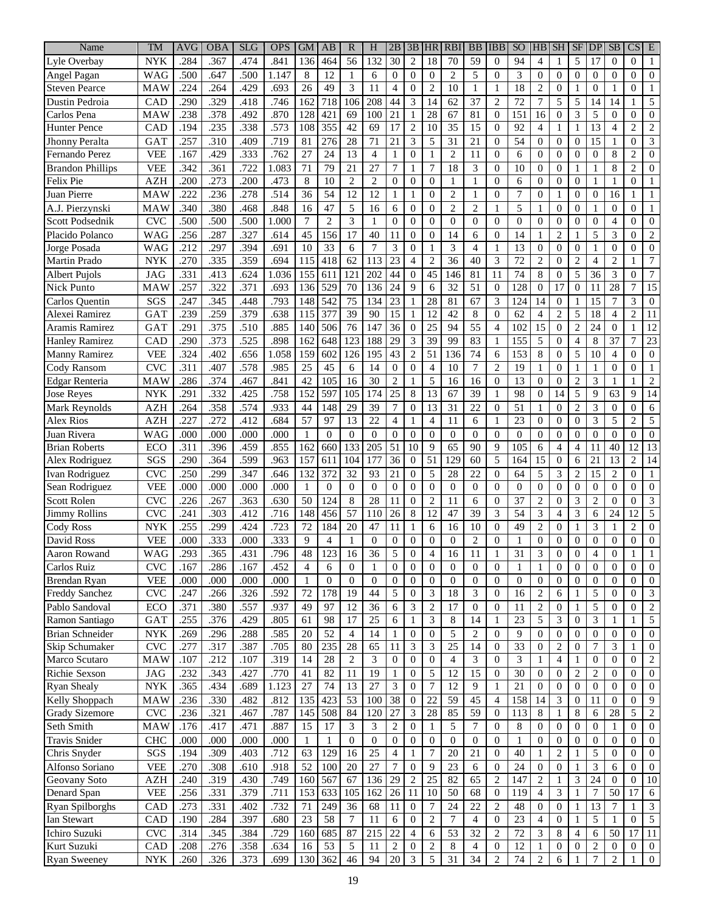| Name | TM | AVG | OBA | SLG | OPS | GM | AB | R | H | 2B | 3B | HR | RBI | BB | IBB | SO | HB | SH | SF | DP | SB | CS | E |
|---|---|---|---|---|---|---|---|---|---|---|---|---|---|---|---|---|---|---|---|---|---|---|---|
| Lyle Overbay | NYK | .284 | .367 | .474 | .841 | 136 | 464 | 56 | 132 | 30 | 2 | 18 | 70 | 59 | 0 | 94 | 4 | 1 | 5 | 17 | 0 | 0 | 1 |
| Angel Pagan | WAG | .500 | .647 | .500 | 1.147 | 8 | 12 | 1 | 6 | 0 | 0 | 0 | 2 | 5 | 0 | 3 | 0 | 0 | 0 | 0 | 0 | 0 | 0 |
| Steven Pearce | MAW | .224 | .264 | .429 | .693 | 26 | 49 | 3 | 11 | 4 | 0 | 2 | 10 | 1 | 1 | 18 | 2 | 0 | 1 | 0 | 1 | 0 | 1 |
| Dustin Pedroia | CAD | .290 | .329 | .418 | .746 | 162 | 718 | 106 | 208 | 44 | 3 | 14 | 62 | 37 | 2 | 72 | 7 | 5 | 5 | 14 | 14 | 1 | 5 |
| Carlos Pena | MAW | .238 | .378 | .492 | .870 | 128 | 421 | 69 | 100 | 21 | 1 | 28 | 67 | 81 | 0 | 151 | 16 | 0 | 3 | 5 | 0 | 0 | 0 |
| Hunter Pence | CAD | .194 | .235 | .338 | .573 | 108 | 355 | 42 | 69 | 17 | 2 | 10 | 35 | 15 | 0 | 92 | 4 | 1 | 1 | 13 | 4 | 2 | 2 |
| Jhonny Peralta | GAT | .257 | .310 | .409 | .719 | 81 | 276 | 28 | 71 | 21 | 3 | 5 | 31 | 21 | 0 | 54 | 0 | 0 | 0 | 15 | 1 | 0 | 3 |
| Fernando Perez | VEE | .167 | .429 | .333 | .762 | 27 | 24 | 13 | 4 | 1 | 0 | 1 | 2 | 11 | 0 | 6 | 0 | 0 | 0 | 0 | 8 | 2 | 0 |
| Brandon Phillips | VEE | .342 | .361 | .722 | 1.083 | 71 | 79 | 21 | 27 | 7 | 1 | 7 | 18 | 3 | 0 | 10 | 0 | 0 | 1 | 1 | 8 | 2 | 0 |
| Felix Pie | AZH | .200 | .273 | .200 | .473 | 8 | 10 | 2 | 2 | 0 | 0 | 0 | 1 | 1 | 0 | 6 | 0 | 0 | 0 | 1 | 1 | 0 | 1 |
| Juan Pierre | MAW | .222 | .236 | .278 | .514 | 36 | 54 | 12 | 12 | 1 | 1 | 0 | 2 | 1 | 0 | 7 | 0 | 1 | 0 | 0 | 16 | 1 | 1 |
| A.J. Pierzynski | MAW | .340 | .380 | .468 | .848 | 16 | 47 | 5 | 16 | 6 | 0 | 0 | 2 | 2 | 1 | 5 | 1 | 0 | 0 | 1 | 0 | 0 | 1 |
| Scott Podsednik | CVC | .500 | .500 | .500 | 1.000 | 7 | 2 | 3 | 1 | 0 | 0 | 0 | 0 | 0 | 0 | 0 | 0 | 0 | 0 | 0 | 4 | 0 | 0 |
| Placido Polanco | WAG | .256 | .287 | .327 | .614 | 45 | 156 | 17 | 40 | 11 | 0 | 0 | 14 | 6 | 0 | 14 | 1 | 2 | 1 | 5 | 3 | 0 | 2 |
| Jorge Posada | WAG | .212 | .297 | .394 | .691 | 10 | 33 | 6 | 7 | 3 | 0 | 1 | 3 | 4 | 1 | 13 | 0 | 0 | 0 | 1 | 0 | 0 | 0 |
| Martin Prado | NYK | .270 | .335 | .359 | .694 | 115 | 418 | 62 | 113 | 23 | 4 | 2 | 36 | 40 | 3 | 72 | 2 | 0 | 2 | 4 | 2 | 1 | 7 |
| Albert Pujols | JAG | .331 | .413 | .624 | 1.036 | 155 | 611 | 121 | 202 | 44 | 0 | 45 | 146 | 81 | 11 | 74 | 8 | 0 | 5 | 36 | 3 | 0 | 7 |
| Nick Punto | MAW | .257 | .322 | .371 | .693 | 136 | 529 | 70 | 136 | 24 | 9 | 6 | 32 | 51 | 0 | 128 | 0 | 17 | 0 | 11 | 28 | 7 | 15 |
| Carlos Quentin | SGS | .247 | .345 | .448 | .793 | 148 | 542 | 75 | 134 | 23 | 1 | 28 | 81 | 67 | 3 | 124 | 14 | 0 | 1 | 15 | 7 | 3 | 0 |
| Alexei Ramirez | GAT | .239 | .259 | .379 | .638 | 115 | 377 | 39 | 90 | 15 | 1 | 12 | 42 | 8 | 0 | 62 | 4 | 2 | 5 | 18 | 4 | 2 | 11 |
| Aramis Ramirez | GAT | .291 | .375 | .510 | .885 | 140 | 506 | 76 | 147 | 36 | 0 | 25 | 94 | 55 | 4 | 102 | 15 | 0 | 2 | 24 | 0 | 1 | 12 |
| Hanley Ramirez | CAD | .290 | .373 | .525 | .898 | 162 | 648 | 123 | 188 | 29 | 3 | 39 | 99 | 83 | 1 | 155 | 5 | 0 | 4 | 8 | 37 | 7 | 23 |
| Manny Ramirez | VEE | .324 | .402 | .656 | 1.058 | 159 | 602 | 126 | 195 | 43 | 2 | 51 | 136 | 74 | 6 | 153 | 8 | 0 | 5 | 10 | 4 | 0 | 0 |
| Cody Ransom | CVC | .311 | .407 | .578 | .985 | 25 | 45 | 6 | 14 | 0 | 0 | 4 | 10 | 7 | 2 | 19 | 1 | 0 | 1 | 1 | 0 | 0 | 1 |
| Edgar Renteria | MAW | .286 | .374 | .467 | .841 | 42 | 105 | 16 | 30 | 2 | 1 | 5 | 16 | 16 | 0 | 13 | 0 | 0 | 2 | 3 | 1 | 1 | 2 |
| Jose Reyes | NYK | .291 | .332 | .425 | .758 | 152 | 597 | 105 | 174 | 25 | 8 | 13 | 67 | 39 | 1 | 98 | 0 | 14 | 5 | 9 | 63 | 9 | 14 |
| Mark Reynolds | AZH | .264 | .358 | .574 | .933 | 44 | 148 | 29 | 39 | 7 | 0 | 13 | 31 | 22 | 0 | 51 | 1 | 0 | 2 | 3 | 0 | 0 | 6 |
| Alex Rios | AZH | .227 | .272 | .412 | .684 | 57 | 97 | 13 | 22 | 4 | 1 | 4 | 11 | 6 | 1 | 23 | 0 | 0 | 0 | 3 | 5 | 2 | 5 |
| Juan Rivera | WAG | .000 | .000 | .000 | .000 | 1 | 0 | 0 | 0 | 0 | 0 | 0 | 0 | 0 | 0 | 0 | 0 | 0 | 0 | 0 | 0 | 0 | 0 |
| Brian Roberts | ECO | .311 | .396 | .459 | .855 | 162 | 660 | 133 | 205 | 51 | 10 | 9 | 65 | 90 | 9 | 105 | 6 | 4 | 4 | 11 | 40 | 12 | 13 |
| Alex Rodriguez | SGS | .290 | .364 | .599 | .963 | 157 | 611 | 104 | 177 | 36 | 0 | 51 | 129 | 60 | 5 | 164 | 15 | 0 | 6 | 21 | 13 | 2 | 14 |
| Ivan Rodriguez | CVC | .250 | .299 | .347 | .646 | 132 | 372 | 32 | 93 | 21 | 0 | 5 | 28 | 22 | 0 | 64 | 5 | 3 | 2 | 15 | 2 | 0 | 1 |
| Sean Rodriguez | VEE | .000 | .000 | .000 | .000 | 1 | 0 | 0 | 0 | 0 | 0 | 0 | 0 | 0 | 0 | 0 | 0 | 0 | 0 | 0 | 0 | 0 | 0 |
| Scott Rolen | CVC | .226 | .267 | .363 | .630 | 50 | 124 | 8 | 28 | 11 | 0 | 2 | 11 | 6 | 0 | 37 | 2 | 0 | 3 | 2 | 0 | 0 | 3 |
| Jimmy Rollins | CVC | .241 | .303 | .412 | .716 | 148 | 456 | 57 | 110 | 26 | 8 | 12 | 47 | 39 | 3 | 54 | 3 | 4 | 3 | 6 | 24 | 12 | 5 |
| Cody Ross | NYK | .255 | .299 | .424 | .723 | 72 | 184 | 20 | 47 | 11 | 1 | 6 | 16 | 10 | 0 | 49 | 2 | 0 | 1 | 3 | 1 | 2 | 0 |
| David Ross | VEE | .000 | .333 | .000 | .333 | 9 | 4 | 1 | 0 | 0 | 0 | 0 | 0 | 2 | 0 | 1 | 0 | 0 | 0 | 0 | 0 | 0 | 0 |
| Aaron Rowand | WAG | .293 | .365 | .431 | .796 | 48 | 123 | 16 | 36 | 5 | 0 | 4 | 16 | 11 | 1 | 31 | 3 | 0 | 0 | 4 | 0 | 1 | 1 |
| Carlos Ruiz | CVC | .167 | .286 | .167 | .452 | 4 | 6 | 0 | 1 | 0 | 0 | 0 | 0 | 0 | 0 | 1 | 1 | 0 | 0 | 0 | 0 | 0 | 0 |
| Brendan Ryan | VEE | .000 | .000 | .000 | .000 | 1 | 0 | 0 | 0 | 0 | 0 | 0 | 0 | 0 | 0 | 0 | 0 | 0 | 0 | 0 | 0 | 0 | 0 |
| Freddy Sanchez | CVC | .247 | .266 | .326 | .592 | 72 | 178 | 19 | 44 | 5 | 0 | 3 | 18 | 3 | 0 | 16 | 2 | 6 | 1 | 5 | 0 | 0 | 3 |
| Pablo Sandoval | ECO | .371 | .380 | .557 | .937 | 49 | 97 | 12 | 36 | 6 | 3 | 2 | 17 | 0 | 0 | 11 | 2 | 0 | 1 | 5 | 0 | 0 | 2 |
| Ramon Santiago | GAT | .255 | .376 | .429 | .805 | 61 | 98 | 17 | 25 | 6 | 1 | 3 | 8 | 14 | 1 | 23 | 5 | 3 | 0 | 3 | 1 | 1 | 5 |
| Brian Schneider | NYK | .269 | .296 | .288 | .585 | 20 | 52 | 4 | 14 | 1 | 0 | 0 | 5 | 2 | 0 | 9 | 0 | 0 | 0 | 0 | 0 | 0 | 0 |
| Skip Schumaker | CVC | .277 | .317 | .387 | .705 | 80 | 235 | 28 | 65 | 11 | 3 | 3 | 25 | 14 | 0 | 33 | 0 | 2 | 0 | 7 | 3 | 1 | 0 |
| Marco Scutaro | MAW | .107 | .212 | .107 | .319 | 14 | 28 | 2 | 3 | 0 | 0 | 0 | 4 | 3 | 0 | 3 | 1 | 4 | 1 | 0 | 0 | 0 | 2 |
| Richie Sexson | JAG | .232 | .343 | .427 | .770 | 41 | 82 | 11 | 19 | 1 | 0 | 5 | 12 | 15 | 0 | 30 | 0 | 0 | 2 | 2 | 0 | 0 | 0 |
| Ryan Shealy | NYK | .365 | .434 | .689 | 1.123 | 27 | 74 | 13 | 27 | 3 | 0 | 7 | 12 | 9 | 1 | 21 | 0 | 0 | 0 | 0 | 0 | 0 | 0 |
| Kelly Shoppach | MAW | .236 | .330 | .482 | .812 | 135 | 423 | 53 | 100 | 38 | 0 | 22 | 59 | 45 | 4 | 158 | 14 | 3 | 0 | 11 | 0 | 0 | 9 |
| Grady Sizemore | CVC | .236 | .321 | .467 | .787 | 145 | 508 | 84 | 120 | 27 | 3 | 28 | 85 | 59 | 0 | 113 | 8 | 1 | 8 | 6 | 28 | 5 | 2 |
| Seth Smith | MAW | .176 | .417 | .471 | .887 | 15 | 17 | 3 | 3 | 2 | 0 | 1 | 5 | 7 | 0 | 8 | 0 | 0 | 0 | 0 | 1 | 0 | 0 |
| Travis Snider | CHC | .000 | .000 | .000 | .000 | 1 | 1 | 0 | 0 | 0 | 0 | 0 | 0 | 0 | 0 | 1 | 0 | 0 | 0 | 0 | 0 | 0 | 0 |
| Chris Snyder | SGS | .194 | .309 | .403 | .712 | 63 | 129 | 16 | 25 | 4 | 1 | 7 | 20 | 21 | 0 | 40 | 1 | 2 | 1 | 5 | 0 | 0 | 0 |
| Alfonso Soriano | VEE | .270 | .308 | .610 | .918 | 52 | 100 | 20 | 27 | 7 | 0 | 9 | 23 | 6 | 0 | 24 | 0 | 0 | 1 | 3 | 6 | 0 | 0 |
| Geovany Soto | AZH | .240 | .319 | .430 | .749 | 160 | 567 | 67 | 136 | 29 | 2 | 25 | 82 | 65 | 2 | 147 | 2 | 1 | 3 | 24 | 0 | 0 | 10 |
| Denard Span | VEE | .256 | .331 | .379 | .711 | 153 | 633 | 105 | 162 | 26 | 11 | 10 | 50 | 68 | 0 | 119 | 4 | 3 | 1 | 7 | 50 | 17 | 6 |
| Ryan Spilborghs | CAD | .273 | .331 | .402 | .732 | 71 | 249 | 36 | 68 | 11 | 0 | 7 | 24 | 22 | 2 | 48 | 0 | 0 | 1 | 13 | 7 | 1 | 3 |
| Ian Stewart | CAD | .190 | .284 | .397 | .680 | 23 | 58 | 7 | 11 | 6 | 0 | 2 | 7 | 4 | 0 | 23 | 4 | 0 | 1 | 5 | 1 | 0 | 5 |
| Ichiro Suzuki | CVC | .314 | .345 | .384 | .729 | 160 | 685 | 87 | 215 | 22 | 4 | 6 | 53 | 32 | 2 | 72 | 3 | 8 | 4 | 6 | 50 | 17 | 11 |
| Kurt Suzuki | CAD | .208 | .276 | .358 | .634 | 16 | 53 | 5 | 11 | 2 | 0 | 2 | 8 | 4 | 0 | 12 | 1 | 0 | 0 | 2 | 0 | 0 | 0 |
| Ryan Sweeney | NYK | .260 | .326 | .373 | .699 | 130 | 362 | 46 | 94 | 20 | 3 | 5 | 31 | 34 | 2 | 74 | 2 | 6 | 1 | 7 | 2 | 1 | 0 |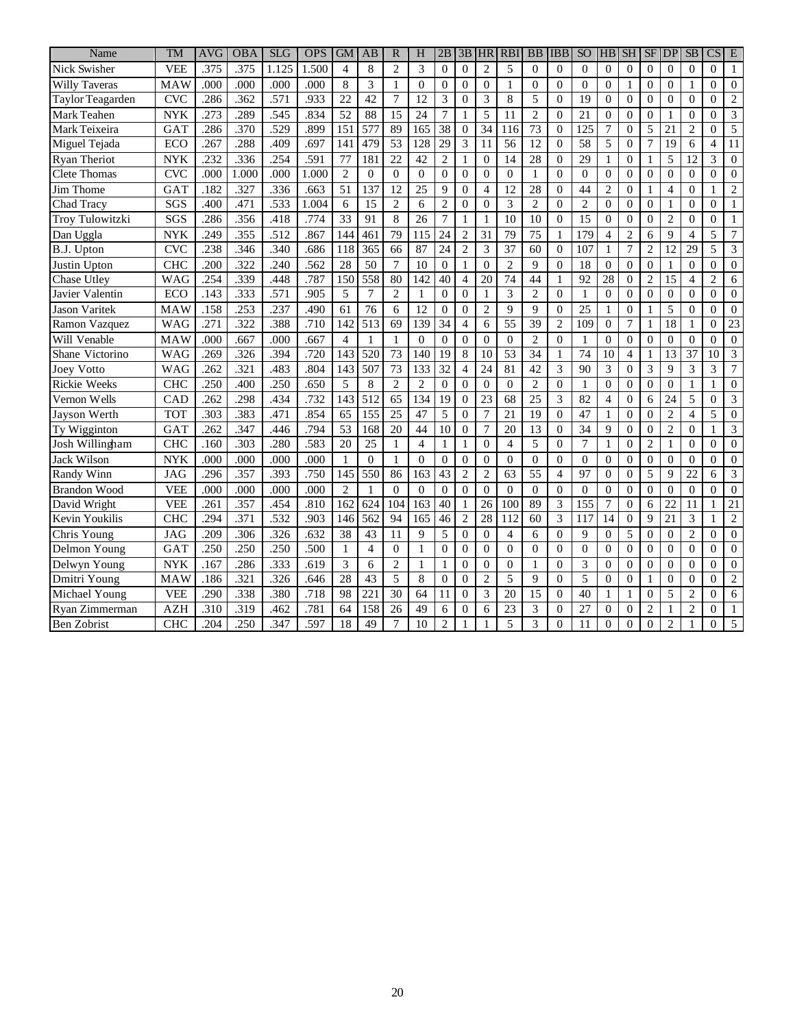| Name | TM | AVG | OBA | SLG | OPS | GM | AB | R | H | 2B | 3B | HR | RBI | BB | IBB | SO | HB | SH | SF | DP | SB | CS | E |
|---|---|---|---|---|---|---|---|---|---|---|---|---|---|---|---|---|---|---|---|---|---|---|---|
| Nick Swisher | VEE | .375 | .375 | 1.125 | 1.500 | 4 | 8 | 2 | 3 | 0 | 0 | 2 | 5 | 0 | 0 | 0 | 0 | 0 | 0 | 0 | 0 | 0 | 1 |
| Willy Taveras | MAW | .000 | .000 | .000 | .000 | 8 | 3 | 1 | 0 | 0 | 0 | 0 | 1 | 0 | 0 | 0 | 0 | 1 | 0 | 0 | 1 | 0 | 0 |
| Taylor Teagarden | CVC | .286 | .362 | .571 | .933 | 22 | 42 | 7 | 12 | 3 | 0 | 3 | 8 | 5 | 0 | 19 | 0 | 0 | 0 | 0 | 0 | 0 | 2 |
| Mark Teahen | NYK | .273 | .289 | .545 | .834 | 52 | 88 | 15 | 24 | 7 | 1 | 5 | 11 | 2 | 0 | 21 | 0 | 0 | 0 | 1 | 0 | 0 | 3 |
| Mark Teixeira | GAT | .286 | .370 | .529 | .899 | 151 | 577 | 89 | 165 | 38 | 0 | 34 | 116 | 73 | 0 | 125 | 7 | 0 | 5 | 21 | 2 | 0 | 5 |
| Miguel Tejada | ECO | .267 | .288 | .409 | .697 | 141 | 479 | 53 | 128 | 29 | 3 | 11 | 56 | 12 | 0 | 58 | 5 | 0 | 7 | 19 | 6 | 4 | 11 |
| Ryan Theriot | NYK | .232 | .336 | .254 | .591 | 77 | 181 | 22 | 42 | 2 | 1 | 0 | 14 | 28 | 0 | 29 | 1 | 0 | 1 | 5 | 12 | 3 | 0 |
| Clete Thomas | CVC | .000 | 1.000 | .000 | 1.000 | 2 | 0 | 0 | 0 | 0 | 0 | 0 | 0 | 1 | 0 | 0 | 0 | 0 | 0 | 0 | 0 | 0 | 0 |
| Jim Thome | GAT | .182 | .327 | .336 | .663 | 51 | 137 | 12 | 25 | 9 | 0 | 4 | 12 | 28 | 0 | 44 | 2 | 0 | 1 | 4 | 0 | 1 | 2 |
| Chad Tracy | SGS | .400 | .471 | .533 | 1.004 | 6 | 15 | 2 | 6 | 2 | 0 | 0 | 3 | 2 | 0 | 2 | 0 | 0 | 0 | 1 | 0 | 0 | 1 |
| Troy Tulowitzki | SGS | .286 | .356 | .418 | .774 | 33 | 91 | 8 | 26 | 7 | 1 | 1 | 10 | 10 | 0 | 15 | 0 | 0 | 0 | 2 | 0 | 0 | 1 |
| Dan Uggla | NYK | .249 | .355 | .512 | .867 | 144 | 461 | 79 | 115 | 24 | 2 | 31 | 79 | 75 | 1 | 179 | 4 | 2 | 6 | 9 | 4 | 5 | 7 |
| B.J. Upton | CVC | .238 | .346 | .340 | .686 | 118 | 365 | 66 | 87 | 24 | 2 | 3 | 37 | 60 | 0 | 107 | 1 | 7 | 2 | 12 | 29 | 5 | 3 |
| Justin Upton | CHC | .200 | .322 | .240 | .562 | 28 | 50 | 7 | 10 | 0 | 1 | 0 | 2 | 9 | 0 | 18 | 0 | 0 | 0 | 1 | 0 | 0 | 0 |
| Chase Utley | WAG | .254 | .339 | .448 | .787 | 150 | 558 | 80 | 142 | 40 | 4 | 20 | 74 | 44 | 1 | 92 | 28 | 0 | 2 | 15 | 4 | 2 | 6 |
| Javier Valentin | ECO | .143 | .333 | .571 | .905 | 5 | 7 | 2 | 1 | 0 | 0 | 1 | 3 | 2 | 0 | 1 | 0 | 0 | 0 | 0 | 0 | 0 | 0 |
| Jason Varitek | MAW | .158 | .253 | .237 | .490 | 61 | 76 | 6 | 12 | 0 | 0 | 2 | 9 | 9 | 0 | 25 | 1 | 0 | 1 | 5 | 0 | 0 | 0 |
| Ramon Vazquez | WAG | .271 | .322 | .388 | .710 | 142 | 513 | 69 | 139 | 34 | 4 | 6 | 55 | 39 | 2 | 109 | 0 | 7 | 1 | 18 | 1 | 0 | 23 |
| Will Venable | MAW | .000 | .667 | .000 | .667 | 4 | 1 | 1 | 0 | 0 | 0 | 0 | 0 | 2 | 0 | 1 | 0 | 0 | 0 | 0 | 0 | 0 | 0 |
| Shane Victorino | WAG | .269 | .326 | .394 | .720 | 143 | 520 | 73 | 140 | 19 | 8 | 10 | 53 | 34 | 1 | 74 | 10 | 4 | 1 | 13 | 37 | 10 | 3 |
| Joey Votto | WAG | .262 | .321 | .483 | .804 | 143 | 507 | 73 | 133 | 32 | 4 | 24 | 81 | 42 | 3 | 90 | 3 | 0 | 3 | 9 | 3 | 3 | 7 |
| Rickie Weeks | CHC | .250 | .400 | .250 | .650 | 5 | 8 | 2 | 2 | 0 | 0 | 0 | 0 | 2 | 0 | 1 | 0 | 0 | 0 | 0 | 1 | 1 | 0 |
| Vernon Wells | CAD | .262 | .298 | .434 | .732 | 143 | 512 | 65 | 134 | 19 | 0 | 23 | 68 | 25 | 3 | 82 | 4 | 0 | 6 | 24 | 5 | 0 | 3 |
| Jayson Werth | TOT | .303 | .383 | .471 | .854 | 65 | 155 | 25 | 47 | 5 | 0 | 7 | 21 | 19 | 0 | 47 | 1 | 0 | 0 | 2 | 4 | 5 | 0 |
| Ty Wigginton | GAT | .262 | .347 | .446 | .794 | 53 | 168 | 20 | 44 | 10 | 0 | 7 | 20 | 13 | 0 | 34 | 9 | 0 | 0 | 2 | 0 | 1 | 3 |
| Josh Willingham | CHC | .160 | .303 | .280 | .583 | 20 | 25 | 1 | 4 | 1 | 1 | 0 | 4 | 5 | 0 | 7 | 1 | 0 | 2 | 1 | 0 | 0 | 0 |
| Jack Wilson | NYK | .000 | .000 | .000 | .000 | 1 | 0 | 1 | 0 | 0 | 0 | 0 | 0 | 0 | 0 | 0 | 0 | 0 | 0 | 0 | 0 | 0 | 0 |
| Randy Winn | JAG | .296 | .357 | .393 | .750 | 145 | 550 | 86 | 163 | 43 | 2 | 2 | 63 | 55 | 4 | 97 | 0 | 0 | 5 | 9 | 22 | 6 | 3 |
| Brandon Wood | VEE | .000 | .000 | .000 | .000 | 2 | 1 | 0 | 0 | 0 | 0 | 0 | 0 | 0 | 0 | 0 | 0 | 0 | 0 | 0 | 0 | 0 | 0 |
| David Wright | VEE | .261 | .357 | .454 | .810 | 162 | 624 | 104 | 163 | 40 | 1 | 26 | 100 | 89 | 3 | 155 | 7 | 0 | 6 | 22 | 11 | 1 | 21 |
| Kevin Youkilis | CHC | .294 | .371 | .532 | .903 | 146 | 562 | 94 | 165 | 46 | 2 | 28 | 112 | 60 | 3 | 117 | 14 | 0 | 9 | 21 | 3 | 1 | 2 |
| Chris Young | JAG | .209 | .306 | .326 | .632 | 38 | 43 | 11 | 9 | 5 | 0 | 0 | 4 | 6 | 0 | 9 | 0 | 5 | 0 | 0 | 2 | 0 | 0 |
| Delmon Young | GAT | .250 | .250 | .250 | .500 | 1 | 4 | 0 | 1 | 0 | 0 | 0 | 0 | 0 | 0 | 0 | 0 | 0 | 0 | 0 | 0 | 0 | 0 |
| Delwyn Young | NYK | .167 | .286 | .333 | .619 | 3 | 6 | 2 | 1 | 1 | 0 | 0 | 0 | 1 | 0 | 3 | 0 | 0 | 0 | 0 | 0 | 0 | 0 |
| Dmitri Young | MAW | .186 | .321 | .326 | .646 | 28 | 43 | 5 | 8 | 0 | 0 | 2 | 5 | 9 | 0 | 5 | 0 | 0 | 1 | 0 | 0 | 0 | 2 |
| Michael Young | VEE | .290 | .338 | .380 | .718 | 98 | 221 | 30 | 64 | 11 | 0 | 3 | 20 | 15 | 0 | 40 | 1 | 1 | 0 | 5 | 2 | 0 | 6 |
| Ryan Zimmerman | AZH | .310 | .319 | .462 | .781 | 64 | 158 | 26 | 49 | 6 | 0 | 6 | 23 | 3 | 0 | 27 | 0 | 0 | 2 | 1 | 2 | 0 | 1 |
| Ben Zobrist | CHC | .204 | .250 | .347 | .597 | 18 | 49 | 7 | 10 | 2 | 1 | 1 | 5 | 3 | 0 | 11 | 0 | 0 | 0 | 2 | 1 | 0 | 5 |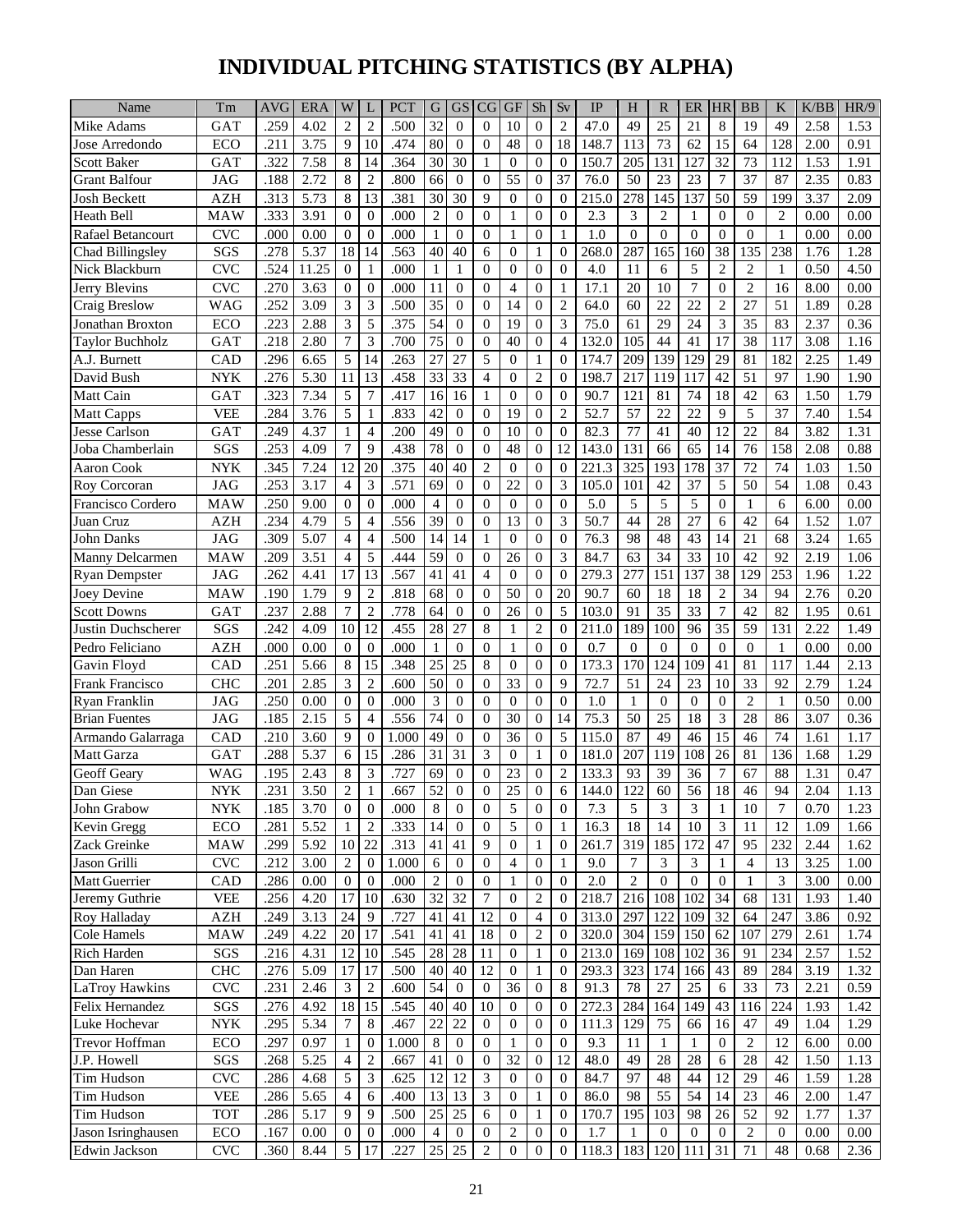# INDIVIDUAL PITCHING STATISTICS (BY ALPHA)

| Name | Tm | AVG | ERA | W | L | PCT | G | GS | CG | GF | Sh | Sv | IP | H | R | ER | HR | BB | K | K/BB | HR/9 |
|---|---|---|---|---|---|---|---|---|---|---|---|---|---|---|---|---|---|---|---|---|---|
| Mike Adams | GAT | .259 | 4.02 | 2 | 2 | .500 | 32 | 0 | 0 | 10 | 0 | 2 | 47.0 | 49 | 25 | 21 | 8 | 19 | 49 | 2.58 | 1.53 |
| Jose Arredondo | ECO | .211 | 3.75 | 9 | 10 | .474 | 80 | 0 | 0 | 48 | 0 | 18 | 148.7 | 113 | 73 | 62 | 15 | 64 | 128 | 2.00 | 0.91 |
| Scott Baker | GAT | .322 | 7.58 | 8 | 14 | .364 | 30 | 30 | 1 | 0 | 0 | 0 | 150.7 | 205 | 131 | 127 | 32 | 73 | 112 | 1.53 | 1.91 |
| Grant Balfour | JAG | .188 | 2.72 | 8 | 2 | .800 | 66 | 0 | 0 | 55 | 0 | 37 | 76.0 | 50 | 23 | 23 | 7 | 37 | 87 | 2.35 | 0.83 |
| Josh Beckett | AZH | .313 | 5.73 | 8 | 13 | .381 | 30 | 30 | 9 | 0 | 0 | 0 | 215.0 | 278 | 145 | 137 | 50 | 59 | 199 | 3.37 | 2.09 |
| Heath Bell | MAW | .333 | 3.91 | 0 | 0 | .000 | 2 | 0 | 0 | 1 | 0 | 0 | 2.3 | 3 | 2 | 1 | 0 | 0 | 2 | 0.00 | 0.00 |
| Rafael Betancourt | CVC | .000 | 0.00 | 0 | 0 | .000 | 1 | 0 | 0 | 1 | 0 | 1 | 1.0 | 0 | 0 | 0 | 0 | 0 | 1 | 0.00 | 0.00 |
| Chad Billingsley | SGS | .278 | 5.37 | 18 | 14 | .563 | 40 | 40 | 6 | 0 | 1 | 0 | 268.0 | 287 | 165 | 160 | 38 | 135 | 238 | 1.76 | 1.28 |
| Nick Blackburn | CVC | .524 | 11.25 | 0 | 1 | .000 | 1 | 1 | 0 | 0 | 0 | 0 | 4.0 | 11 | 6 | 5 | 2 | 2 | 1 | 0.50 | 4.50 |
| Jerry Blevins | CVC | .270 | 3.63 | 0 | 0 | .000 | 11 | 0 | 0 | 4 | 0 | 1 | 17.1 | 20 | 10 | 7 | 0 | 2 | 16 | 8.00 | 0.00 |
| Craig Breslow | WAG | .252 | 3.09 | 3 | 3 | .500 | 35 | 0 | 0 | 14 | 0 | 2 | 64.0 | 60 | 22 | 22 | 2 | 27 | 51 | 1.89 | 0.28 |
| Jonathan Broxton | ECO | .223 | 2.88 | 3 | 5 | .375 | 54 | 0 | 0 | 19 | 0 | 3 | 75.0 | 61 | 29 | 24 | 3 | 35 | 83 | 2.37 | 0.36 |
| Taylor Buchholz | GAT | .218 | 2.80 | 7 | 3 | .700 | 75 | 0 | 0 | 40 | 0 | 4 | 132.0 | 105 | 44 | 41 | 17 | 38 | 117 | 3.08 | 1.16 |
| A.J. Burnett | CAD | .296 | 6.65 | 5 | 14 | .263 | 27 | 27 | 5 | 0 | 1 | 0 | 174.7 | 209 | 139 | 129 | 29 | 81 | 182 | 2.25 | 1.49 |
| David Bush | NYK | .276 | 5.30 | 11 | 13 | .458 | 33 | 33 | 4 | 0 | 2 | 0 | 198.7 | 217 | 119 | 117 | 42 | 51 | 97 | 1.90 | 1.90 |
| Matt Cain | GAT | .323 | 7.34 | 5 | 7 | .417 | 16 | 16 | 1 | 0 | 0 | 0 | 90.7 | 121 | 81 | 74 | 18 | 42 | 63 | 1.50 | 1.79 |
| Matt Capps | VEE | .284 | 3.76 | 5 | 1 | .833 | 42 | 0 | 0 | 19 | 0 | 2 | 52.7 | 57 | 22 | 22 | 9 | 5 | 37 | 7.40 | 1.54 |
| Jesse Carlson | GAT | .249 | 4.37 | 1 | 4 | .200 | 49 | 0 | 0 | 10 | 0 | 0 | 82.3 | 77 | 41 | 40 | 12 | 22 | 84 | 3.82 | 1.31 |
| Joba Chamberlain | SGS | .253 | 4.09 | 7 | 9 | .438 | 78 | 0 | 0 | 48 | 0 | 12 | 143.0 | 131 | 66 | 65 | 14 | 76 | 158 | 2.08 | 0.88 |
| Aaron Cook | NYK | .345 | 7.24 | 12 | 20 | .375 | 40 | 40 | 2 | 0 | 0 | 0 | 221.3 | 325 | 193 | 178 | 37 | 72 | 74 | 1.03 | 1.50 |
| Roy Corcoran | JAG | .253 | 3.17 | 4 | 3 | .571 | 69 | 0 | 0 | 22 | 0 | 3 | 105.0 | 101 | 42 | 37 | 5 | 50 | 54 | 1.08 | 0.43 |
| Francisco Cordero | MAW | .250 | 9.00 | 0 | 0 | .000 | 4 | 0 | 0 | 0 | 0 | 0 | 5.0 | 5 | 5 | 5 | 0 | 1 | 6 | 6.00 | 0.00 |
| Juan Cruz | AZH | .234 | 4.79 | 5 | 4 | .556 | 39 | 0 | 0 | 13 | 0 | 3 | 50.7 | 44 | 28 | 27 | 6 | 42 | 64 | 1.52 | 1.07 |
| John Danks | JAG | .309 | 5.07 | 4 | 4 | .500 | 14 | 14 | 1 | 0 | 0 | 0 | 76.3 | 98 | 48 | 43 | 14 | 21 | 68 | 3.24 | 1.65 |
| Manny Delcarmen | MAW | .209 | 3.51 | 4 | 5 | .444 | 59 | 0 | 0 | 26 | 0 | 3 | 84.7 | 63 | 34 | 33 | 10 | 42 | 92 | 2.19 | 1.06 |
| Ryan Dempster | JAG | .262 | 4.41 | 17 | 13 | .567 | 41 | 41 | 4 | 0 | 0 | 0 | 279.3 | 277 | 151 | 137 | 38 | 129 | 253 | 1.96 | 1.22 |
| Joey Devine | MAW | .190 | 1.79 | 9 | 2 | .818 | 68 | 0 | 0 | 50 | 0 | 20 | 90.7 | 60 | 18 | 18 | 2 | 34 | 94 | 2.76 | 0.20 |
| Scott Downs | GAT | .237 | 2.88 | 7 | 2 | .778 | 64 | 0 | 0 | 26 | 0 | 5 | 103.0 | 91 | 35 | 33 | 7 | 42 | 82 | 1.95 | 0.61 |
| Justin Duchscherer | SGS | .242 | 4.09 | 10 | 12 | .455 | 28 | 27 | 8 | 1 | 2 | 0 | 211.0 | 189 | 100 | 96 | 35 | 59 | 131 | 2.22 | 1.49 |
| Pedro Feliciano | AZH | .000 | 0.00 | 0 | 0 | .000 | 1 | 0 | 0 | 1 | 0 | 0 | 0.7 | 0 | 0 | 0 | 0 | 0 | 1 | 0.00 | 0.00 |
| Gavin Floyd | CAD | .251 | 5.66 | 8 | 15 | .348 | 25 | 25 | 8 | 0 | 0 | 0 | 173.3 | 170 | 124 | 109 | 41 | 81 | 117 | 1.44 | 2.13 |
| Frank Francisco | CHC | .201 | 2.85 | 3 | 2 | .600 | 50 | 0 | 0 | 33 | 0 | 9 | 72.7 | 51 | 24 | 23 | 10 | 33 | 92 | 2.79 | 1.24 |
| Ryan Franklin | JAG | .250 | 0.00 | 0 | 0 | .000 | 3 | 0 | 0 | 0 | 0 | 0 | 1.0 | 1 | 0 | 0 | 0 | 2 | 1 | 0.50 | 0.00 |
| Brian Fuentes | JAG | .185 | 2.15 | 5 | 4 | .556 | 74 | 0 | 0 | 30 | 0 | 14 | 75.3 | 50 | 25 | 18 | 3 | 28 | 86 | 3.07 | 0.36 |
| Armando Galarraga | CAD | .210 | 3.60 | 9 | 0 | 1.000 | 49 | 0 | 0 | 36 | 0 | 5 | 115.0 | 87 | 49 | 46 | 15 | 46 | 74 | 1.61 | 1.17 |
| Matt Garza | GAT | .288 | 5.37 | 6 | 15 | .286 | 31 | 31 | 3 | 0 | 1 | 0 | 181.0 | 207 | 119 | 108 | 26 | 81 | 136 | 1.68 | 1.29 |
| Geoff Geary | WAG | .195 | 2.43 | 8 | 3 | .727 | 69 | 0 | 0 | 23 | 0 | 2 | 133.3 | 93 | 39 | 36 | 7 | 67 | 88 | 1.31 | 0.47 |
| Dan Giese | NYK | .231 | 3.50 | 2 | 1 | .667 | 52 | 0 | 0 | 25 | 0 | 6 | 144.0 | 122 | 60 | 56 | 18 | 46 | 94 | 2.04 | 1.13 |
| John Grabow | NYK | .185 | 3.70 | 0 | 0 | .000 | 8 | 0 | 0 | 5 | 0 | 0 | 7.3 | 5 | 3 | 3 | 1 | 10 | 7 | 0.70 | 1.23 |
| Kevin Gregg | ECO | .281 | 5.52 | 1 | 2 | .333 | 14 | 0 | 0 | 5 | 0 | 1 | 16.3 | 18 | 14 | 10 | 3 | 11 | 12 | 1.09 | 1.66 |
| Zack Greinke | MAW | .299 | 5.92 | 10 | 22 | .313 | 41 | 41 | 9 | 0 | 1 | 0 | 261.7 | 319 | 185 | 172 | 47 | 95 | 232 | 2.44 | 1.62 |
| Jason Grilli | CVC | .212 | 3.00 | 2 | 0 | 1.000 | 6 | 0 | 0 | 4 | 0 | 1 | 9.0 | 7 | 3 | 3 | 1 | 4 | 13 | 3.25 | 1.00 |
| Matt Guerrier | CAD | .286 | 0.00 | 0 | 0 | .000 | 2 | 0 | 0 | 1 | 0 | 0 | 2.0 | 2 | 0 | 0 | 0 | 1 | 3 | 3.00 | 0.00 |
| Jeremy Guthrie | VEE | .256 | 4.20 | 17 | 10 | .630 | 32 | 32 | 7 | 0 | 2 | 0 | 218.7 | 216 | 108 | 102 | 34 | 68 | 131 | 1.93 | 1.40 |
| Roy Halladay | AZH | .249 | 3.13 | 24 | 9 | .727 | 41 | 41 | 12 | 0 | 4 | 0 | 313.0 | 297 | 122 | 109 | 32 | 64 | 247 | 3.86 | 0.92 |
| Cole Hamels | MAW | .249 | 4.22 | 20 | 17 | .541 | 41 | 41 | 18 | 0 | 2 | 0 | 320.0 | 304 | 159 | 150 | 62 | 107 | 279 | 2.61 | 1.74 |
| Rich Harden | SGS | .216 | 4.31 | 12 | 10 | .545 | 28 | 28 | 11 | 0 | 1 | 0 | 213.0 | 169 | 108 | 102 | 36 | 91 | 234 | 2.57 | 1.52 |
| Dan Haren | CHC | .276 | 5.09 | 17 | 17 | .500 | 40 | 40 | 12 | 0 | 1 | 0 | 293.3 | 323 | 174 | 166 | 43 | 89 | 284 | 3.19 | 1.32 |
| LaTroy Hawkins | CVC | .231 | 2.46 | 3 | 2 | .600 | 54 | 0 | 0 | 36 | 0 | 8 | 91.3 | 78 | 27 | 25 | 6 | 33 | 73 | 2.21 | 0.59 |
| Felix Hernandez | SGS | .276 | 4.92 | 18 | 15 | .545 | 40 | 40 | 10 | 0 | 0 | 0 | 272.3 | 284 | 164 | 149 | 43 | 116 | 224 | 1.93 | 1.42 |
| Luke Hochevar | NYK | .295 | 5.34 | 7 | 8 | .467 | 22 | 22 | 0 | 0 | 0 | 0 | 111.3 | 129 | 75 | 66 | 16 | 47 | 49 | 1.04 | 1.29 |
| Trevor Hoffman | ECO | .297 | 0.97 | 1 | 0 | 1.000 | 8 | 0 | 0 | 1 | 0 | 0 | 9.3 | 11 | 1 | 1 | 0 | 2 | 12 | 6.00 | 0.00 |
| J.P. Howell | SGS | .268 | 5.25 | 4 | 2 | .667 | 41 | 0 | 0 | 32 | 0 | 12 | 48.0 | 49 | 28 | 28 | 6 | 28 | 42 | 1.50 | 1.13 |
| Tim Hudson | CVC | .286 | 4.68 | 5 | 3 | .625 | 12 | 12 | 3 | 0 | 0 | 0 | 84.7 | 97 | 48 | 44 | 12 | 29 | 46 | 1.59 | 1.28 |
| Tim Hudson | VEE | .286 | 5.65 | 4 | 6 | .400 | 13 | 13 | 3 | 0 | 1 | 0 | 86.0 | 98 | 55 | 54 | 14 | 23 | 46 | 2.00 | 1.47 |
| Tim Hudson | TOT | .286 | 5.17 | 9 | 9 | .500 | 25 | 25 | 6 | 0 | 1 | 0 | 170.7 | 195 | 103 | 98 | 26 | 52 | 92 | 1.77 | 1.37 |
| Jason Isringhausen | ECO | .167 | 0.00 | 0 | 0 | .000 | 4 | 0 | 0 | 2 | 0 | 0 | 1.7 | 1 | 0 | 0 | 0 | 2 | 0 | 0.00 | 0.00 |
| Edwin Jackson | CVC | .360 | 8.44 | 5 | 17 | .227 | 25 | 25 | 2 | 0 | 0 | 0 | 118.3 | 183 | 120 | 111 | 31 | 71 | 48 | 0.68 | 2.36 |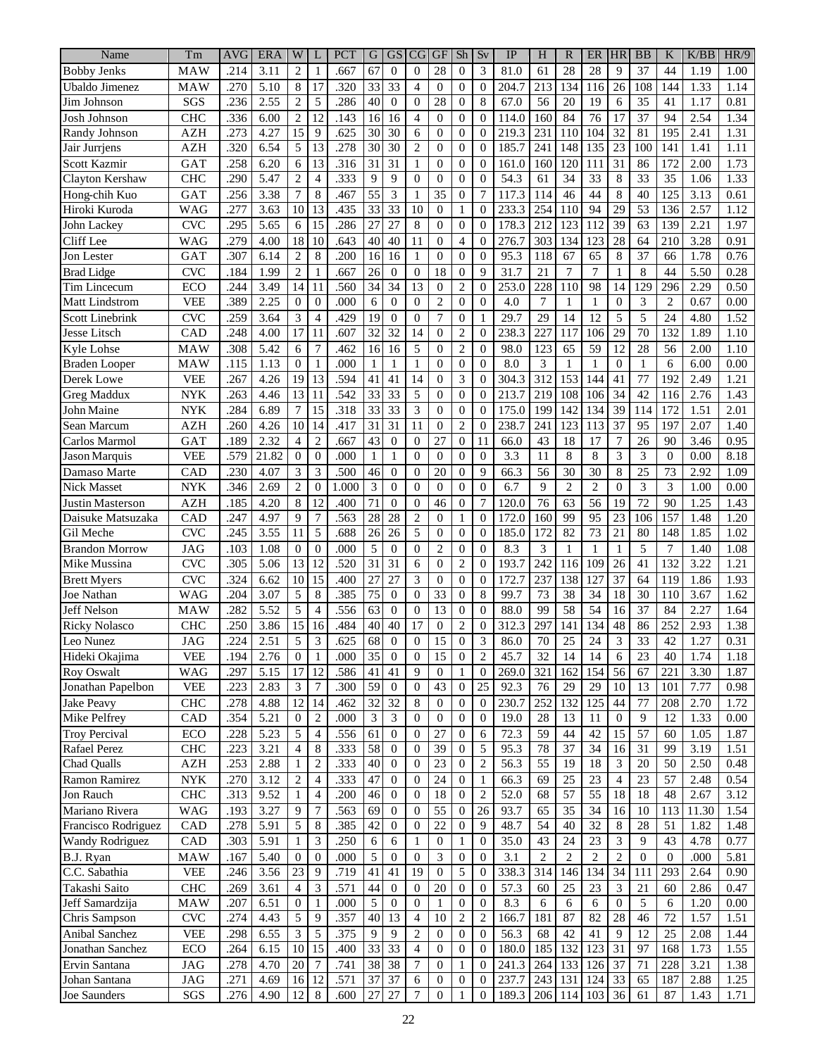| Name | Tm | AVG | ERA | W | L | PCT | G | GS | CG | GF | Sh | Sv | IP | H | R | ER | HR | BB | K | K/BB | HR/9 |
|---|---|---|---|---|---|---|---|---|---|---|---|---|---|---|---|---|---|---|---|---|---|
| Bobby Jenks | MAW | .214 | 3.11 | 2 | 1 | .667 | 67 | 0 | 0 | 28 | 0 | 3 | 81.0 | 61 | 28 | 28 | 9 | 37 | 44 | 1.19 | 1.00 |
| Ubaldo Jimenez | MAW | .270 | 5.10 | 8 | 17 | .320 | 33 | 33 | 4 | 0 | 0 | 0 | 204.7 | 213 | 134 | 116 | 26 | 108 | 144 | 1.33 | 1.14 |
| Jim Johnson | SGS | .236 | 2.55 | 2 | 5 | .286 | 40 | 0 | 0 | 28 | 0 | 8 | 67.0 | 56 | 20 | 19 | 6 | 35 | 41 | 1.17 | 0.81 |
| Josh Johnson | CHC | .336 | 6.00 | 2 | 12 | .143 | 16 | 16 | 4 | 0 | 0 | 0 | 114.0 | 160 | 84 | 76 | 17 | 37 | 94 | 2.54 | 1.34 |
| Randy Johnson | AZH | .273 | 4.27 | 15 | 9 | .625 | 30 | 30 | 6 | 0 | 0 | 0 | 219.3 | 231 | 110 | 104 | 32 | 81 | 195 | 2.41 | 1.31 |
| Jair Jurrjens | AZH | .320 | 6.54 | 5 | 13 | .278 | 30 | 30 | 2 | 0 | 0 | 0 | 185.7 | 241 | 148 | 135 | 23 | 100 | 141 | 1.41 | 1.11 |
| Scott Kazmir | GAT | .258 | 6.20 | 6 | 13 | .316 | 31 | 31 | 1 | 0 | 0 | 0 | 161.0 | 160 | 120 | 111 | 31 | 86 | 172 | 2.00 | 1.73 |
| Clayton Kershaw | CHC | .290 | 5.47 | 2 | 4 | .333 | 9 | 9 | 0 | 0 | 0 | 0 | 54.3 | 61 | 34 | 33 | 8 | 33 | 35 | 1.06 | 1.33 |
| Hong-chih Kuo | GAT | .256 | 3.38 | 7 | 8 | .467 | 55 | 3 | 1 | 35 | 0 | 7 | 117.3 | 114 | 46 | 44 | 8 | 40 | 125 | 3.13 | 0.61 |
| Hiroki Kuroda | WAG | .277 | 3.63 | 10 | 13 | .435 | 33 | 33 | 10 | 0 | 1 | 0 | 233.3 | 254 | 110 | 94 | 29 | 53 | 136 | 2.57 | 1.12 |
| John Lackey | CVC | .295 | 5.65 | 6 | 15 | .286 | 27 | 27 | 8 | 0 | 0 | 0 | 178.3 | 212 | 123 | 112 | 39 | 63 | 139 | 2.21 | 1.97 |
| Cliff Lee | WAG | .279 | 4.00 | 18 | 10 | .643 | 40 | 40 | 11 | 0 | 4 | 0 | 276.7 | 303 | 134 | 123 | 28 | 64 | 210 | 3.28 | 0.91 |
| Jon Lester | GAT | .307 | 6.14 | 2 | 8 | .200 | 16 | 16 | 1 | 0 | 0 | 0 | 95.3 | 118 | 67 | 65 | 8 | 37 | 66 | 1.78 | 0.76 |
| Brad Lidge | CVC | .184 | 1.99 | 2 | 1 | .667 | 26 | 0 | 0 | 18 | 0 | 9 | 31.7 | 21 | 7 | 7 | 1 | 8 | 44 | 5.50 | 0.28 |
| Tim Lincecum | ECO | .244 | 3.49 | 14 | 11 | .560 | 34 | 34 | 13 | 0 | 2 | 0 | 253.0 | 228 | 110 | 98 | 14 | 129 | 296 | 2.29 | 0.50 |
| Matt Lindstrom | VEE | .389 | 2.25 | 0 | 0 | .000 | 6 | 0 | 0 | 2 | 0 | 0 | 4.0 | 7 | 1 | 1 | 0 | 3 | 2 | 0.67 | 0.00 |
| Scott Linebrink | CVC | .259 | 3.64 | 3 | 4 | .429 | 19 | 0 | 0 | 7 | 0 | 1 | 29.7 | 29 | 14 | 12 | 5 | 5 | 24 | 4.80 | 1.52 |
| Jesse Litsch | CAD | .248 | 4.00 | 17 | 11 | .607 | 32 | 32 | 14 | 0 | 2 | 0 | 238.3 | 227 | 117 | 106 | 29 | 70 | 132 | 1.89 | 1.10 |
| Kyle Lohse | MAW | .308 | 5.42 | 6 | 7 | .462 | 16 | 16 | 5 | 0 | 2 | 0 | 98.0 | 123 | 65 | 59 | 12 | 28 | 56 | 2.00 | 1.10 |
| Braden Looper | MAW | .115 | 1.13 | 0 | 1 | .000 | 1 | 1 | 1 | 0 | 0 | 0 | 8.0 | 3 | 1 | 1 | 0 | 1 | 6 | 6.00 | 0.00 |
| Derek Lowe | VEE | .267 | 4.26 | 19 | 13 | .594 | 41 | 41 | 14 | 0 | 3 | 0 | 304.3 | 312 | 153 | 144 | 41 | 77 | 192 | 2.49 | 1.21 |
| Greg Maddux | NYK | .263 | 4.46 | 13 | 11 | .542 | 33 | 33 | 5 | 0 | 0 | 0 | 213.7 | 219 | 108 | 106 | 34 | 42 | 116 | 2.76 | 1.43 |
| John Maine | NYK | .284 | 6.89 | 7 | 15 | .318 | 33 | 33 | 3 | 0 | 0 | 0 | 175.0 | 199 | 142 | 134 | 39 | 114 | 172 | 1.51 | 2.01 |
| Sean Marcum | AZH | .260 | 4.26 | 10 | 14 | .417 | 31 | 31 | 11 | 0 | 2 | 0 | 238.7 | 241 | 123 | 113 | 37 | 95 | 197 | 2.07 | 1.40 |
| Carlos Marmol | GAT | .189 | 2.32 | 4 | 2 | .667 | 43 | 0 | 0 | 27 | 0 | 11 | 66.0 | 43 | 18 | 17 | 7 | 26 | 90 | 3.46 | 0.95 |
| Jason Marquis | VEE | .579 | 21.82 | 0 | 0 | .000 | 1 | 1 | 0 | 0 | 0 | 0 | 3.3 | 11 | 8 | 8 | 3 | 3 | 0 | 0.00 | 8.18 |
| Damaso Marte | CAD | .230 | 4.07 | 3 | 3 | .500 | 46 | 0 | 0 | 20 | 0 | 9 | 66.3 | 56 | 30 | 30 | 8 | 25 | 73 | 2.92 | 1.09 |
| Nick Masset | NYK | .346 | 2.69 | 2 | 0 | 1.000 | 3 | 0 | 0 | 0 | 0 | 0 | 6.7 | 9 | 2 | 2 | 0 | 3 | 3 | 1.00 | 0.00 |
| Justin Masterson | AZH | .185 | 4.20 | 8 | 12 | .400 | 71 | 0 | 0 | 46 | 0 | 7 | 120.0 | 76 | 63 | 56 | 19 | 72 | 90 | 1.25 | 1.43 |
| Daisuke Matsuzaka | CAD | .247 | 4.97 | 9 | 7 | .563 | 28 | 28 | 2 | 0 | 1 | 0 | 172.0 | 160 | 99 | 95 | 23 | 106 | 157 | 1.48 | 1.20 |
| Gil Meche | CVC | .245 | 3.55 | 11 | 5 | .688 | 26 | 26 | 5 | 0 | 0 | 0 | 185.0 | 172 | 82 | 73 | 21 | 80 | 148 | 1.85 | 1.02 |
| Brandon Morrow | JAG | .103 | 1.08 | 0 | 0 | .000 | 5 | 0 | 0 | 2 | 0 | 0 | 8.3 | 3 | 1 | 1 | 1 | 5 | 7 | 1.40 | 1.08 |
| Mike Mussina | CVC | .305 | 5.06 | 13 | 12 | .520 | 31 | 31 | 6 | 0 | 2 | 0 | 193.7 | 242 | 116 | 109 | 26 | 41 | 132 | 3.22 | 1.21 |
| Brett Myers | CVC | .324 | 6.62 | 10 | 15 | .400 | 27 | 27 | 3 | 0 | 0 | 0 | 172.7 | 237 | 138 | 127 | 37 | 64 | 119 | 1.86 | 1.93 |
| Joe Nathan | WAG | .204 | 3.07 | 5 | 8 | .385 | 75 | 0 | 0 | 33 | 0 | 8 | 99.7 | 73 | 38 | 34 | 18 | 30 | 110 | 3.67 | 1.62 |
| Jeff Nelson | MAW | .282 | 5.52 | 5 | 4 | .556 | 63 | 0 | 0 | 13 | 0 | 0 | 88.0 | 99 | 58 | 54 | 16 | 37 | 84 | 2.27 | 1.64 |
| Ricky Nolasco | CHC | .250 | 3.86 | 15 | 16 | .484 | 40 | 40 | 17 | 0 | 2 | 0 | 312.3 | 297 | 141 | 134 | 48 | 86 | 252 | 2.93 | 1.38 |
| Leo Nunez | JAG | .224 | 2.51 | 5 | 3 | .625 | 68 | 0 | 0 | 15 | 0 | 3 | 86.0 | 70 | 25 | 24 | 3 | 33 | 42 | 1.27 | 0.31 |
| Hideki Okajima | VEE | .194 | 2.76 | 0 | 1 | .000 | 35 | 0 | 0 | 15 | 0 | 2 | 45.7 | 32 | 14 | 14 | 6 | 23 | 40 | 1.74 | 1.18 |
| Roy Oswalt | WAG | .297 | 5.15 | 17 | 12 | .586 | 41 | 41 | 9 | 0 | 1 | 0 | 269.0 | 321 | 162 | 154 | 56 | 67 | 221 | 3.30 | 1.87 |
| Jonathan Papelbon | VEE | .223 | 2.83 | 3 | 7 | .300 | 59 | 0 | 0 | 43 | 0 | 25 | 92.3 | 76 | 29 | 29 | 10 | 13 | 101 | 7.77 | 0.98 |
| Jake Peavy | CHC | .278 | 4.88 | 12 | 14 | .462 | 32 | 32 | 8 | 0 | 0 | 0 | 230.7 | 252 | 132 | 125 | 44 | 77 | 208 | 2.70 | 1.72 |
| Mike Pelfrey | CAD | .354 | 5.21 | 0 | 2 | .000 | 3 | 3 | 0 | 0 | 0 | 0 | 19.0 | 28 | 13 | 11 | 0 | 9 | 12 | 1.33 | 0.00 |
| Troy Percival | ECO | .228 | 5.23 | 5 | 4 | .556 | 61 | 0 | 0 | 27 | 0 | 6 | 72.3 | 59 | 44 | 42 | 15 | 57 | 60 | 1.05 | 1.87 |
| Rafael Perez | CHC | .223 | 3.21 | 4 | 8 | .333 | 58 | 0 | 0 | 39 | 0 | 5 | 95.3 | 78 | 37 | 34 | 16 | 31 | 99 | 3.19 | 1.51 |
| Chad Qualls | AZH | .253 | 2.88 | 1 | 2 | .333 | 40 | 0 | 0 | 23 | 0 | 2 | 56.3 | 55 | 19 | 18 | 3 | 20 | 50 | 2.50 | 0.48 |
| Ramon Ramirez | NYK | .270 | 3.12 | 2 | 4 | .333 | 47 | 0 | 0 | 24 | 0 | 1 | 66.3 | 69 | 25 | 23 | 4 | 23 | 57 | 2.48 | 0.54 |
| Jon Rauch | CHC | .313 | 9.52 | 1 | 4 | .200 | 46 | 0 | 0 | 18 | 0 | 2 | 52.0 | 68 | 57 | 55 | 18 | 18 | 48 | 2.67 | 3.12 |
| Mariano Rivera | WAG | .193 | 3.27 | 9 | 7 | .563 | 69 | 0 | 0 | 55 | 0 | 26 | 93.7 | 65 | 35 | 34 | 16 | 10 | 113 | 11.30 | 1.54 |
| Francisco Rodriguez | CAD | .278 | 5.91 | 5 | 8 | .385 | 42 | 0 | 0 | 22 | 0 | 9 | 48.7 | 54 | 40 | 32 | 8 | 28 | 51 | 1.82 | 1.48 |
| Wandy Rodriguez | CAD | .303 | 5.91 | 1 | 3 | .250 | 6 | 6 | 1 | 0 | 1 | 0 | 35.0 | 43 | 24 | 23 | 3 | 9 | 43 | 4.78 | 0.77 |
| B.J. Ryan | MAW | .167 | 5.40 | 0 | 0 | .000 | 5 | 0 | 0 | 3 | 0 | 0 | 3.1 | 2 | 2 | 2 | 2 | 0 | 0 | .000 | 5.81 |
| C.C. Sabathia | VEE | .246 | 3.56 | 23 | 9 | .719 | 41 | 41 | 19 | 0 | 5 | 0 | 338.3 | 314 | 146 | 134 | 34 | 111 | 293 | 2.64 | 0.90 |
| Takashi Saito | CHC | .269 | 3.61 | 4 | 3 | .571 | 44 | 0 | 0 | 20 | 0 | 0 | 57.3 | 60 | 25 | 23 | 3 | 21 | 60 | 2.86 | 0.47 |
| Jeff Samardzija | MAW | .207 | 6.51 | 0 | 1 | .000 | 5 | 0 | 0 | 1 | 0 | 0 | 8.3 | 6 | 6 | 6 | 0 | 5 | 6 | 1.20 | 0.00 |
| Chris Sampson | CVC | .274 | 4.43 | 5 | 9 | .357 | 40 | 13 | 4 | 10 | 2 | 2 | 166.7 | 181 | 87 | 82 | 28 | 46 | 72 | 1.57 | 1.51 |
| Anibal Sanchez | VEE | .298 | 6.55 | 3 | 5 | .375 | 9 | 9 | 2 | 0 | 0 | 0 | 56.3 | 68 | 42 | 41 | 9 | 12 | 25 | 2.08 | 1.44 |
| Jonathan Sanchez | ECO | .264 | 6.15 | 10 | 15 | .400 | 33 | 33 | 4 | 0 | 0 | 0 | 180.0 | 185 | 132 | 123 | 31 | 97 | 168 | 1.73 | 1.55 |
| Ervin Santana | JAG | .278 | 4.70 | 20 | 7 | .741 | 38 | 38 | 7 | 0 | 1 | 0 | 241.3 | 264 | 133 | 126 | 37 | 71 | 228 | 3.21 | 1.38 |
| Johan Santana | JAG | .271 | 4.69 | 16 | 12 | .571 | 37 | 37 | 6 | 0 | 0 | 0 | 237.7 | 243 | 131 | 124 | 33 | 65 | 187 | 2.88 | 1.25 |
| Joe Saunders | SGS | .276 | 4.90 | 12 | 8 | .600 | 27 | 27 | 7 | 0 | 1 | 0 | 189.3 | 206 | 114 | 103 | 36 | 61 | 87 | 1.43 | 1.71 |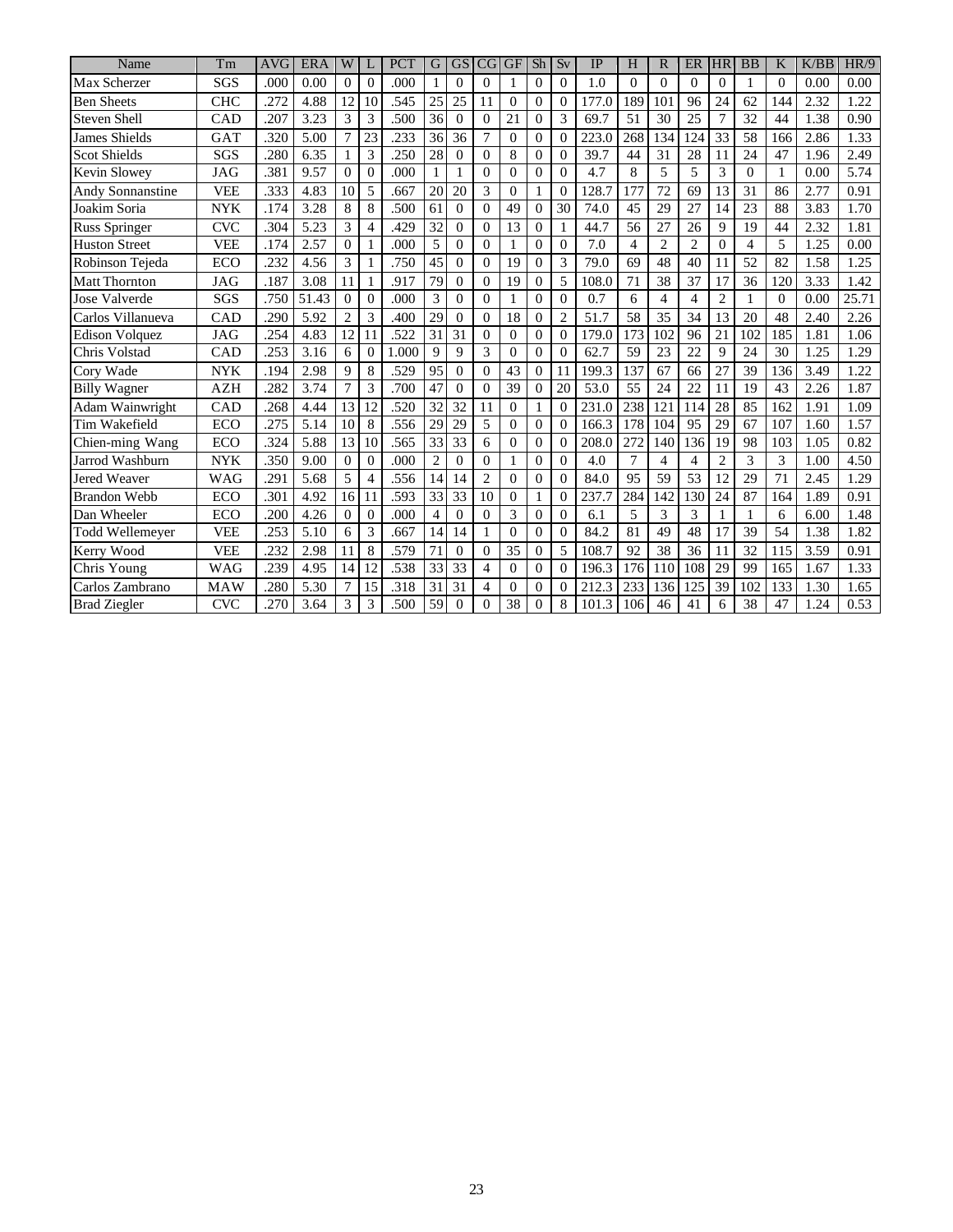| Name | Tm | AVG | ERA | W | L | PCT | G | GS | CG | GF | Sh | Sv | IP | H | R | ER | HR | BB | K | K/BB | HR/9 |
|---|---|---|---|---|---|---|---|---|---|---|---|---|---|---|---|---|---|---|---|---|---|
| Max Scherzer | SGS | .000 | 0.00 | 0 | 0 | .000 | 1 | 0 | 0 | 1 | 0 | 0 | 1.0 | 0 | 0 | 0 | 0 | 1 | 0 | 0.00 | 0.00 |
| Ben Sheets | CHC | .272 | 4.88 | 12 | 10 | .545 | 25 | 25 | 11 | 0 | 0 | 0 | 177.0 | 189 | 101 | 96 | 24 | 62 | 144 | 2.32 | 1.22 |
| Steven Shell | CAD | .207 | 3.23 | 3 | 3 | .500 | 36 | 0 | 0 | 21 | 0 | 3 | 69.7 | 51 | 30 | 25 | 7 | 32 | 44 | 1.38 | 0.90 |
| James Shields | GAT | .320 | 5.00 | 7 | 23 | .233 | 36 | 36 | 7 | 0 | 0 | 0 | 223.0 | 268 | 134 | 124 | 33 | 58 | 166 | 2.86 | 1.33 |
| Scot Shields | SGS | .280 | 6.35 | 1 | 3 | .250 | 28 | 0 | 0 | 8 | 0 | 0 | 39.7 | 44 | 31 | 28 | 11 | 24 | 47 | 1.96 | 2.49 |
| Kevin Slowey | JAG | .381 | 9.57 | 0 | 0 | .000 | 1 | 1 | 0 | 0 | 0 | 0 | 4.7 | 8 | 5 | 5 | 3 | 0 | 1 | 0.00 | 5.74 |
| Andy Sonnanstine | VEE | .333 | 4.83 | 10 | 5 | .667 | 20 | 20 | 3 | 0 | 1 | 0 | 128.7 | 177 | 72 | 69 | 13 | 31 | 86 | 2.77 | 0.91 |
| Joakim Soria | NYK | .174 | 3.28 | 8 | 8 | .500 | 61 | 0 | 0 | 49 | 0 | 30 | 74.0 | 45 | 29 | 27 | 14 | 23 | 88 | 3.83 | 1.70 |
| Russ Springer | CVC | .304 | 5.23 | 3 | 4 | .429 | 32 | 0 | 0 | 13 | 0 | 1 | 44.7 | 56 | 27 | 26 | 9 | 19 | 44 | 2.32 | 1.81 |
| Huston Street | VEE | .174 | 2.57 | 0 | 1 | .000 | 5 | 0 | 0 | 1 | 0 | 0 | 7.0 | 4 | 2 | 2 | 0 | 4 | 5 | 1.25 | 0.00 |
| Robinson Tejeda | ECO | .232 | 4.56 | 3 | 1 | .750 | 45 | 0 | 0 | 19 | 0 | 3 | 79.0 | 69 | 48 | 40 | 11 | 52 | 82 | 1.58 | 1.25 |
| Matt Thornton | JAG | .187 | 3.08 | 11 | 1 | .917 | 79 | 0 | 0 | 19 | 0 | 5 | 108.0 | 71 | 38 | 37 | 17 | 36 | 120 | 3.33 | 1.42 |
| Jose Valverde | SGS | .750 | 51.43 | 0 | 0 | .000 | 3 | 0 | 0 | 1 | 0 | 0 | 0.7 | 6 | 4 | 4 | 2 | 1 | 0 | 0.00 | 25.71 |
| Carlos Villanueva | CAD | .290 | 5.92 | 2 | 3 | .400 | 29 | 0 | 0 | 18 | 0 | 2 | 51.7 | 58 | 35 | 34 | 13 | 20 | 48 | 2.40 | 2.26 |
| Edison Volquez | JAG | .254 | 4.83 | 12 | 11 | .522 | 31 | 31 | 0 | 0 | 0 | 0 | 179.0 | 173 | 102 | 96 | 21 | 102 | 185 | 1.81 | 1.06 |
| Chris Volstad | CAD | .253 | 3.16 | 6 | 0 | 1.000 | 9 | 9 | 3 | 0 | 0 | 0 | 62.7 | 59 | 23 | 22 | 9 | 24 | 30 | 1.25 | 1.29 |
| Cory Wade | NYK | .194 | 2.98 | 9 | 8 | .529 | 95 | 0 | 0 | 43 | 0 | 11 | 199.3 | 137 | 67 | 66 | 27 | 39 | 136 | 3.49 | 1.22 |
| Billy Wagner | AZH | .282 | 3.74 | 7 | 3 | .700 | 47 | 0 | 0 | 39 | 0 | 20 | 53.0 | 55 | 24 | 22 | 11 | 19 | 43 | 2.26 | 1.87 |
| Adam Wainwright | CAD | .268 | 4.44 | 13 | 12 | .520 | 32 | 32 | 11 | 0 | 1 | 0 | 231.0 | 238 | 121 | 114 | 28 | 85 | 162 | 1.91 | 1.09 |
| Tim Wakefield | ECO | .275 | 5.14 | 10 | 8 | .556 | 29 | 29 | 5 | 0 | 0 | 0 | 166.3 | 178 | 104 | 95 | 29 | 67 | 107 | 1.60 | 1.57 |
| Chien-ming Wang | ECO | .324 | 5.88 | 13 | 10 | .565 | 33 | 33 | 6 | 0 | 0 | 0 | 208.0 | 272 | 140 | 136 | 19 | 98 | 103 | 1.05 | 0.82 |
| Jarrod Washburn | NYK | .350 | 9.00 | 0 | 0 | .000 | 2 | 0 | 0 | 1 | 0 | 0 | 4.0 | 7 | 4 | 4 | 2 | 3 | 3 | 1.00 | 4.50 |
| Jered Weaver | WAG | .291 | 5.68 | 5 | 4 | .556 | 14 | 14 | 2 | 0 | 0 | 0 | 84.0 | 95 | 59 | 53 | 12 | 29 | 71 | 2.45 | 1.29 |
| Brandon Webb | ECO | .301 | 4.92 | 16 | 11 | .593 | 33 | 33 | 10 | 0 | 1 | 0 | 237.7 | 284 | 142 | 130 | 24 | 87 | 164 | 1.89 | 0.91 |
| Dan Wheeler | ECO | .200 | 4.26 | 0 | 0 | .000 | 4 | 0 | 0 | 3 | 0 | 0 | 6.1 | 5 | 3 | 3 | 1 | 1 | 6 | 6.00 | 1.48 |
| Todd Wellemeyer | VEE | .253 | 5.10 | 6 | 3 | .667 | 14 | 14 | 1 | 0 | 0 | 0 | 84.2 | 81 | 49 | 48 | 17 | 39 | 54 | 1.38 | 1.82 |
| Kerry Wood | VEE | .232 | 2.98 | 11 | 8 | .579 | 71 | 0 | 0 | 35 | 0 | 5 | 108.7 | 92 | 38 | 36 | 11 | 32 | 115 | 3.59 | 0.91 |
| Chris Young | WAG | .239 | 4.95 | 14 | 12 | .538 | 33 | 33 | 4 | 0 | 0 | 0 | 196.3 | 176 | 110 | 108 | 29 | 99 | 165 | 1.67 | 1.33 |
| Carlos Zambrano | MAW | .280 | 5.30 | 7 | 15 | .318 | 31 | 31 | 4 | 0 | 0 | 0 | 212.3 | 233 | 136 | 125 | 39 | 102 | 133 | 1.30 | 1.65 |
| Brad Ziegler | CVC | .270 | 3.64 | 3 | 3 | .500 | 59 | 0 | 0 | 38 | 0 | 8 | 101.3 | 106 | 46 | 41 | 6 | 38 | 47 | 1.24 | 0.53 |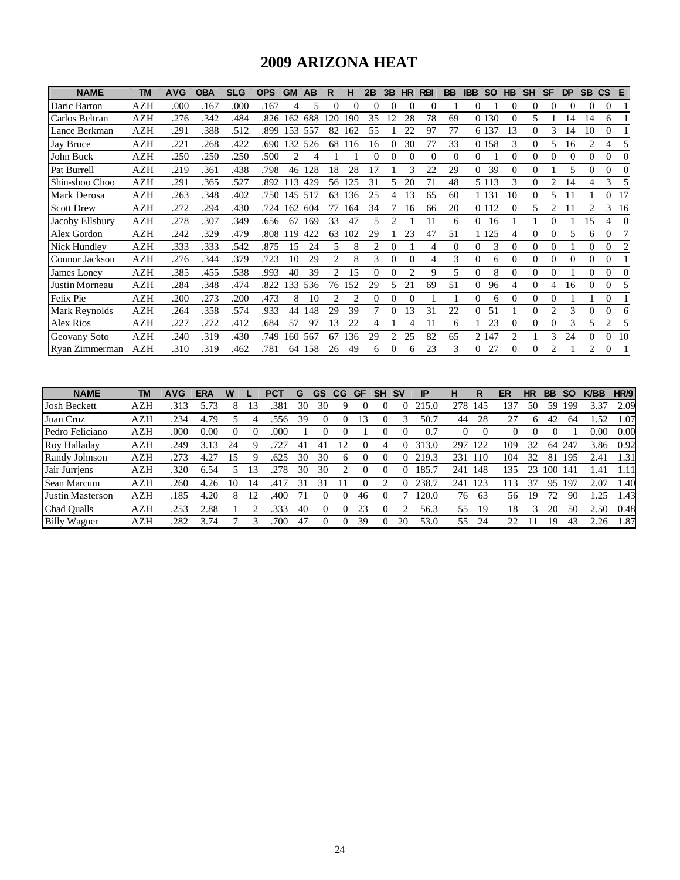# 2009 ARIZONA HEAT

| NAME | TM | AVG | OBA | SLG | OPS | GM | AB | R | H | 2B | 3B | HR | RBI | BB | IBB | SO | HB | SH | SF | DP | SB | CS | E |
|---|---|---|---|---|---|---|---|---|---|---|---|---|---|---|---|---|---|---|---|---|---|---|---|
| Daric Barton | AZH | .000 | .167 | .000 | .167 | 4 | 5 | 0 | 0 | 0 | 0 | 0 | 0 | 1 | 0 | 1 | 0 | 0 | 0 | 0 | 0 | 0 | 1 |
| Carlos Beltran | AZH | .276 | .342 | .484 | .826 | 162 | 688 | 120 | 190 | 35 | 12 | 28 | 78 | 69 | 0 | 130 | 0 | 5 | 1 | 14 | 14 | 6 | 1 |
| Lance Berkman | AZH | .291 | .388 | .512 | .899 | 153 | 557 | 82 | 162 | 55 | 1 | 22 | 97 | 77 | 6 | 137 | 13 | 0 | 3 | 14 | 10 | 0 | 1 |
| Jay Bruce | AZH | .221 | .268 | .422 | .690 | 132 | 526 | 68 | 116 | 16 | 0 | 30 | 77 | 33 | 0 | 158 | 3 | 0 | 5 | 16 | 2 | 4 | 5 |
| John Buck | AZH | .250 | .250 | .250 | .500 | 2 | 4 | 1 | 1 | 0 | 0 | 0 | 0 | 0 | 0 | 1 | 0 | 0 | 0 | 0 | 0 | 0 | 0 |
| Pat Burrell | AZH | .219 | .361 | .438 | .798 | 46 | 128 | 18 | 28 | 17 | 1 | 3 | 22 | 29 | 0 | 39 | 0 | 0 | 1 | 5 | 0 | 0 | 0 |
| Shin-shoo Choo | AZH | .291 | .365 | .527 | .892 | 113 | 429 | 56 | 125 | 31 | 5 | 20 | 71 | 48 | 5 | 113 | 3 | 0 | 2 | 14 | 4 | 3 | 5 |
| Mark Derosa | AZH | .263 | .348 | .402 | .750 | 145 | 517 | 63 | 136 | 25 | 4 | 13 | 65 | 60 | 1 | 131 | 10 | 0 | 5 | 11 | 1 | 0 | 17 |
| Scott Drew | AZH | .272 | .294 | .430 | .724 | 162 | 604 | 77 | 164 | 34 | 7 | 16 | 66 | 20 | 0 | 112 | 0 | 5 | 2 | 11 | 2 | 3 | 16 |
| Jacoby Ellsbury | AZH | .278 | .307 | .349 | .656 | 67 | 169 | 33 | 47 | 5 | 2 | 1 | 11 | 6 | 0 | 16 | 1 | 1 | 0 | 1 | 15 | 4 | 0 |
| Alex Gordon | AZH | .242 | .329 | .479 | .808 | 119 | 422 | 63 | 102 | 29 | 1 | 23 | 47 | 51 | 1 | 125 | 4 | 0 | 0 | 5 | 6 | 0 | 7 |
| Nick Hundley | AZH | .333 | .333 | .542 | .875 | 15 | 24 | 5 | 8 | 2 | 0 | 1 | 4 | 0 | 0 | 3 | 0 | 0 | 0 | 1 | 0 | 0 | 2 |
| Connor Jackson | AZH | .276 | .344 | .379 | .723 | 10 | 29 | 2 | 8 | 3 | 0 | 0 | 4 | 3 | 0 | 6 | 0 | 0 | 0 | 0 | 0 | 0 | 1 |
| James Loney | AZH | .385 | .455 | .538 | .993 | 40 | 39 | 2 | 15 | 0 | 0 | 2 | 9 | 5 | 0 | 8 | 0 | 0 | 0 | 1 | 0 | 0 | 0 |
| Justin Morneau | AZH | .284 | .348 | .474 | .822 | 133 | 536 | 76 | 152 | 29 | 5 | 21 | 69 | 51 | 0 | 96 | 4 | 0 | 4 | 16 | 0 | 0 | 5 |
| Felix Pie | AZH | .200 | .273 | .200 | .473 | 8 | 10 | 2 | 2 | 0 | 0 | 0 | 1 | 1 | 0 | 6 | 0 | 0 | 0 | 1 | 1 | 0 | 1 |
| Mark Reynolds | AZH | .264 | .358 | .574 | .933 | 44 | 148 | 29 | 39 | 7 | 0 | 13 | 31 | 22 | 0 | 51 | 1 | 0 | 2 | 3 | 0 | 0 | 6 |
| Alex Rios | AZH | .227 | .272 | .412 | .684 | 57 | 97 | 13 | 22 | 4 | 1 | 4 | 11 | 6 | 1 | 23 | 0 | 0 | 0 | 3 | 5 | 2 | 5 |
| Geovany Soto | AZH | .240 | .319 | .430 | .749 | 160 | 567 | 67 | 136 | 29 | 2 | 25 | 82 | 65 | 2 | 147 | 2 | 1 | 3 | 24 | 0 | 0 | 10 |
| Ryan Zimmerman | AZH | .310 | .319 | .462 | .781 | 64 | 158 | 26 | 49 | 6 | 0 | 6 | 23 | 3 | 0 | 27 | 0 | 0 | 2 | 1 | 2 | 0 | 1 |

| NAME | TM | AVG | ERA | W | L | PCT | G | GS | CG | GF | SH | SV | IP | H | R | ER | HR | BB | SO | K/BB | HR/9 |
|---|---|---|---|---|---|---|---|---|---|---|---|---|---|---|---|---|---|---|---|---|---|
| Josh Beckett | AZH | .313 | 5.73 | 8 | 13 | .381 | 30 | 30 | 9 | 0 | 0 | 0 | 215.0 | 278 | 145 | 137 | 50 | 59 | 199 | 3.37 | 2.09 |
| Juan Cruz | AZH | .234 | 4.79 | 5 | 4 | .556 | 39 | 0 | 0 | 13 | 0 | 3 | 50.7 | 44 | 28 | 27 | 6 | 42 | 64 | 1.52 | 1.07 |
| Pedro Feliciano | AZH | .000 | 0.00 | 0 | 0 | .000 | 1 | 0 | 0 | 1 | 0 | 0 | 0.7 | 0 | 0 | 0 | 0 | 0 | 1 | 0.00 | 0.00 |
| Roy Halladay | AZH | .249 | 3.13 | 24 | 9 | .727 | 41 | 41 | 12 | 0 | 4 | 0 | 313.0 | 297 | 122 | 109 | 32 | 64 | 247 | 3.86 | 0.92 |
| Randy Johnson | AZH | .273 | 4.27 | 15 | 9 | .625 | 30 | 30 | 6 | 0 | 0 | 0 | 219.3 | 231 | 110 | 104 | 32 | 81 | 195 | 2.41 | 1.31 |
| Jair Jurrjens | AZH | .320 | 6.54 | 5 | 13 | .278 | 30 | 30 | 2 | 0 | 0 | 0 | 185.7 | 241 | 148 | 135 | 23 | 100 | 141 | 1.41 | 1.11 |
| Sean Marcum | AZH | .260 | 4.26 | 10 | 14 | .417 | 31 | 31 | 11 | 0 | 2 | 0 | 238.7 | 241 | 123 | 113 | 37 | 95 | 197 | 2.07 | 1.40 |
| Justin Masterson | AZH | .185 | 4.20 | 8 | 12 | .400 | 71 | 0 | 0 | 46 | 0 | 7 | 120.0 | 76 | 63 | 56 | 19 | 72 | 90 | 1.25 | 1.43 |
| Chad Qualls | AZH | .253 | 2.88 | 1 | 2 | .333 | 40 | 0 | 0 | 23 | 0 | 2 | 56.3 | 55 | 19 | 18 | 3 | 20 | 50 | 2.50 | 0.48 |
| Billy Wagner | AZH | .282 | 3.74 | 7 | 3 | .700 | 47 | 0 | 0 | 39 | 0 | 20 | 53.0 | 55 | 24 | 22 | 11 | 19 | 43 | 2.26 | 1.87 |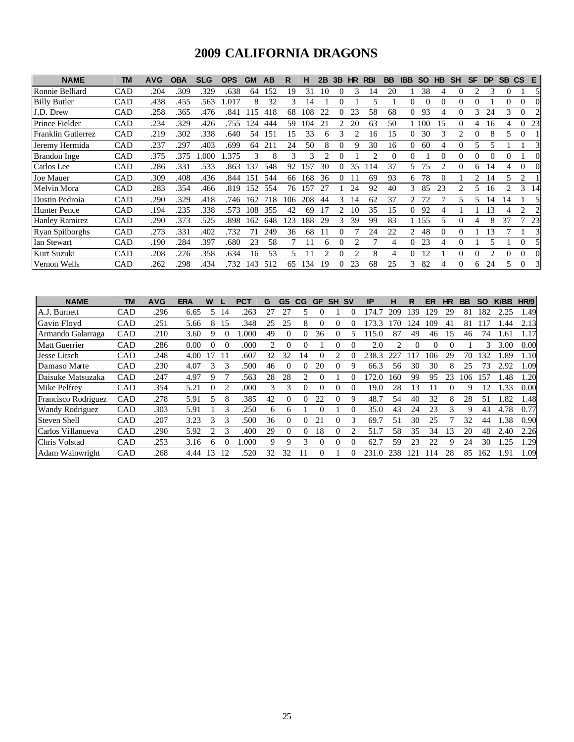# 2009 CALIFORNIA DRAGONS

| NAME | TM | AVG | OBA | SLG | OPS | GM | AB | R | H | 2B | 3B | HR | RBI | BB | IBB | SO | HB | SH | SF | DP | SB | CS | E |
|---|---|---|---|---|---|---|---|---|---|---|---|---|---|---|---|---|---|---|---|---|---|---|---|
| Ronnie Belliard | CAD | .204 | .309 | .329 | .638 | 64 | 152 | 19 | 31 | 10 | 0 | 3 | 14 | 20 | 1 | 38 | 4 | 0 | 2 | 3 | 0 | 1 | 5 |
| Billy Butler | CAD | .438 | .455 | .563 | 1.017 | 8 | 32 | 3 | 14 | 1 | 0 | 1 | 5 | 1 | 0 | 0 | 0 | 0 | 0 | 1 | 0 | 0 | 0 |
| J.D. Drew | CAD | .258 | .365 | .476 | .841 | 115 | 418 | 68 | 108 | 22 | 0 | 23 | 58 | 68 | 0 | 93 | 4 | 0 | 3 | 24 | 3 | 0 | 2 |
| Prince Fielder | CAD | .234 | .329 | .426 | .755 | 124 | 444 | 59 | 104 | 21 | 2 | 20 | 63 | 50 | 1 | 100 | 15 | 0 | 4 | 16 | 4 | 0 | 23 |
| Franklin Gutierrez | CAD | .219 | .302 | .338 | .640 | 54 | 151 | 15 | 33 | 6 | 3 | 2 | 16 | 15 | 0 | 30 | 3 | 2 | 0 | 8 | 5 | 0 | 1 |
| Jeremy Hermida | CAD | .237 | .297 | .403 | .699 | 64 | 211 | 24 | 50 | 8 | 0 | 9 | 30 | 16 | 0 | 60 | 4 | 0 | 5 | 5 | 1 | 1 | 3 |
| Brandon Inge | CAD | .375 | .375 | 1.000 | 1.375 | 3 | 8 | 3 | 3 | 2 | 0 | 1 | 2 | 0 | 0 | 1 | 0 | 0 | 0 | 0 | 0 | 1 | 0 |
| Carlos Lee | CAD | .286 | .331 | .533 | .863 | 137 | 548 | 92 | 157 | 30 | 0 | 35 | 114 | 37 | 5 | 75 | 2 | 0 | 6 | 14 | 4 | 0 | 0 |
| Joe Mauer | CAD | .309 | .408 | .436 | .844 | 151 | 544 | 66 | 168 | 36 | 0 | 11 | 69 | 93 | 6 | 78 | 0 | 1 | 2 | 14 | 5 | 2 | 1 |
| Melvin Mora | CAD | .283 | .354 | .466 | .819 | 152 | 554 | 76 | 157 | 27 | 1 | 24 | 92 | 40 | 3 | 85 | 23 | 2 | 5 | 16 | 2 | 3 | 14 |
| Dustin Pedroia | CAD | .290 | .329 | .418 | .746 | 162 | 718 | 106 | 208 | 44 | 3 | 14 | 62 | 37 | 2 | 72 | 7 | 5 | 5 | 14 | 14 | 1 | 5 |
| Hunter Pence | CAD | .194 | .235 | .338 | .573 | 108 | 355 | 42 | 69 | 17 | 2 | 10 | 35 | 15 | 0 | 92 | 4 | 1 | 1 | 13 | 4 | 2 | 2 |
| Hanley Ramirez | CAD | .290 | .373 | .525 | .898 | 162 | 648 | 123 | 188 | 29 | 3 | 39 | 99 | 83 | 1 | 155 | 5 | 0 | 4 | 8 | 37 | 7 | 23 |
| Ryan Spilborghs | CAD | .273 | .331 | .402 | .732 | 71 | 249 | 36 | 68 | 11 | 0 | 7 | 24 | 22 | 2 | 48 | 0 | 0 | 1 | 13 | 7 | 1 | 3 |
| Ian Stewart | CAD | .190 | .284 | .397 | .680 | 23 | 58 | 7 | 11 | 6 | 0 | 2 | 7 | 4 | 0 | 23 | 4 | 0 | 1 | 5 | 1 | 0 | 5 |
| Kurt Suzuki | CAD | .208 | .276 | .358 | .634 | 16 | 53 | 5 | 11 | 2 | 0 | 2 | 8 | 4 | 0 | 12 | 1 | 0 | 0 | 2 | 0 | 0 | 0 |
| Vernon Wells | CAD | .262 | .298 | .434 | .732 | 143 | 512 | 65 | 134 | 19 | 0 | 23 | 68 | 25 | 3 | 82 | 4 | 0 | 6 | 24 | 5 | 0 | 3 |

| NAME | TM | AVG | ERA | W | L | PCT | G | GS | CG | GF | SH | SV | IP | H | R | ER | HR | BB | SO | K/BB | HR/9 |
|---|---|---|---|---|---|---|---|---|---|---|---|---|---|---|---|---|---|---|---|---|---|
| A.J. Burnett | CAD | .296 | 6.65 | 5 | 14 | .263 | 27 | 27 | 5 | 0 | 1 | 0 | 174.7 | 209 | 139 | 129 | 29 | 81 | 182 | 2.25 | 1.49 |
| Gavin Floyd | CAD | .251 | 5.66 | 8 | 15 | .348 | 25 | 25 | 8 | 0 | 0 | 0 | 173.3 | 170 | 124 | 109 | 41 | 81 | 117 | 1.44 | 2.13 |
| Armando Galarraga | CAD | .210 | 3.60 | 9 | 0 | 1.000 | 49 | 0 | 0 | 36 | 0 | 5 | 115.0 | 87 | 49 | 46 | 15 | 46 | 74 | 1.61 | 1.17 |
| Matt Guerrier | CAD | .286 | 0.00 | 0 | 0 | .000 | 2 | 0 | 0 | 1 | 0 | 0 | 2.0 | 2 | 0 | 0 | 0 | 1 | 3 | 3.00 | 0.00 |
| Jesse Litsch | CAD | .248 | 4.00 | 17 | 11 | .607 | 32 | 32 | 14 | 0 | 2 | 0 | 238.3 | 227 | 117 | 106 | 29 | 70 | 132 | 1.89 | 1.10 |
| Damaso Marte | CAD | .230 | 4.07 | 3 | 3 | .500 | 46 | 0 | 0 | 20 | 0 | 9 | 66.3 | 56 | 30 | 30 | 8 | 25 | 73 | 2.92 | 1.09 |
| Daisuke Matsuzaka | CAD | .247 | 4.97 | 9 | 7 | .563 | 28 | 28 | 2 | 0 | 1 | 0 | 172.0 | 160 | 99 | 95 | 23 | 106 | 157 | 1.48 | 1.20 |
| Mike Pelfrey | CAD | .354 | 5.21 | 0 | 2 | .000 | 3 | 3 | 0 | 0 | 0 | 0 | 19.0 | 28 | 13 | 11 | 0 | 9 | 12 | 1.33 | 0.00 |
| Francisco Rodriguez | CAD | .278 | 5.91 | 5 | 8 | .385 | 42 | 0 | 0 | 22 | 0 | 9 | 48.7 | 54 | 40 | 32 | 8 | 28 | 51 | 1.82 | 1.48 |
| Wandy Rodriguez | CAD | .303 | 5.91 | 1 | 3 | .250 | 6 | 6 | 1 | 0 | 1 | 0 | 35.0 | 43 | 24 | 23 | 3 | 9 | 43 | 4.78 | 0.77 |
| Steven Shell | CAD | .207 | 3.23 | 3 | 3 | .500 | 36 | 0 | 0 | 21 | 0 | 3 | 69.7 | 51 | 30 | 25 | 7 | 32 | 44 | 1.38 | 0.90 |
| Carlos Villanueva | CAD | .290 | 5.92 | 2 | 3 | .400 | 29 | 0 | 0 | 18 | 0 | 2 | 51.7 | 58 | 35 | 34 | 13 | 20 | 48 | 2.40 | 2.26 |
| Chris Volstad | CAD | .253 | 3.16 | 6 | 0 | 1.000 | 9 | 9 | 3 | 0 | 0 | 0 | 62.7 | 59 | 23 | 22 | 9 | 24 | 30 | 1.25 | 1.29 |
| Adam Wainwright | CAD | .268 | 4.44 | 13 | 12 | .520 | 32 | 32 | 11 | 0 | 1 | 0 | 231.0 | 238 | 121 | 114 | 28 | 85 | 162 | 1.91 | 1.09 |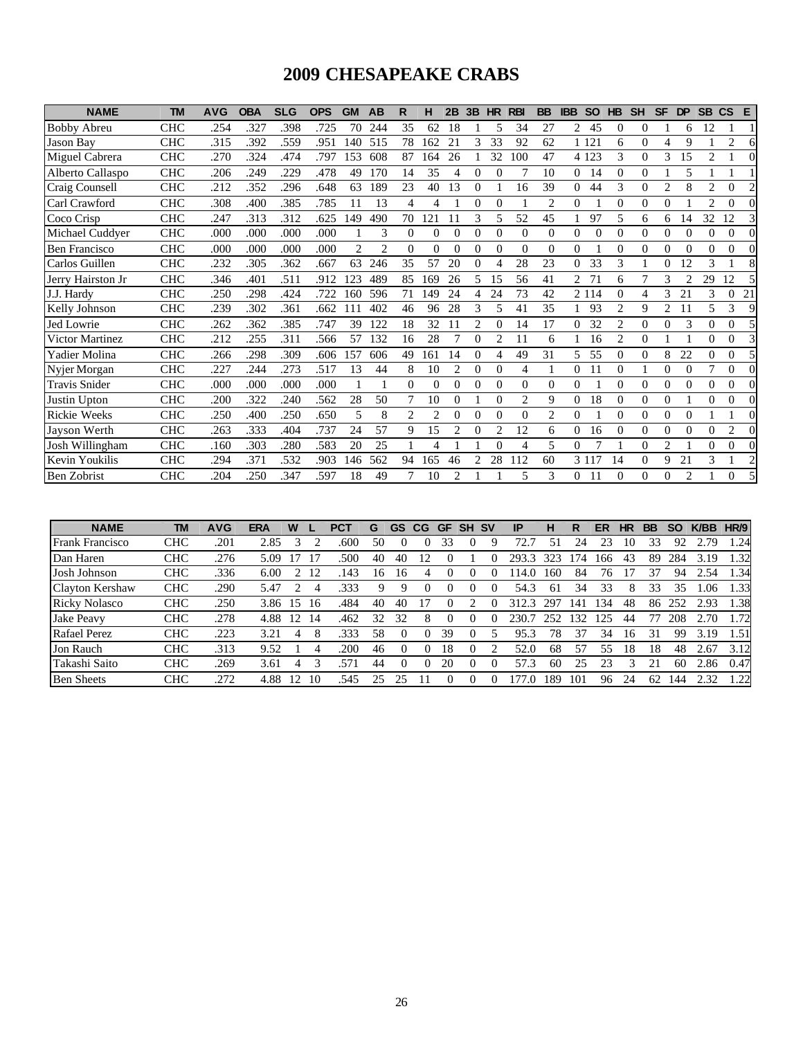# 2009 CHESAPEAKE CRABS

| NAME | TM | AVG | OBA | SLG | OPS | GM | AB | R | H | 2B | 3B | HR | RBI | BB | IBB | SO | HB | SH | SF | DP | SB | CS | E |
|---|---|---|---|---|---|---|---|---|---|---|---|---|---|---|---|---|---|---|---|---|---|---|---|
| Bobby Abreu | CHC | .254 | .327 | .398 | .725 | 70 | 244 | 35 | 62 | 18 | 1 | 5 | 34 | 27 | 2 | 45 | 0 | 0 | 1 | 6 | 12 | 1 | 1 |
| Jason Bay | CHC | .315 | .392 | .559 | .951 | 140 | 515 | 78 | 162 | 21 | 3 | 33 | 92 | 62 | 1 | 121 | 6 | 0 | 4 | 9 | 1 | 2 | 6 |
| Miguel Cabrera | CHC | .270 | .324 | .474 | .797 | 153 | 608 | 87 | 164 | 26 | 1 | 32 | 100 | 47 | 4 | 123 | 3 | 0 | 3 | 15 | 2 | 1 | 0 |
| Alberto Callaspo | CHC | .206 | .249 | .229 | .478 | 49 | 170 | 14 | 35 | 4 | 0 | 0 | 7 | 10 | 0 | 14 | 0 | 0 | 1 | 5 | 1 | 1 | 1 |
| Craig Counsell | CHC | .212 | .352 | .296 | .648 | 63 | 189 | 23 | 40 | 13 | 0 | 1 | 16 | 39 | 0 | 44 | 3 | 0 | 2 | 8 | 2 | 0 | 2 |
| Carl Crawford | CHC | .308 | .400 | .385 | .785 | 11 | 13 | 4 | 4 | 1 | 0 | 0 | 1 | 2 | 0 | 1 | 0 | 0 | 0 | 1 | 2 | 0 | 0 |
| Coco Crisp | CHC | .247 | .313 | .312 | .625 | 149 | 490 | 70 | 121 | 11 | 3 | 5 | 52 | 45 | 1 | 97 | 5 | 6 | 6 | 14 | 32 | 12 | 3 |
| Michael Cuddyer | CHC | .000 | .000 | .000 | .000 | 1 | 3 | 0 | 0 | 0 | 0 | 0 | 0 | 0 | 0 | 0 | 0 | 0 | 0 | 0 | 0 | 0 | 0 |
| Ben Francisco | CHC | .000 | .000 | .000 | .000 | 2 | 2 | 0 | 0 | 0 | 0 | 0 | 0 | 0 | 0 | 1 | 0 | 0 | 0 | 0 | 0 | 0 | 0 |
| Carlos Guillen | CHC | .232 | .305 | .362 | .667 | 63 | 246 | 35 | 57 | 20 | 0 | 4 | 28 | 23 | 0 | 33 | 3 | 1 | 0 | 12 | 3 | 1 | 8 |
| Jerry Hairston Jr | CHC | .346 | .401 | .511 | .912 | 123 | 489 | 85 | 169 | 26 | 5 | 15 | 56 | 41 | 2 | 71 | 6 | 7 | 3 | 2 | 29 | 12 | 5 |
| J.J. Hardy | CHC | .250 | .298 | .424 | .722 | 160 | 596 | 71 | 149 | 24 | 4 | 24 | 73 | 42 | 2 | 114 | 0 | 4 | 3 | 21 | 3 | 0 | 21 |
| Kelly Johnson | CHC | .239 | .302 | .361 | .662 | 111 | 402 | 46 | 96 | 28 | 3 | 5 | 41 | 35 | 1 | 93 | 2 | 9 | 2 | 11 | 5 | 3 | 9 |
| Jed Lowrie | CHC | .262 | .362 | .385 | .747 | 39 | 122 | 18 | 32 | 11 | 2 | 0 | 14 | 17 | 0 | 32 | 2 | 0 | 0 | 3 | 0 | 0 | 5 |
| Victor Martinez | CHC | .212 | .255 | .311 | .566 | 57 | 132 | 16 | 28 | 7 | 0 | 2 | 11 | 6 | 1 | 16 | 2 | 0 | 1 | 1 | 0 | 0 | 3 |
| Yadier Molina | CHC | .266 | .298 | .309 | .606 | 157 | 606 | 49 | 161 | 14 | 0 | 4 | 49 | 31 | 5 | 55 | 0 | 0 | 8 | 22 | 0 | 0 | 5 |
| Nyjer Morgan | CHC | .227 | .244 | .273 | .517 | 13 | 44 | 8 | 10 | 2 | 0 | 0 | 4 | 1 | 0 | 11 | 0 | 1 | 0 | 0 | 7 | 0 | 0 |
| Travis Snider | CHC | .000 | .000 | .000 | .000 | 1 | 1 | 0 | 0 | 0 | 0 | 0 | 0 | 0 | 0 | 1 | 0 | 0 | 0 | 0 | 0 | 0 | 0 |
| Justin Upton | CHC | .200 | .322 | .240 | .562 | 28 | 50 | 7 | 10 | 0 | 1 | 0 | 2 | 9 | 0 | 18 | 0 | 0 | 0 | 1 | 0 | 0 | 0 |
| Rickie Weeks | CHC | .250 | .400 | .250 | .650 | 5 | 8 | 2 | 2 | 0 | 0 | 0 | 0 | 2 | 0 | 1 | 0 | 0 | 0 | 0 | 1 | 1 | 0 |
| Jayson Werth | CHC | .263 | .333 | .404 | .737 | 24 | 57 | 9 | 15 | 2 | 0 | 2 | 12 | 6 | 0 | 16 | 0 | 0 | 0 | 0 | 0 | 2 | 0 |
| Josh Willingham | CHC | .160 | .303 | .280 | .583 | 20 | 25 | 1 | 4 | 1 | 1 | 0 | 4 | 5 | 0 | 7 | 1 | 0 | 2 | 1 | 0 | 0 | 0 |
| Kevin Youkilis | CHC | .294 | .371 | .532 | .903 | 146 | 562 | 94 | 165 | 46 | 2 | 28 | 112 | 60 | 3 | 117 | 14 | 0 | 9 | 21 | 3 | 1 | 2 |
| Ben Zobrist | CHC | .204 | .250 | .347 | .597 | 18 | 49 | 7 | 10 | 2 | 1 | 1 | 5 | 3 | 0 | 11 | 0 | 0 | 0 | 2 | 1 | 0 | 5 |

| NAME | TM | AVG | ERA | W | L | PCT | G | GS | CG | GF | SH | SV | IP | H | R | ER | HR | BB | SO | K/BB | HR/9 |
|---|---|---|---|---|---|---|---|---|---|---|---|---|---|---|---|---|---|---|---|---|---|
| Frank Francisco | CHC | .201 | 2.85 | 3 | 2 | .600 | 50 | 0 | 0 | 33 | 0 | 9 | 72.7 | 51 | 24 | 23 | 10 | 33 | 92 | 2.79 | 1.24 |
| Dan Haren | CHC | .276 | 5.09 | 17 | 17 | .500 | 40 | 40 | 12 | 0 | 1 | 0 | 293.3 | 323 | 174 | 166 | 43 | 89 | 284 | 3.19 | 1.32 |
| Josh Johnson | CHC | .336 | 6.00 | 2 | 12 | .143 | 16 | 16 | 4 | 0 | 0 | 0 | 114.0 | 160 | 84 | 76 | 17 | 37 | 94 | 2.54 | 1.34 |
| Clayton Kershaw | CHC | .290 | 5.47 | 2 | 4 | .333 | 9 | 9 | 0 | 0 | 0 | 0 | 54.3 | 61 | 34 | 33 | 8 | 33 | 35 | 1.06 | 1.33 |
| Ricky Nolasco | CHC | .250 | 3.86 | 15 | 16 | .484 | 40 | 40 | 17 | 0 | 2 | 0 | 312.3 | 297 | 141 | 134 | 48 | 86 | 252 | 2.93 | 1.38 |
| Jake Peavy | CHC | .278 | 4.88 | 12 | 14 | .462 | 32 | 32 | 8 | 0 | 0 | 0 | 230.7 | 252 | 132 | 125 | 44 | 77 | 208 | 2.70 | 1.72 |
| Rafael Perez | CHC | .223 | 3.21 | 4 | 8 | .333 | 58 | 0 | 0 | 39 | 0 | 5 | 95.3 | 78 | 37 | 34 | 16 | 31 | 99 | 3.19 | 1.51 |
| Jon Rauch | CHC | .313 | 9.52 | 1 | 4 | .200 | 46 | 0 | 0 | 18 | 0 | 2 | 52.0 | 68 | 57 | 55 | 18 | 18 | 48 | 2.67 | 3.12 |
| Takashi Saito | CHC | .269 | 3.61 | 4 | 3 | .571 | 44 | 0 | 0 | 20 | 0 | 0 | 57.3 | 60 | 25 | 23 | 3 | 21 | 60 | 2.86 | 0.47 |
| Ben Sheets | CHC | .272 | 4.88 | 12 | 10 | .545 | 25 | 25 | 11 | 0 | 0 | 0 | 177.0 | 189 | 101 | 96 | 24 | 62 | 144 | 2.32 | 1.22 |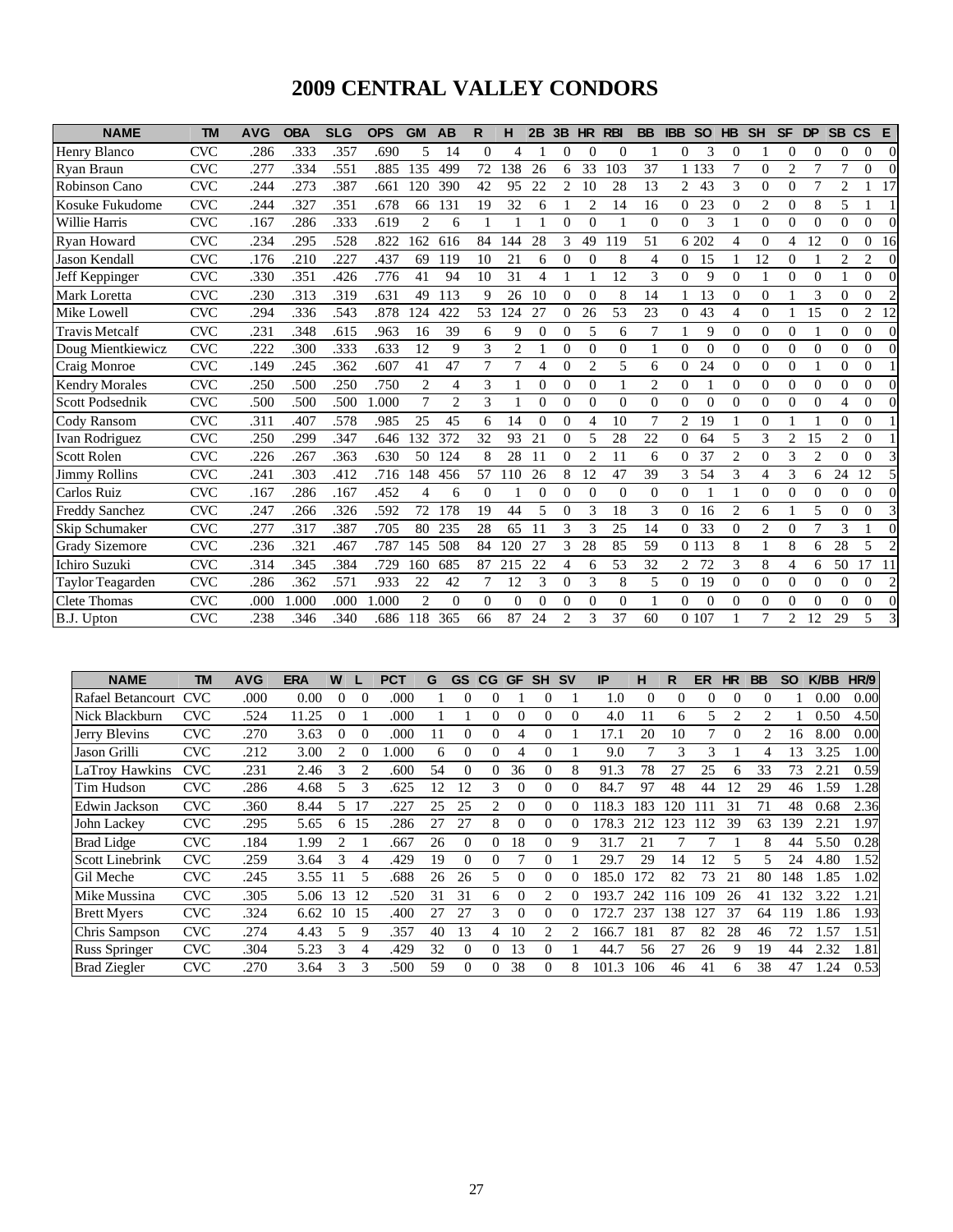# 2009 CENTRAL VALLEY CONDORS

| NAME | TM | AVG | OBA | SLG | OPS | GM | AB | R | H | 2B | 3B | HR | RBI | BB | IBB | SO | HB | SH | SF | DP | SB | CS | E |
|---|---|---|---|---|---|---|---|---|---|---|---|---|---|---|---|---|---|---|---|---|---|---|---|
| Henry Blanco | CVC | .286 | .333 | .357 | .690 | 5 | 14 | 0 | 4 | 1 | 0 | 0 | 0 | 1 | 0 | 3 | 0 | 1 | 0 | 0 | 0 | 0 | 0 |
| Ryan Braun | CVC | .277 | .334 | .551 | .885 | 135 | 499 | 72 | 138 | 26 | 6 | 33 | 103 | 37 | 1 | 133 | 7 | 0 | 2 | 7 | 7 | 0 | 0 |
| Robinson Cano | CVC | .244 | .273 | .387 | .661 | 120 | 390 | 42 | 95 | 22 | 2 | 10 | 28 | 13 | 2 | 43 | 3 | 0 | 0 | 7 | 2 | 1 | 17 |
| Kosuke Fukudome | CVC | .244 | .327 | .351 | .678 | 66 | 131 | 19 | 32 | 6 | 1 | 2 | 14 | 16 | 0 | 23 | 0 | 2 | 0 | 8 | 5 | 1 | 1 |
| Willie Harris | CVC | .167 | .286 | .333 | .619 | 2 | 6 | 1 | 1 | 1 | 0 | 0 | 1 | 0 | 0 | 3 | 1 | 0 | 0 | 0 | 0 | 0 | 0 |
| Ryan Howard | CVC | .234 | .295 | .528 | .822 | 162 | 616 | 84 | 144 | 28 | 3 | 49 | 119 | 51 | 6 | 202 | 4 | 0 | 4 | 12 | 0 | 0 | 16 |
| Jason Kendall | CVC | .176 | .210 | .227 | .437 | 69 | 119 | 10 | 21 | 6 | 0 | 0 | 8 | 4 | 0 | 15 | 1 | 12 | 0 | 1 | 2 | 2 | 0 |
| Jeff Keppinger | CVC | .330 | .351 | .426 | .776 | 41 | 94 | 10 | 31 | 4 | 1 | 1 | 12 | 3 | 0 | 9 | 0 | 1 | 0 | 0 | 1 | 0 | 0 |
| Mark Loretta | CVC | .230 | .313 | .319 | .631 | 49 | 113 | 9 | 26 | 10 | 0 | 0 | 8 | 14 | 1 | 13 | 0 | 0 | 1 | 3 | 0 | 0 | 2 |
| Mike Lowell | CVC | .294 | .336 | .543 | .878 | 124 | 422 | 53 | 124 | 27 | 0 | 26 | 53 | 23 | 0 | 43 | 4 | 0 | 1 | 15 | 0 | 2 | 12 |
| Travis Metcalf | CVC | .231 | .348 | .615 | .963 | 16 | 39 | 6 | 9 | 0 | 0 | 5 | 6 | 7 | 1 | 9 | 0 | 0 | 0 | 1 | 0 | 0 | 0 |
| Doug Mientkiewicz | CVC | .222 | .300 | .333 | .633 | 12 | 9 | 3 | 2 | 1 | 0 | 0 | 0 | 1 | 0 | 0 | 0 | 0 | 0 | 0 | 0 | 0 | 0 |
| Craig Monroe | CVC | .149 | .245 | .362 | .607 | 41 | 47 | 7 | 7 | 4 | 0 | 2 | 5 | 6 | 0 | 24 | 0 | 0 | 0 | 1 | 0 | 0 | 1 |
| Kendry Morales | CVC | .250 | .500 | .250 | .750 | 2 | 4 | 3 | 1 | 0 | 0 | 0 | 1 | 2 | 0 | 1 | 0 | 0 | 0 | 0 | 0 | 0 | 0 |
| Scott Podsednik | CVC | .500 | .500 | .500 | 1.000 | 7 | 2 | 3 | 1 | 0 | 0 | 0 | 0 | 0 | 0 | 0 | 0 | 0 | 0 | 0 | 4 | 0 | 0 |
| Cody Ransom | CVC | .311 | .407 | .578 | .985 | 25 | 45 | 6 | 14 | 0 | 0 | 4 | 10 | 7 | 2 | 19 | 1 | 0 | 1 | 1 | 0 | 0 | 1 |
| Ivan Rodriguez | CVC | .250 | .299 | .347 | .646 | 132 | 372 | 32 | 93 | 21 | 0 | 5 | 28 | 22 | 0 | 64 | 5 | 3 | 2 | 15 | 2 | 0 | 1 |
| Scott Rolen | CVC | .226 | .267 | .363 | .630 | 50 | 124 | 8 | 28 | 11 | 0 | 2 | 11 | 6 | 0 | 37 | 2 | 0 | 3 | 2 | 0 | 0 | 3 |
| Jimmy Rollins | CVC | .241 | .303 | .412 | .716 | 148 | 456 | 57 | 110 | 26 | 8 | 12 | 47 | 39 | 3 | 54 | 3 | 4 | 3 | 6 | 24 | 12 | 5 |
| Carlos Ruiz | CVC | .167 | .286 | .167 | .452 | 4 | 6 | 0 | 1 | 0 | 0 | 0 | 0 | 0 | 0 | 1 | 1 | 0 | 0 | 0 | 0 | 0 | 0 |
| Freddy Sanchez | CVC | .247 | .266 | .326 | .592 | 72 | 178 | 19 | 44 | 5 | 0 | 3 | 18 | 3 | 0 | 16 | 2 | 6 | 1 | 5 | 0 | 0 | 3 |
| Skip Schumaker | CVC | .277 | .317 | .387 | .705 | 80 | 235 | 28 | 65 | 11 | 3 | 3 | 25 | 14 | 0 | 33 | 0 | 2 | 0 | 7 | 3 | 1 | 0 |
| Grady Sizemore | CVC | .236 | .321 | .467 | .787 | 145 | 508 | 84 | 120 | 27 | 3 | 28 | 85 | 59 | 0 | 113 | 8 | 1 | 8 | 6 | 28 | 5 | 2 |
| Ichiro Suzuki | CVC | .314 | .345 | .384 | .729 | 160 | 685 | 87 | 215 | 22 | 4 | 6 | 53 | 32 | 2 | 72 | 3 | 8 | 4 | 6 | 50 | 17 | 11 |
| Taylor Teagarden | CVC | .286 | .362 | .571 | .933 | 22 | 42 | 7 | 12 | 3 | 0 | 3 | 8 | 5 | 0 | 19 | 0 | 0 | 0 | 0 | 0 | 0 | 2 |
| Clete Thomas | CVC | .000 | 1.000 | .000 | 1.000 | 2 | 0 | 0 | 0 | 0 | 0 | 0 | 0 | 1 | 0 | 0 | 0 | 0 | 0 | 0 | 0 | 0 | 0 |
| B.J. Upton | CVC | .238 | .346 | .340 | .686 | 118 | 365 | 66 | 87 | 24 | 2 | 3 | 37 | 60 | 0 | 107 | 1 | 7 | 2 | 12 | 29 | 5 | 3 |

| NAME | TM | AVG | ERA | W | L | PCT | G | GS | CG | GF | SH | SV | IP | H | R | ER | HR | BB | SO | K/BB | HR/9 |
|---|---|---|---|---|---|---|---|---|---|---|---|---|---|---|---|---|---|---|---|---|---|
| Rafael Betancourt | CVC | .000 | 0.00 | 0 | 0 | .000 | 1 | 0 | 0 | 1 | 0 | 1 | 1.0 | 0 | 0 | 0 | 0 | 0 | 1 | 0.00 | 0.00 |
| Nick Blackburn | CVC | .524 | 11.25 | 0 | 1 | .000 | 1 | 1 | 0 | 0 | 0 | 0 | 4.0 | 11 | 6 | 5 | 2 | 2 | 1 | 0.50 | 4.50 |
| Jerry Blevins | CVC | .270 | 3.63 | 0 | 0 | .000 | 11 | 0 | 0 | 4 | 0 | 1 | 17.1 | 20 | 10 | 7 | 0 | 2 | 16 | 8.00 | 0.00 |
| Jason Grilli | CVC | .212 | 3.00 | 2 | 0 | 1.000 | 6 | 0 | 0 | 4 | 0 | 1 | 9.0 | 7 | 3 | 3 | 1 | 4 | 13 | 3.25 | 1.00 |
| LaTroy Hawkins | CVC | .231 | 2.46 | 3 | 2 | .600 | 54 | 0 | 0 | 36 | 0 | 8 | 91.3 | 78 | 27 | 25 | 6 | 33 | 73 | 2.21 | 0.59 |
| Tim Hudson | CVC | .286 | 4.68 | 5 | 3 | .625 | 12 | 12 | 3 | 0 | 0 | 0 | 84.7 | 97 | 48 | 44 | 12 | 29 | 46 | 1.59 | 1.28 |
| Edwin Jackson | CVC | .360 | 8.44 | 5 | 17 | .227 | 25 | 25 | 2 | 0 | 0 | 0 | 118.3 | 183 | 120 | 111 | 31 | 71 | 48 | 0.68 | 2.36 |
| John Lackey | CVC | .295 | 5.65 | 6 | 15 | .286 | 27 | 27 | 8 | 0 | 0 | 0 | 178.3 | 212 | 123 | 112 | 39 | 63 | 139 | 2.21 | 1.97 |
| Brad Lidge | CVC | .184 | 1.99 | 2 | 1 | .667 | 26 | 0 | 0 | 18 | 0 | 9 | 31.7 | 21 | 7 | 7 | 1 | 8 | 44 | 5.50 | 0.28 |
| Scott Linebrink | CVC | .259 | 3.64 | 3 | 4 | .429 | 19 | 0 | 0 | 7 | 0 | 1 | 29.7 | 29 | 14 | 12 | 5 | 5 | 24 | 4.80 | 1.52 |
| Gil Meche | CVC | .245 | 3.55 | 11 | 5 | .688 | 26 | 26 | 5 | 0 | 0 | 0 | 185.0 | 172 | 82 | 73 | 21 | 80 | 148 | 1.85 | 1.02 |
| Mike Mussina | CVC | .305 | 5.06 | 13 | 12 | .520 | 31 | 31 | 6 | 0 | 2 | 0 | 193.7 | 242 | 116 | 109 | 26 | 41 | 132 | 3.22 | 1.21 |
| Brett Myers | CVC | .324 | 6.62 | 10 | 15 | .400 | 27 | 27 | 3 | 0 | 0 | 0 | 172.7 | 237 | 138 | 127 | 37 | 64 | 119 | 1.86 | 1.93 |
| Chris Sampson | CVC | .274 | 4.43 | 5 | 9 | .357 | 40 | 13 | 4 | 10 | 2 | 2 | 166.7 | 181 | 87 | 82 | 28 | 46 | 72 | 1.57 | 1.51 |
| Russ Springer | CVC | .304 | 5.23 | 3 | 4 | .429 | 32 | 0 | 0 | 13 | 0 | 1 | 44.7 | 56 | 27 | 26 | 9 | 19 | 44 | 2.32 | 1.81 |
| Brad Ziegler | CVC | .270 | 3.64 | 3 | 3 | .500 | 59 | 0 | 0 | 38 | 0 | 8 | 101.3 | 106 | 46 | 41 | 6 | 38 | 47 | 1.24 | 0.53 |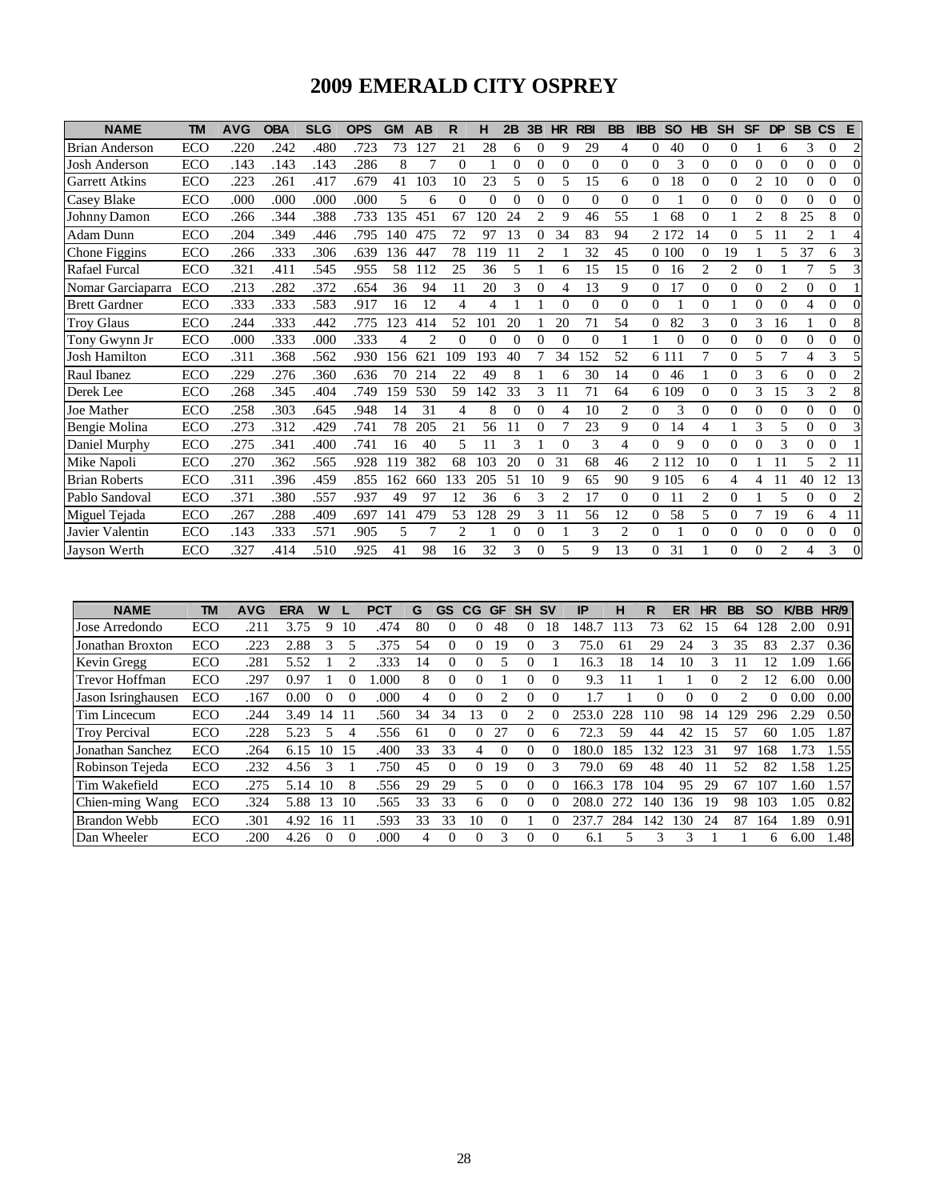# 2009 EMERALD CITY OSPREY

| NAME | TM | AVG | OBA | SLG | OPS | GM | AB | R | H | 2B | 3B | HR | RBI | BB | IBB | SO | HB | SH | SF | DP | SB | CS | E |
|---|---|---|---|---|---|---|---|---|---|---|---|---|---|---|---|---|---|---|---|---|---|---|---|
| Brian Anderson | ECO | .220 | .242 | .480 | .723 | 73 | 127 | 21 | 28 | 6 | 0 | 9 | 29 | 4 | 0 | 40 | 0 | 0 | 1 | 6 | 3 | 0 | 2 |
| Josh Anderson | ECO | .143 | .143 | .143 | .286 | 8 | 7 | 0 | 1 | 0 | 0 | 0 | 0 | 0 | 0 | 3 | 0 | 0 | 0 | 0 | 0 | 0 | 0 |
| Garrett Atkins | ECO | .223 | .261 | .417 | .679 | 41 | 103 | 10 | 23 | 5 | 0 | 5 | 15 | 6 | 0 | 18 | 0 | 0 | 2 | 10 | 0 | 0 | 0 |
| Casey Blake | ECO | .000 | .000 | .000 | .000 | 5 | 6 | 0 | 0 | 0 | 0 | 0 | 0 | 0 | 0 | 1 | 0 | 0 | 0 | 0 | 0 | 0 | 0 |
| Johnny Damon | ECO | .266 | .344 | .388 | .733 | 135 | 451 | 67 | 120 | 24 | 2 | 9 | 46 | 55 | 1 | 68 | 0 | 1 | 2 | 8 | 25 | 8 | 0 |
| Adam Dunn | ECO | .204 | .349 | .446 | .795 | 140 | 475 | 72 | 97 | 13 | 0 | 34 | 83 | 94 | 2 | 172 | 14 | 0 | 5 | 11 | 2 | 1 | 4 |
| Chone Figgins | ECO | .266 | .333 | .306 | .639 | 136 | 447 | 78 | 119 | 11 | 2 | 1 | 32 | 45 | 0 | 100 | 0 | 19 | 1 | 5 | 37 | 6 | 3 |
| Rafael Furcal | ECO | .321 | .411 | .545 | .955 | 58 | 112 | 25 | 36 | 5 | 1 | 6 | 15 | 15 | 0 | 16 | 2 | 2 | 0 | 1 | 7 | 5 | 3 |
| Nomar Garciaparra | ECO | .213 | .282 | .372 | .654 | 36 | 94 | 11 | 20 | 3 | 0 | 4 | 13 | 9 | 0 | 17 | 0 | 0 | 0 | 2 | 0 | 0 | 1 |
| Brett Gardner | ECO | .333 | .333 | .583 | .917 | 16 | 12 | 4 | 4 | 1 | 1 | 0 | 0 | 0 | 0 | 1 | 0 | 1 | 0 | 0 | 4 | 0 | 0 |
| Troy Glaus | ECO | .244 | .333 | .442 | .775 | 123 | 414 | 52 | 101 | 20 | 1 | 20 | 71 | 54 | 0 | 82 | 3 | 0 | 3 | 16 | 1 | 0 | 8 |
| Tony Gwynn Jr | ECO | .000 | .333 | .000 | .333 | 4 | 2 | 0 | 0 | 0 | 0 | 0 | 0 | 1 | 1 | 0 | 0 | 0 | 0 | 0 | 0 | 0 | 0 |
| Josh Hamilton | ECO | .311 | .368 | .562 | .930 | 156 | 621 | 109 | 193 | 40 | 7 | 34 | 152 | 52 | 6 | 111 | 7 | 0 | 5 | 7 | 4 | 3 | 5 |
| Raul Ibanez | ECO | .229 | .276 | .360 | .636 | 70 | 214 | 22 | 49 | 8 | 1 | 6 | 30 | 14 | 0 | 46 | 1 | 0 | 3 | 6 | 0 | 0 | 2 |
| Derek Lee | ECO | .268 | .345 | .404 | .749 | 159 | 530 | 59 | 142 | 33 | 3 | 11 | 71 | 64 | 6 | 109 | 0 | 0 | 3 | 15 | 3 | 2 | 8 |
| Joe Mather | ECO | .258 | .303 | .645 | .948 | 14 | 31 | 4 | 8 | 0 | 0 | 4 | 10 | 2 | 0 | 3 | 0 | 0 | 0 | 0 | 0 | 0 | 0 |
| Bengie Molina | ECO | .273 | .312 | .429 | .741 | 78 | 205 | 21 | 56 | 11 | 0 | 7 | 23 | 9 | 0 | 14 | 4 | 1 | 3 | 5 | 0 | 0 | 3 |
| Daniel Murphy | ECO | .275 | .341 | .400 | .741 | 16 | 40 | 5 | 11 | 3 | 1 | 0 | 3 | 4 | 0 | 9 | 0 | 0 | 0 | 3 | 0 | 0 | 1 |
| Mike Napoli | ECO | .270 | .362 | .565 | .928 | 119 | 382 | 68 | 103 | 20 | 0 | 31 | 68 | 46 | 2 | 112 | 10 | 0 | 1 | 11 | 5 | 2 | 11 |
| Brian Roberts | ECO | .311 | .396 | .459 | .855 | 162 | 660 | 133 | 205 | 51 | 10 | 9 | 65 | 90 | 9 | 105 | 6 | 4 | 4 | 11 | 40 | 12 | 13 |
| Pablo Sandoval | ECO | .371 | .380 | .557 | .937 | 49 | 97 | 12 | 36 | 6 | 3 | 2 | 17 | 0 | 0 | 11 | 2 | 0 | 1 | 5 | 0 | 0 | 2 |
| Miguel Tejada | ECO | .267 | .288 | .409 | .697 | 141 | 479 | 53 | 128 | 29 | 3 | 11 | 56 | 12 | 0 | 58 | 5 | 0 | 7 | 19 | 6 | 4 | 11 |
| Javier Valentin | ECO | .143 | .333 | .571 | .905 | 5 | 7 | 2 | 1 | 0 | 0 | 1 | 3 | 2 | 0 | 1 | 0 | 0 | 0 | 0 | 0 | 0 | 0 |
| Jayson Werth | ECO | .327 | .414 | .510 | .925 | 41 | 98 | 16 | 32 | 3 | 0 | 5 | 9 | 13 | 0 | 31 | 1 | 0 | 0 | 2 | 4 | 3 | 0 |

| NAME | TM | AVG | ERA | W | L | PCT | G | GS | CG | GF | SH | SV | IP | H | R | ER | HR | BB | SO | K/BB | HR/9 |
|---|---|---|---|---|---|---|---|---|---|---|---|---|---|---|---|---|---|---|---|---|---|
| Jose Arredondo | ECO | .211 | 3.75 | 9 | 10 | .474 | 80 | 0 | 0 | 48 | 0 | 18 | 148.7 | 113 | 73 | 62 | 15 | 64 | 128 | 2.00 | 0.91 |
| Jonathan Broxton | ECO | .223 | 2.88 | 3 | 5 | .375 | 54 | 0 | 0 | 19 | 0 | 3 | 75.0 | 61 | 29 | 24 | 3 | 35 | 83 | 2.37 | 0.36 |
| Kevin Gregg | ECO | .281 | 5.52 | 1 | 2 | .333 | 14 | 0 | 0 | 5 | 0 | 1 | 16.3 | 18 | 14 | 10 | 3 | 11 | 12 | 1.09 | 1.66 |
| Trevor Hoffman | ECO | .297 | 0.97 | 1 | 0 | 1.000 | 8 | 0 | 0 | 1 | 0 | 0 | 9.3 | 11 | 1 | 1 | 0 | 2 | 12 | 6.00 | 0.00 |
| Jason Isringhausen | ECO | .167 | 0.00 | 0 | 0 | .000 | 4 | 0 | 0 | 2 | 0 | 0 | 1.7 | 1 | 0 | 0 | 0 | 2 | 0 | 0.00 | 0.00 |
| Tim Lincecum | ECO | .244 | 3.49 | 14 | 11 | .560 | 34 | 34 | 13 | 0 | 2 | 0 | 253.0 | 228 | 110 | 98 | 14 | 129 | 296 | 2.29 | 0.50 |
| Troy Percival | ECO | .228 | 5.23 | 5 | 4 | .556 | 61 | 0 | 0 | 27 | 0 | 6 | 72.3 | 59 | 44 | 42 | 15 | 57 | 60 | 1.05 | 1.87 |
| Jonathan Sanchez | ECO | .264 | 6.15 | 10 | 15 | .400 | 33 | 33 | 4 | 0 | 0 | 0 | 180.0 | 185 | 132 | 123 | 31 | 97 | 168 | 1.73 | 1.55 |
| Robinson Tejeda | ECO | .232 | 4.56 | 3 | 1 | .750 | 45 | 0 | 0 | 19 | 0 | 3 | 79.0 | 69 | 48 | 40 | 11 | 52 | 82 | 1.58 | 1.25 |
| Tim Wakefield | ECO | .275 | 5.14 | 10 | 8 | .556 | 29 | 29 | 5 | 0 | 0 | 0 | 166.3 | 178 | 104 | 95 | 29 | 67 | 107 | 1.60 | 1.57 |
| Chien-ming Wang | ECO | .324 | 5.88 | 13 | 10 | .565 | 33 | 33 | 6 | 0 | 0 | 0 | 208.0 | 272 | 140 | 136 | 19 | 98 | 103 | 1.05 | 0.82 |
| Brandon Webb | ECO | .301 | 4.92 | 16 | 11 | .593 | 33 | 33 | 10 | 0 | 1 | 0 | 237.7 | 284 | 142 | 130 | 24 | 87 | 164 | 1.89 | 0.91 |
| Dan Wheeler | ECO | .200 | 4.26 | 0 | 0 | .000 | 4 | 0 | 0 | 3 | 0 | 0 | 6.1 | 5 | 3 | 3 | 1 | 1 | 6 | 6.00 | 1.48 |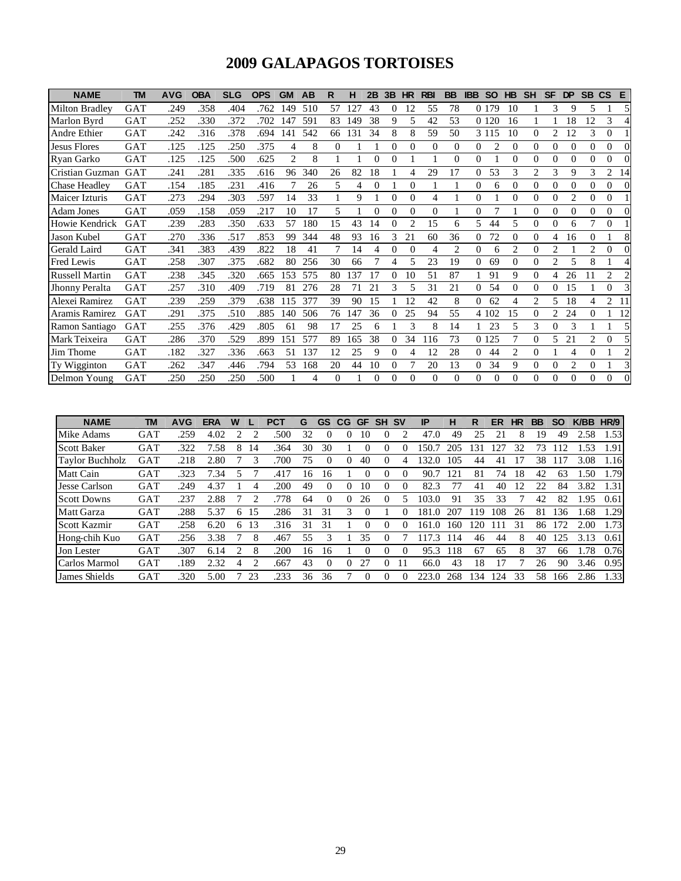# 2009 GALAPAGOS TORTOISES

| NAME | TM | AVG | OBA | SLG | OPS | GM | AB | R | H | 2B | 3B | HR | RBI | BB | IBB | SO | HB | SH | SF | DP | SB | CS | E |
|---|---|---|---|---|---|---|---|---|---|---|---|---|---|---|---|---|---|---|---|---|---|---|---|
| Milton Bradley | GAT | .249 | .358 | .404 | .762 | 149 | 510 | 57 | 127 | 43 | 0 | 12 | 55 | 78 | 0 | 179 | 10 | 1 | 3 | 9 | 5 | 1 | 5 |
| Marlon Byrd | GAT | .252 | .330 | .372 | .702 | 147 | 591 | 83 | 149 | 38 | 9 | 5 | 42 | 53 | 0 | 120 | 16 | 1 | 1 | 18 | 12 | 3 | 4 |
| Andre Ethier | GAT | .242 | .316 | .378 | .694 | 141 | 542 | 66 | 131 | 34 | 8 | 8 | 59 | 50 | 3 | 115 | 10 | 0 | 2 | 12 | 3 | 0 | 1 |
| Jesus Flores | GAT | .125 | .125 | .250 | .375 | 4 | 8 | 0 | 1 | 1 | 0 | 0 | 0 | 0 | 0 | 2 | 0 | 0 | 0 | 0 | 0 | 0 | 0 |
| Ryan Garko | GAT | .125 | .125 | .500 | .625 | 2 | 8 | 1 | 1 | 0 | 0 | 1 | 1 | 0 | 0 | 1 | 0 | 0 | 0 | 0 | 0 | 0 | 0 |
| Cristian Guzman | GAT | .241 | .281 | .335 | .616 | 96 | 340 | 26 | 82 | 18 | 1 | 4 | 29 | 17 | 0 | 53 | 3 | 2 | 3 | 9 | 3 | 2 | 14 |
| Chase Headley | GAT | .154 | .185 | .231 | .416 | 7 | 26 | 5 | 4 | 0 | 1 | 0 | 1 | 1 | 0 | 6 | 0 | 0 | 0 | 0 | 0 | 0 | 0 |
| Maicer Izturis | GAT | .273 | .294 | .303 | .597 | 14 | 33 | 1 | 9 | 1 | 0 | 0 | 4 | 1 | 0 | 1 | 0 | 0 | 0 | 2 | 0 | 0 | 1 |
| Adam Jones | GAT | .059 | .158 | .059 | .217 | 10 | 17 | 5 | 1 | 0 | 0 | 0 | 0 | 1 | 0 | 7 | 1 | 0 | 0 | 0 | 0 | 0 | 0 |
| Howie Kendrick | GAT | .239 | .283 | .350 | .633 | 57 | 180 | 15 | 43 | 14 | 0 | 2 | 15 | 6 | 5 | 44 | 5 | 0 | 0 | 6 | 7 | 0 | 1 |
| Jason Kubel | GAT | .270 | .336 | .517 | .853 | 99 | 344 | 48 | 93 | 16 | 3 | 21 | 60 | 36 | 0 | 72 | 0 | 0 | 4 | 16 | 0 | 1 | 8 |
| Gerald Laird | GAT | .341 | .383 | .439 | .822 | 18 | 41 | 7 | 14 | 4 | 0 | 0 | 4 | 2 | 0 | 6 | 2 | 0 | 2 | 1 | 2 | 0 | 0 |
| Fred Lewis | GAT | .258 | .307 | .375 | .682 | 80 | 256 | 30 | 66 | 7 | 4 | 5 | 23 | 19 | 0 | 69 | 0 | 0 | 2 | 5 | 8 | 1 | 4 |
| Russell Martin | GAT | .238 | .345 | .320 | .665 | 153 | 575 | 80 | 137 | 17 | 0 | 10 | 51 | 87 | 1 | 91 | 9 | 0 | 4 | 26 | 11 | 2 | 2 |
| Jhonny Peralta | GAT | .257 | .310 | .409 | .719 | 81 | 276 | 28 | 71 | 21 | 3 | 5 | 31 | 21 | 0 | 54 | 0 | 0 | 0 | 15 | 1 | 0 | 3 |
| Alexei Ramirez | GAT | .239 | .259 | .379 | .638 | 115 | 377 | 39 | 90 | 15 | 1 | 12 | 42 | 8 | 0 | 62 | 4 | 2 | 5 | 18 | 4 | 2 | 11 |
| Aramis Ramirez | GAT | .291 | .375 | .510 | .885 | 140 | 506 | 76 | 147 | 36 | 0 | 25 | 94 | 55 | 4 | 102 | 15 | 0 | 2 | 24 | 0 | 1 | 12 |
| Ramon Santiago | GAT | .255 | .376 | .429 | .805 | 61 | 98 | 17 | 25 | 6 | 1 | 3 | 8 | 14 | 1 | 23 | 5 | 3 | 0 | 3 | 1 | 1 | 5 |
| Mark Teixeira | GAT | .286 | .370 | .529 | .899 | 151 | 577 | 89 | 165 | 38 | 0 | 34 | 116 | 73 | 0 | 125 | 7 | 0 | 5 | 21 | 2 | 0 | 5 |
| Jim Thome | GAT | .182 | .327 | .336 | .663 | 51 | 137 | 12 | 25 | 9 | 0 | 4 | 12 | 28 | 0 | 44 | 2 | 0 | 1 | 4 | 0 | 1 | 2 |
| Ty Wigginton | GAT | .262 | .347 | .446 | .794 | 53 | 168 | 20 | 44 | 10 | 0 | 7 | 20 | 13 | 0 | 34 | 9 | 0 | 0 | 2 | 0 | 1 | 3 |
| Delmon Young | GAT | .250 | .250 | .250 | .500 | 1 | 4 | 0 | 1 | 0 | 0 | 0 | 0 | 0 | 0 | 0 | 0 | 0 | 0 | 0 | 0 | 0 | 0 |

| NAME | TM | AVG | ERA | W | L | PCT | G | GS | CG | GF | SH | SV | IP | H | R | ER | HR | BB | SO | K/BB | HR/9 |
|---|---|---|---|---|---|---|---|---|---|---|---|---|---|---|---|---|---|---|---|---|---|
| Mike Adams | GAT | .259 | 4.02 | 2 | 2 | .500 | 32 | 0 | 0 | 10 | 0 | 2 | 47.0 | 49 | 25 | 21 | 8 | 19 | 49 | 2.58 | 1.53 |
| Scott Baker | GAT | .322 | 7.58 | 8 | 14 | .364 | 30 | 30 | 1 | 0 | 0 | 0 | 150.7 | 205 | 131 | 127 | 32 | 73 | 112 | 1.53 | 1.91 |
| Taylor Buchholz | GAT | .218 | 2.80 | 7 | 3 | .700 | 75 | 0 | 0 | 40 | 0 | 4 | 132.0 | 105 | 44 | 41 | 17 | 38 | 117 | 3.08 | 1.16 |
| Matt Cain | GAT | .323 | 7.34 | 5 | 7 | .417 | 16 | 16 | 1 | 0 | 0 | 0 | 90.7 | 121 | 81 | 74 | 18 | 42 | 63 | 1.50 | 1.79 |
| Jesse Carlson | GAT | .249 | 4.37 | 1 | 4 | .200 | 49 | 0 | 0 | 10 | 0 | 0 | 82.3 | 77 | 41 | 40 | 12 | 22 | 84 | 3.82 | 1.31 |
| Scott Downs | GAT | .237 | 2.88 | 7 | 2 | .778 | 64 | 0 | 0 | 26 | 0 | 5 | 103.0 | 91 | 35 | 33 | 7 | 42 | 82 | 1.95 | 0.61 |
| Matt Garza | GAT | .288 | 5.37 | 6 | 15 | .286 | 31 | 31 | 3 | 0 | 1 | 0 | 181.0 | 207 | 119 | 108 | 26 | 81 | 136 | 1.68 | 1.29 |
| Scott Kazmir | GAT | .258 | 6.20 | 6 | 13 | .316 | 31 | 31 | 1 | 0 | 0 | 0 | 161.0 | 160 | 120 | 111 | 31 | 86 | 172 | 2.00 | 1.73 |
| Hong-chih Kuo | GAT | .256 | 3.38 | 7 | 8 | .467 | 55 | 3 | 1 | 35 | 0 | 7 | 117.3 | 114 | 46 | 44 | 8 | 40 | 125 | 3.13 | 0.61 |
| Jon Lester | GAT | .307 | 6.14 | 2 | 8 | .200 | 16 | 16 | 1 | 0 | 0 | 0 | 95.3 | 118 | 67 | 65 | 8 | 37 | 66 | 1.78 | 0.76 |
| Carlos Marmol | GAT | .189 | 2.32 | 4 | 2 | .667 | 43 | 0 | 0 | 27 | 0 | 11 | 66.0 | 43 | 18 | 17 | 7 | 26 | 90 | 3.46 | 0.95 |
| James Shields | GAT | .320 | 5.00 | 7 | 23 | .233 | 36 | 36 | 7 | 0 | 0 | 0 | 223.0 | 268 | 134 | 124 | 33 | 58 | 166 | 2.86 | 1.33 |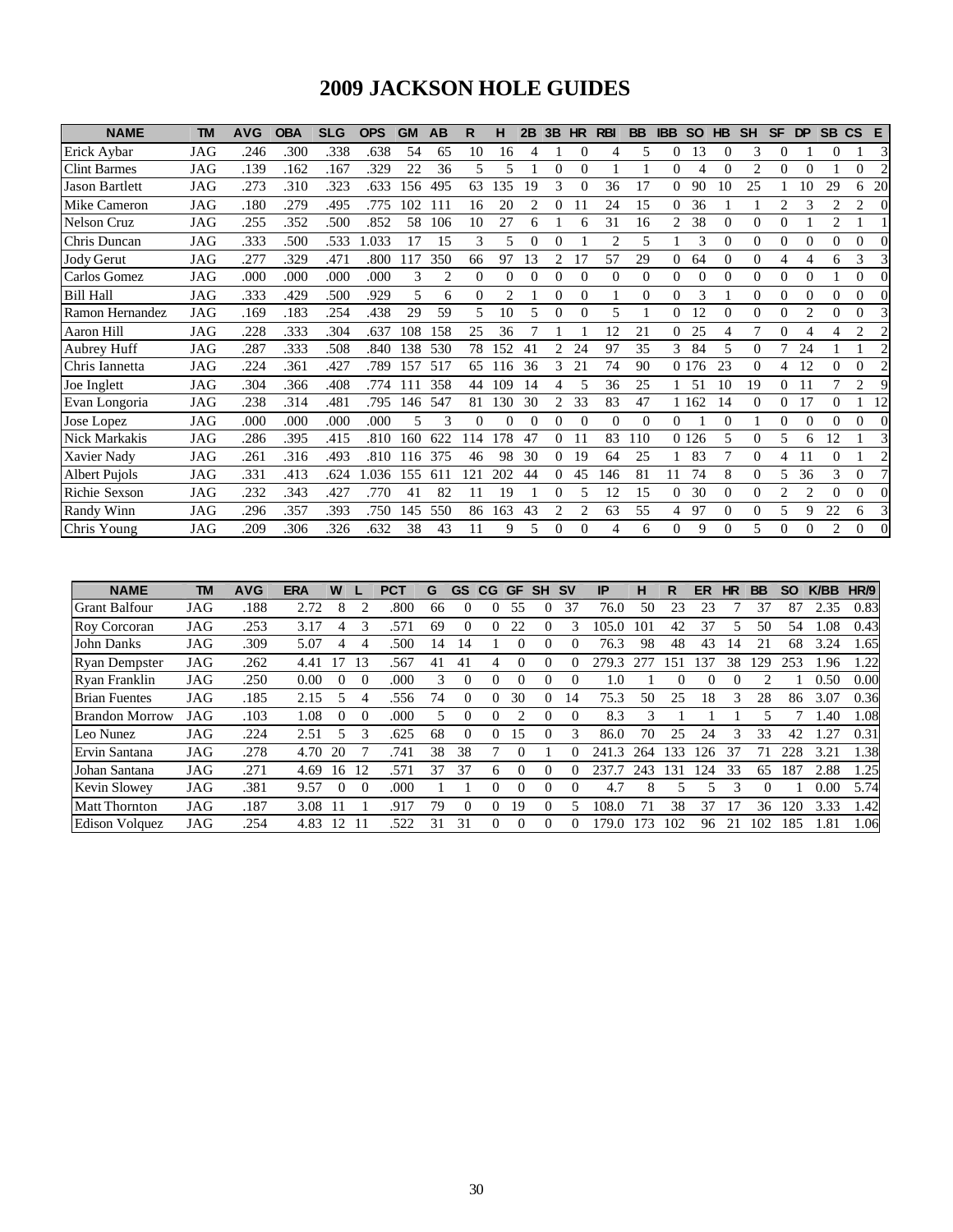# 2009 JACKSON HOLE GUIDES

| NAME | TM | AVG | OBA | SLG | OPS | GM | AB | R | H | 2B | 3B | HR | RBI | BB | IBB | SO | HB | SH | SF | DP | SB | CS | E |
|---|---|---|---|---|---|---|---|---|---|---|---|---|---|---|---|---|---|---|---|---|---|---|---|
| Erick Aybar | JAG | .246 | .300 | .338 | .638 | 54 | 65 | 10 | 16 | 4 | 1 | 0 | 4 | 5 | 0 | 13 | 0 | 3 | 0 | 1 | 0 | 1 | 3 |
| Clint Barmes | JAG | .139 | .162 | .167 | .329 | 22 | 36 | 5 | 5 | 1 | 0 | 0 | 1 | 1 | 0 | 4 | 0 | 2 | 0 | 0 | 1 | 0 | 2 |
| Jason Bartlett | JAG | .273 | .310 | .323 | .633 | 156 | 495 | 63 | 135 | 19 | 3 | 0 | 36 | 17 | 0 | 90 | 10 | 25 | 1 | 10 | 29 | 6 | 20 |
| Mike Cameron | JAG | .180 | .279 | .495 | .775 | 102 | 111 | 16 | 20 | 2 | 0 | 11 | 24 | 15 | 0 | 36 | 1 | 1 | 2 | 3 | 2 | 2 | 0 |
| Nelson Cruz | JAG | .255 | .352 | .500 | .852 | 58 | 106 | 10 | 27 | 6 | 1 | 6 | 31 | 16 | 2 | 38 | 0 | 0 | 0 | 1 | 2 | 1 | 1 |
| Chris Duncan | JAG | .333 | .500 | .533 | 1.033 | 17 | 15 | 3 | 5 | 0 | 0 | 1 | 2 | 5 | 1 | 3 | 0 | 0 | 0 | 0 | 0 | 0 | 0 |
| Jody Gerut | JAG | .277 | .329 | .471 | .800 | 117 | 350 | 66 | 97 | 13 | 2 | 17 | 57 | 29 | 0 | 64 | 0 | 0 | 4 | 4 | 6 | 3 | 3 |
| Carlos Gomez | JAG | .000 | .000 | .000 | .000 | 3 | 2 | 0 | 0 | 0 | 0 | 0 | 0 | 0 | 0 | 0 | 0 | 0 | 0 | 0 | 1 | 0 | 0 |
| Bill Hall | JAG | .333 | .429 | .500 | .929 | 5 | 6 | 0 | 2 | 1 | 0 | 0 | 1 | 0 | 0 | 3 | 1 | 0 | 0 | 0 | 0 | 0 | 0 |
| Ramon Hernandez | JAG | .169 | .183 | .254 | .438 | 29 | 59 | 5 | 10 | 5 | 0 | 0 | 5 | 1 | 0 | 12 | 0 | 0 | 0 | 2 | 0 | 0 | 3 |
| Aaron Hill | JAG | .228 | .333 | .304 | .637 | 108 | 158 | 25 | 36 | 7 | 1 | 1 | 12 | 21 | 0 | 25 | 4 | 7 | 0 | 4 | 4 | 2 | 2 |
| Aubrey Huff | JAG | .287 | .333 | .508 | .840 | 138 | 530 | 78 | 152 | 41 | 2 | 24 | 97 | 35 | 3 | 84 | 5 | 0 | 7 | 24 | 1 | 1 | 2 |
| Chris Iannetta | JAG | .224 | .361 | .427 | .789 | 157 | 517 | 65 | 116 | 36 | 3 | 21 | 74 | 90 | 0 | 176 | 23 | 0 | 4 | 12 | 0 | 0 | 2 |
| Joe Inglett | JAG | .304 | .366 | .408 | .774 | 111 | 358 | 44 | 109 | 14 | 4 | 5 | 36 | 25 | 1 | 51 | 10 | 19 | 0 | 11 | 7 | 2 | 9 |
| Evan Longoria | JAG | .238 | .314 | .481 | .795 | 146 | 547 | 81 | 130 | 30 | 2 | 33 | 83 | 47 | 1 | 162 | 14 | 0 | 0 | 17 | 0 | 1 | 12 |
| Jose Lopez | JAG | .000 | .000 | .000 | .000 | 5 | 3 | 0 | 0 | 0 | 0 | 0 | 0 | 0 | 0 | 1 | 0 | 1 | 0 | 0 | 0 | 0 | 0 |
| Nick Markakis | JAG | .286 | .395 | .415 | .810 | 160 | 622 | 114 | 178 | 47 | 0 | 11 | 83 | 110 | 0 | 126 | 5 | 0 | 5 | 6 | 12 | 1 | 3 |
| Xavier Nady | JAG | .261 | .316 | .493 | .810 | 116 | 375 | 46 | 98 | 30 | 0 | 19 | 64 | 25 | 1 | 83 | 7 | 0 | 4 | 11 | 0 | 1 | 2 |
| Albert Pujols | JAG | .331 | .413 | .624 | 1.036 | 155 | 611 | 121 | 202 | 44 | 0 | 45 | 146 | 81 | 11 | 74 | 8 | 0 | 5 | 36 | 3 | 0 | 7 |
| Richie Sexson | JAG | .232 | .343 | .427 | .770 | 41 | 82 | 11 | 19 | 1 | 0 | 5 | 12 | 15 | 0 | 30 | 0 | 0 | 2 | 2 | 0 | 0 | 0 |
| Randy Winn | JAG | .296 | .357 | .393 | .750 | 145 | 550 | 86 | 163 | 43 | 2 | 2 | 63 | 55 | 4 | 97 | 0 | 0 | 5 | 9 | 22 | 6 | 3 |
| Chris Young | JAG | .209 | .306 | .326 | .632 | 38 | 43 | 11 | 9 | 5 | 0 | 0 | 4 | 6 | 0 | 9 | 0 | 5 | 0 | 0 | 2 | 0 | 0 |

| NAME | TM | AVG | ERA | W | L | PCT | G | GS | CG | GF | SH | SV | IP | H | R | ER | HR | BB | SO | K/BB | HR/9 |
|---|---|---|---|---|---|---|---|---|---|---|---|---|---|---|---|---|---|---|---|---|---|
| Grant Balfour | JAG | .188 | 2.72 | 8 | 2 | .800 | 66 | 0 | 0 | 55 | 0 | 37 | 76.0 | 50 | 23 | 23 | 7 | 37 | 87 | 2.35 | 0.83 |
| Roy Corcoran | JAG | .253 | 3.17 | 4 | 3 | .571 | 69 | 0 | 0 | 22 | 0 | 3 | 105.0 | 101 | 42 | 37 | 5 | 50 | 54 | 1.08 | 0.43 |
| John Danks | JAG | .309 | 5.07 | 4 | 4 | .500 | 14 | 14 | 1 | 0 | 0 | 0 | 76.3 | 98 | 48 | 43 | 14 | 21 | 68 | 3.24 | 1.65 |
| Ryan Dempster | JAG | .262 | 4.41 | 17 | 13 | .567 | 41 | 41 | 4 | 0 | 0 | 0 | 279.3 | 277 | 151 | 137 | 38 | 129 | 253 | 1.96 | 1.22 |
| Ryan Franklin | JAG | .250 | 0.00 | 0 | 0 | .000 | 3 | 0 | 0 | 0 | 0 | 0 | 1.0 | 1 | 0 | 0 | 0 | 2 | 1 | 0.50 | 0.00 |
| Brian Fuentes | JAG | .185 | 2.15 | 5 | 4 | .556 | 74 | 0 | 0 | 30 | 0 | 14 | 75.3 | 50 | 25 | 18 | 3 | 28 | 86 | 3.07 | 0.36 |
| Brandon Morrow | JAG | .103 | 1.08 | 0 | 0 | .000 | 5 | 0 | 0 | 2 | 0 | 0 | 8.3 | 3 | 1 | 1 | 1 | 5 | 7 | 1.40 | 1.08 |
| Leo Nunez | JAG | .224 | 2.51 | 5 | 3 | .625 | 68 | 0 | 0 | 15 | 0 | 3 | 86.0 | 70 | 25 | 24 | 3 | 33 | 42 | 1.27 | 0.31 |
| Ervin Santana | JAG | .278 | 4.70 | 20 | 7 | .741 | 38 | 38 | 7 | 0 | 1 | 0 | 241.3 | 264 | 133 | 126 | 37 | 71 | 228 | 3.21 | 1.38 |
| Johan Santana | JAG | .271 | 4.69 | 16 | 12 | .571 | 37 | 37 | 6 | 0 | 0 | 0 | 237.7 | 243 | 131 | 124 | 33 | 65 | 187 | 2.88 | 1.25 |
| Kevin Slowey | JAG | .381 | 9.57 | 0 | 0 | .000 | 1 | 1 | 0 | 0 | 0 | 0 | 4.7 | 8 | 5 | 5 | 3 | 0 | 1 | 0.00 | 5.74 |
| Matt Thornton | JAG | .187 | 3.08 | 11 | 1 | .917 | 79 | 0 | 0 | 19 | 0 | 5 | 108.0 | 71 | 38 | 37 | 17 | 36 | 120 | 3.33 | 1.42 |
| Edison Volquez | JAG | .254 | 4.83 | 12 | 11 | .522 | 31 | 31 | 0 | 0 | 0 | 0 | 179.0 | 173 | 102 | 96 | 21 | 102 | 185 | 1.81 | 1.06 |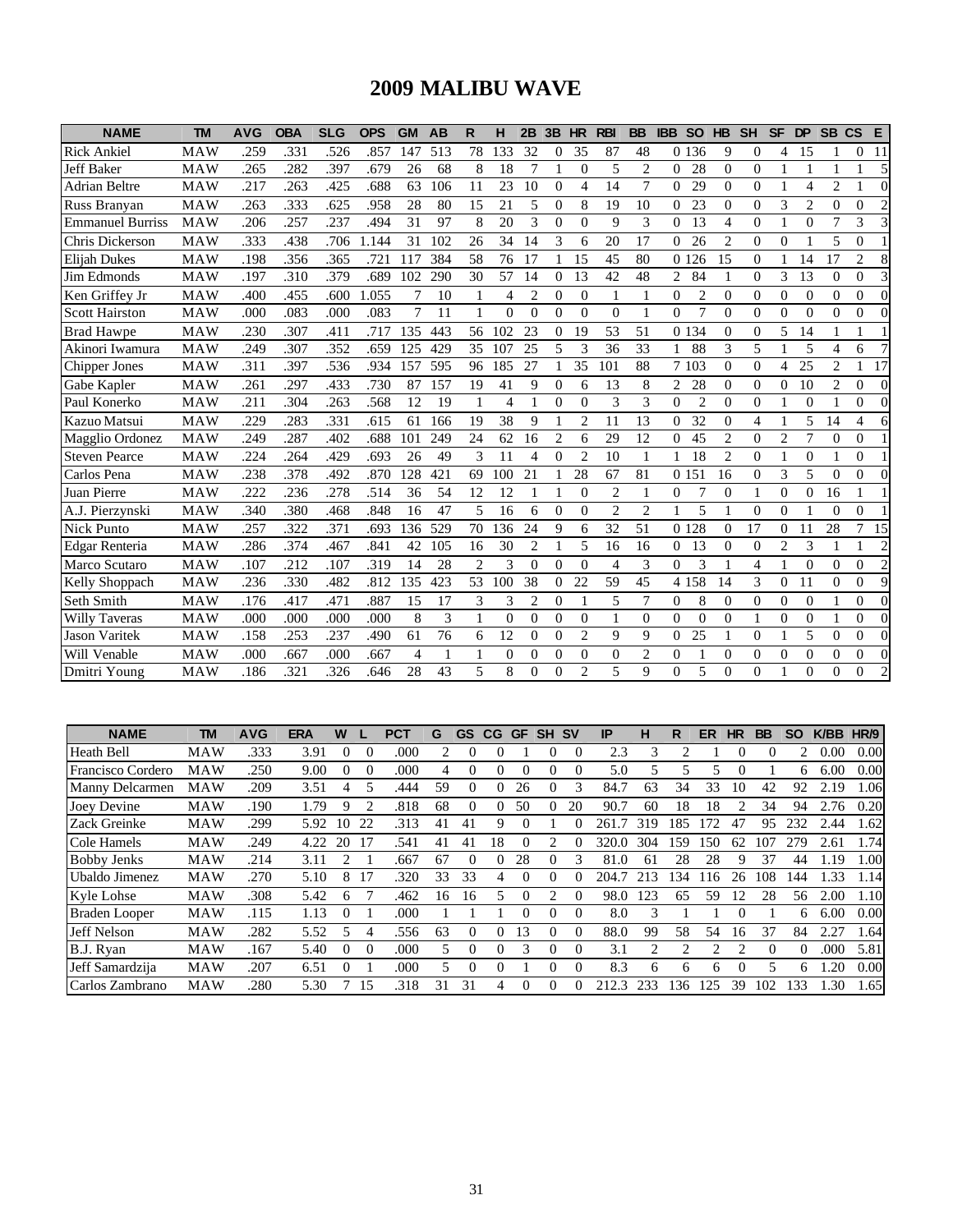# 2009 MALIBU WAVE

| NAME | TM | AVG | OBA | SLG | OPS | GM | AB | R | H | 2B | 3B | HR | RBI | BB | IBB | SO | HB | SH | SF | DP | SB | CS | E |
|---|---|---|---|---|---|---|---|---|---|---|---|---|---|---|---|---|---|---|---|---|---|---|---|
| Rick Ankiel | MAW | .259 | .331 | .526 | .857 | 147 | 513 | 78 | 133 | 32 | 0 | 35 | 87 | 48 | 0 | 136 | 9 | 0 | 4 | 15 | 1 | 0 | 11 |
| Jeff Baker | MAW | .265 | .282 | .397 | .679 | 26 | 68 | 8 | 18 | 7 | 1 | 0 | 5 | 2 | 0 | 28 | 0 | 0 | 1 | 1 | 1 | 1 | 5 |
| Adrian Beltre | MAW | .217 | .263 | .425 | .688 | 63 | 106 | 11 | 23 | 10 | 0 | 4 | 14 | 7 | 0 | 29 | 0 | 0 | 1 | 4 | 2 | 1 | 0 |
| Russ Branyan | MAW | .263 | .333 | .625 | .958 | 28 | 80 | 15 | 21 | 5 | 0 | 8 | 19 | 10 | 0 | 23 | 0 | 0 | 3 | 2 | 0 | 0 | 2 |
| Emmanuel Burriss | MAW | .206 | .257 | .237 | .494 | 31 | 97 | 8 | 20 | 3 | 0 | 0 | 9 | 3 | 0 | 13 | 4 | 0 | 1 | 0 | 7 | 3 | 3 |
| Chris Dickerson | MAW | .333 | .438 | .706 | 1.144 | 31 | 102 | 26 | 34 | 14 | 3 | 6 | 20 | 17 | 0 | 26 | 2 | 0 | 0 | 1 | 5 | 0 | 1 |
| Elijah Dukes | MAW | .198 | .356 | .365 | .721 | 117 | 384 | 58 | 76 | 17 | 1 | 15 | 45 | 80 | 0 | 126 | 15 | 0 | 1 | 14 | 17 | 2 | 8 |
| Jim Edmonds | MAW | .197 | .310 | .379 | .689 | 102 | 290 | 30 | 57 | 14 | 0 | 13 | 42 | 48 | 2 | 84 | 1 | 0 | 3 | 13 | 0 | 0 | 3 |
| Ken Griffey Jr | MAW | .400 | .455 | .600 | 1.055 | 7 | 10 | 1 | 4 | 2 | 0 | 0 | 1 | 1 | 0 | 2 | 0 | 0 | 0 | 0 | 0 | 0 | 0 |
| Scott Hairston | MAW | .000 | .083 | .000 | .083 | 7 | 11 | 1 | 0 | 0 | 0 | 0 | 0 | 1 | 0 | 7 | 0 | 0 | 0 | 0 | 0 | 0 | 0 |
| Brad Hawpe | MAW | .230 | .307 | .411 | .717 | 135 | 443 | 56 | 102 | 23 | 0 | 19 | 53 | 51 | 0 | 134 | 0 | 0 | 5 | 14 | 1 | 1 | 1 |
| Akinori Iwamura | MAW | .249 | .307 | .352 | .659 | 125 | 429 | 35 | 107 | 25 | 5 | 3 | 36 | 33 | 1 | 88 | 3 | 5 | 1 | 5 | 4 | 6 | 7 |
| Chipper Jones | MAW | .311 | .397 | .536 | .934 | 157 | 595 | 96 | 185 | 27 | 1 | 35 | 101 | 88 | 7 | 103 | 0 | 0 | 4 | 25 | 2 | 1 | 17 |
| Gabe Kapler | MAW | .261 | .297 | .433 | .730 | 87 | 157 | 19 | 41 | 9 | 0 | 6 | 13 | 8 | 2 | 28 | 0 | 0 | 0 | 10 | 2 | 0 | 0 |
| Paul Konerko | MAW | .211 | .304 | .263 | .568 | 12 | 19 | 1 | 4 | 1 | 0 | 0 | 3 | 3 | 0 | 2 | 0 | 0 | 1 | 0 | 1 | 0 | 0 |
| Kazuo Matsui | MAW | .229 | .283 | .331 | .615 | 61 | 166 | 19 | 38 | 9 | 1 | 2 | 11 | 13 | 0 | 32 | 0 | 4 | 1 | 5 | 14 | 4 | 6 |
| Magglio Ordonez | MAW | .249 | .287 | .402 | .688 | 101 | 249 | 24 | 62 | 16 | 2 | 6 | 29 | 12 | 0 | 45 | 2 | 0 | 2 | 7 | 0 | 0 | 1 |
| Steven Pearce | MAW | .224 | .264 | .429 | .693 | 26 | 49 | 3 | 11 | 4 | 0 | 2 | 10 | 1 | 1 | 18 | 2 | 0 | 1 | 0 | 1 | 0 | 1 |
| Carlos Pena | MAW | .238 | .378 | .492 | .870 | 128 | 421 | 69 | 100 | 21 | 1 | 28 | 67 | 81 | 0 | 151 | 16 | 0 | 3 | 5 | 0 | 0 | 0 |
| Juan Pierre | MAW | .222 | .236 | .278 | .514 | 36 | 54 | 12 | 12 | 1 | 1 | 0 | 2 | 1 | 0 | 7 | 0 | 1 | 0 | 0 | 16 | 1 | 1 |
| A.J. Pierzynski | MAW | .340 | .380 | .468 | .848 | 16 | 47 | 5 | 16 | 6 | 0 | 0 | 2 | 2 | 1 | 5 | 1 | 0 | 0 | 1 | 0 | 0 | 1 |
| Nick Punto | MAW | .257 | .322 | .371 | .693 | 136 | 529 | 70 | 136 | 24 | 9 | 6 | 32 | 51 | 0 | 128 | 0 | 17 | 0 | 11 | 28 | 7 | 15 |
| Edgar Renteria | MAW | .286 | .374 | .467 | .841 | 42 | 105 | 16 | 30 | 2 | 1 | 5 | 16 | 16 | 0 | 13 | 0 | 0 | 2 | 3 | 1 | 1 | 2 |
| Marco Scutaro | MAW | .107 | .212 | .107 | .319 | 14 | 28 | 2 | 3 | 0 | 0 | 0 | 4 | 3 | 0 | 3 | 1 | 4 | 1 | 0 | 0 | 0 | 2 |
| Kelly Shoppach | MAW | .236 | .330 | .482 | .812 | 135 | 423 | 53 | 100 | 38 | 0 | 22 | 59 | 45 | 4 | 158 | 14 | 3 | 0 | 11 | 0 | 0 | 9 |
| Seth Smith | MAW | .176 | .417 | .471 | .887 | 15 | 17 | 3 | 3 | 2 | 0 | 1 | 5 | 7 | 0 | 8 | 0 | 0 | 0 | 0 | 1 | 0 | 0 |
| Willy Taveras | MAW | .000 | .000 | .000 | .000 | 8 | 3 | 1 | 0 | 0 | 0 | 0 | 1 | 0 | 0 | 0 | 0 | 1 | 0 | 0 | 1 | 0 | 0 |
| Jason Varitek | MAW | .158 | .253 | .237 | .490 | 61 | 76 | 6 | 12 | 0 | 0 | 2 | 9 | 9 | 0 | 25 | 1 | 0 | 1 | 5 | 0 | 0 | 0 |
| Will Venable | MAW | .000 | .667 | .000 | .667 | 4 | 1 | 1 | 0 | 0 | 0 | 0 | 0 | 2 | 0 | 1 | 0 | 0 | 0 | 0 | 0 | 0 | 0 |
| Dmitri Young | MAW | .186 | .321 | .326 | .646 | 28 | 43 | 5 | 8 | 0 | 0 | 2 | 5 | 9 | 0 | 5 | 0 | 0 | 1 | 0 | 0 | 0 | 2 |

| NAME | TM | AVG | ERA | W | L | PCT | G | GS | CG | GF | SH | SV | IP | H | R | ER | HR | BB | SO | K/BB | HR/9 |
|---|---|---|---|---|---|---|---|---|---|---|---|---|---|---|---|---|---|---|---|---|---|
| Heath Bell | MAW | .333 | 3.91 | 0 | 0 | .000 | 2 | 0 | 0 | 1 | 0 | 0 | 2.3 | 3 | 2 | 1 | 0 | 0 | 2 | 0.00 | 0.00 |
| Francisco Cordero | MAW | .250 | 9.00 | 0 | 0 | .000 | 4 | 0 | 0 | 0 | 0 | 0 | 5.0 | 5 | 5 | 5 | 0 | 1 | 6 | 6.00 | 0.00 |
| Manny Delcarmen | MAW | .209 | 3.51 | 4 | 5 | .444 | 59 | 0 | 0 | 26 | 0 | 3 | 84.7 | 63 | 34 | 33 | 10 | 42 | 92 | 2.19 | 1.06 |
| Joey Devine | MAW | .190 | 1.79 | 9 | 2 | .818 | 68 | 0 | 0 | 50 | 0 | 20 | 90.7 | 60 | 18 | 18 | 2 | 34 | 94 | 2.76 | 0.20 |
| Zack Greinke | MAW | .299 | 5.92 | 10 | 22 | .313 | 41 | 41 | 9 | 0 | 1 | 0 | 261.7 | 319 | 185 | 172 | 47 | 95 | 232 | 2.44 | 1.62 |
| Cole Hamels | MAW | .249 | 4.22 | 20 | 17 | .541 | 41 | 41 | 18 | 0 | 2 | 0 | 320.0 | 304 | 159 | 150 | 62 | 107 | 279 | 2.61 | 1.74 |
| Bobby Jenks | MAW | .214 | 3.11 | 2 | 1 | .667 | 67 | 0 | 0 | 28 | 0 | 3 | 81.0 | 61 | 28 | 28 | 9 | 37 | 44 | 1.19 | 1.00 |
| Ubaldo Jimenez | MAW | .270 | 5.10 | 8 | 17 | .320 | 33 | 33 | 4 | 0 | 0 | 0 | 204.7 | 213 | 134 | 116 | 26 | 108 | 144 | 1.33 | 1.14 |
| Kyle Lohse | MAW | .308 | 5.42 | 6 | 7 | .462 | 16 | 16 | 5 | 0 | 2 | 0 | 98.0 | 123 | 65 | 59 | 12 | 28 | 56 | 2.00 | 1.10 |
| Braden Looper | MAW | .115 | 1.13 | 0 | 1 | .000 | 1 | 1 | 1 | 0 | 0 | 0 | 8.0 | 3 | 1 | 1 | 0 | 1 | 6 | 6.00 | 0.00 |
| Jeff Nelson | MAW | .282 | 5.52 | 5 | 4 | .556 | 63 | 0 | 0 | 13 | 0 | 0 | 88.0 | 99 | 58 | 54 | 16 | 37 | 84 | 2.27 | 1.64 |
| B.J. Ryan | MAW | .167 | 5.40 | 0 | 0 | .000 | 5 | 0 | 0 | 3 | 0 | 0 | 3.1 | 2 | 2 | 2 | 2 | 0 | 0 | .000 | 5.81 |
| Jeff Samardzija | MAW | .207 | 6.51 | 0 | 1 | .000 | 5 | 0 | 0 | 1 | 0 | 0 | 8.3 | 6 | 6 | 6 | 0 | 5 | 6 | 1.20 | 0.00 |
| Carlos Zambrano | MAW | .280 | 5.30 | 7 | 15 | .318 | 31 | 31 | 4 | 0 | 0 | 0 | 212.3 | 233 | 136 | 125 | 39 | 102 | 133 | 1.30 | 1.65 |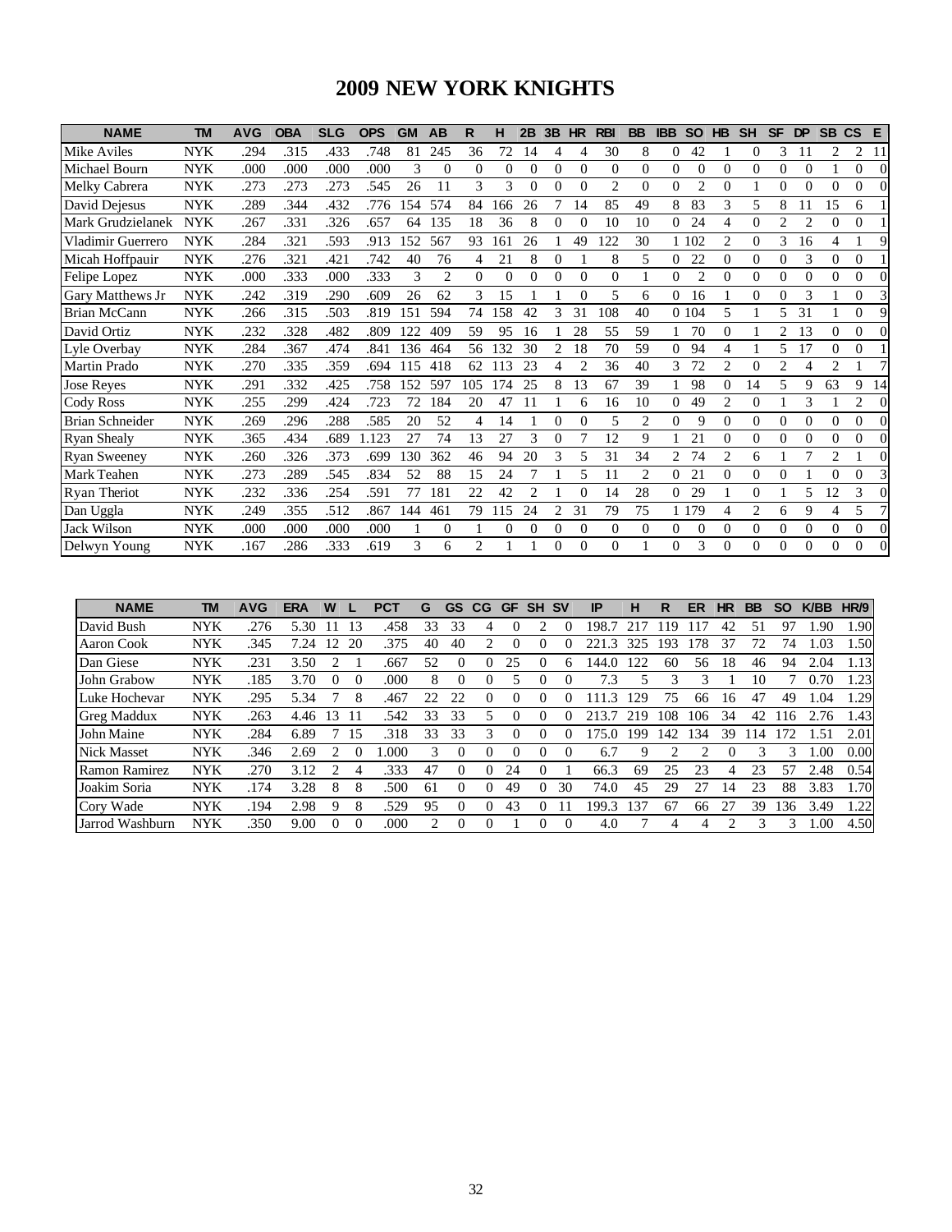# 2009 NEW YORK KNIGHTS

| NAME | TM | AVG | OBA | SLG | OPS | GM | AB | R | H | 2B | 3B | HR | RBI | BB | IBB | SO | HB | SH | SF | DP | SB | CS | E |
|---|---|---|---|---|---|---|---|---|---|---|---|---|---|---|---|---|---|---|---|---|---|---|---|
| Mike Aviles | NYK | .294 | .315 | .433 | .748 | 81 | 245 | 36 | 72 | 14 | 4 | 4 | 30 | 8 | 0 | 42 | 1 | 0 | 3 | 11 | 2 | 2 | 11 |
| Michael Bourn | NYK | .000 | .000 | .000 | .000 | 3 | 0 | 0 | 0 | 0 | 0 | 0 | 0 | 0 | 0 | 0 | 0 | 0 | 0 | 0 | 1 | 0 | 0 |
| Melky Cabrera | NYK | .273 | .273 | .273 | .545 | 26 | 11 | 3 | 3 | 0 | 0 | 0 | 2 | 0 | 0 | 2 | 0 | 1 | 0 | 0 | 0 | 0 | 0 |
| David Dejesus | NYK | .289 | .344 | .432 | .776 | 154 | 574 | 84 | 166 | 26 | 7 | 14 | 85 | 49 | 8 | 83 | 3 | 5 | 8 | 11 | 15 | 6 | 1 |
| Mark Grudzielanek | NYK | .267 | .331 | .326 | .657 | 64 | 135 | 18 | 36 | 8 | 0 | 0 | 10 | 10 | 0 | 24 | 4 | 0 | 2 | 2 | 0 | 0 | 1 |
| Vladimir Guerrero | NYK | .284 | .321 | .593 | .913 | 152 | 567 | 93 | 161 | 26 | 1 | 49 | 122 | 30 | 1 | 102 | 2 | 0 | 3 | 16 | 4 | 1 | 9 |
| Micah Hoffpauir | NYK | .276 | .321 | .421 | .742 | 40 | 76 | 4 | 21 | 8 | 0 | 1 | 8 | 5 | 0 | 22 | 0 | 0 | 0 | 3 | 0 | 0 | 1 |
| Felipe Lopez | NYK | .000 | .333 | .000 | .333 | 3 | 2 | 0 | 0 | 0 | 0 | 0 | 0 | 1 | 0 | 2 | 0 | 0 | 0 | 0 | 0 | 0 | 0 |
| Gary Matthews Jr | NYK | .242 | .319 | .290 | .609 | 26 | 62 | 3 | 15 | 1 | 1 | 0 | 5 | 6 | 0 | 16 | 1 | 0 | 0 | 3 | 1 | 0 | 3 |
| Brian McCann | NYK | .266 | .315 | .503 | .819 | 151 | 594 | 74 | 158 | 42 | 3 | 31 | 108 | 40 | 0 | 104 | 5 | 1 | 5 | 31 | 1 | 0 | 9 |
| David Ortiz | NYK | .232 | .328 | .482 | .809 | 122 | 409 | 59 | 95 | 16 | 1 | 28 | 55 | 59 | 1 | 70 | 0 | 1 | 2 | 13 | 0 | 0 | 0 |
| Lyle Overbay | NYK | .284 | .367 | .474 | .841 | 136 | 464 | 56 | 132 | 30 | 2 | 18 | 70 | 59 | 0 | 94 | 4 | 1 | 5 | 17 | 0 | 0 | 1 |
| Martin Prado | NYK | .270 | .335 | .359 | .694 | 115 | 418 | 62 | 113 | 23 | 4 | 2 | 36 | 40 | 3 | 72 | 2 | 0 | 2 | 4 | 2 | 1 | 7 |
| Jose Reyes | NYK | .291 | .332 | .425 | .758 | 152 | 597 | 105 | 174 | 25 | 8 | 13 | 67 | 39 | 1 | 98 | 0 | 14 | 5 | 9 | 63 | 9 | 14 |
| Cody Ross | NYK | .255 | .299 | .424 | .723 | 72 | 184 | 20 | 47 | 11 | 1 | 6 | 16 | 10 | 0 | 49 | 2 | 0 | 1 | 3 | 1 | 2 | 0 |
| Brian Schneider | NYK | .269 | .296 | .288 | .585 | 20 | 52 | 4 | 14 | 1 | 0 | 0 | 5 | 2 | 0 | 9 | 0 | 0 | 0 | 0 | 0 | 0 | 0 |
| Ryan Shealy | NYK | .365 | .434 | .689 | 1.123 | 27 | 74 | 13 | 27 | 3 | 0 | 7 | 12 | 9 | 1 | 21 | 0 | 0 | 0 | 0 | 0 | 0 | 0 |
| Ryan Sweeney | NYK | .260 | .326 | .373 | .699 | 130 | 362 | 46 | 94 | 20 | 3 | 5 | 31 | 34 | 2 | 74 | 2 | 6 | 1 | 7 | 2 | 1 | 0 |
| Mark Teahen | NYK | .273 | .289 | .545 | .834 | 52 | 88 | 15 | 24 | 7 | 1 | 5 | 11 | 2 | 0 | 21 | 0 | 0 | 0 | 1 | 0 | 0 | 3 |
| Ryan Theriot | NYK | .232 | .336 | .254 | .591 | 77 | 181 | 22 | 42 | 2 | 1 | 0 | 14 | 28 | 0 | 29 | 1 | 0 | 1 | 5 | 12 | 3 | 0 |
| Dan Uggla | NYK | .249 | .355 | .512 | .867 | 144 | 461 | 79 | 115 | 24 | 2 | 31 | 79 | 75 | 1 | 179 | 4 | 2 | 6 | 9 | 4 | 5 | 7 |
| Jack Wilson | NYK | .000 | .000 | .000 | .000 | 1 | 0 | 1 | 0 | 0 | 0 | 0 | 0 | 0 | 0 | 0 | 0 | 0 | 0 | 0 | 0 | 0 | 0 |
| Delwyn Young | NYK | .167 | .286 | .333 | .619 | 3 | 6 | 2 | 1 | 1 | 0 | 0 | 0 | 1 | 0 | 3 | 0 | 0 | 0 | 0 | 0 | 0 | 0 |

| NAME | TM | AVG | ERA | W | L | PCT | G | GS | CG | GF | SH | SV | IP | H | R | ER | HR | BB | SO | K/BB | HR/9 |
|---|---|---|---|---|---|---|---|---|---|---|---|---|---|---|---|---|---|---|---|---|---|
| David Bush | NYK | .276 | 5.30 | 11 | 13 | .458 | 33 | 33 | 4 | 0 | 2 | 0 | 198.7 | 217 | 119 | 117 | 42 | 51 | 97 | 1.90 | 1.90 |
| Aaron Cook | NYK | .345 | 7.24 | 12 | 20 | .375 | 40 | 40 | 2 | 0 | 0 | 0 | 221.3 | 325 | 193 | 178 | 37 | 72 | 74 | 1.03 | 1.50 |
| Dan Giese | NYK | .231 | 3.50 | 2 | 1 | .667 | 52 | 0 | 0 | 25 | 0 | 6 | 144.0 | 122 | 60 | 56 | 18 | 46 | 94 | 2.04 | 1.13 |
| John Grabow | NYK | .185 | 3.70 | 0 | 0 | .000 | 8 | 0 | 0 | 5 | 0 | 0 | 7.3 | 5 | 3 | 3 | 1 | 10 | 7 | 0.70 | 1.23 |
| Luke Hochevar | NYK | .295 | 5.34 | 7 | 8 | .467 | 22 | 22 | 0 | 0 | 0 | 0 | 111.3 | 129 | 75 | 66 | 16 | 47 | 49 | 1.04 | 1.29 |
| Greg Maddux | NYK | .263 | 4.46 | 13 | 11 | .542 | 33 | 33 | 5 | 0 | 0 | 0 | 213.7 | 219 | 108 | 106 | 34 | 42 | 116 | 2.76 | 1.43 |
| John Maine | NYK | .284 | 6.89 | 7 | 15 | .318 | 33 | 33 | 3 | 0 | 0 | 0 | 175.0 | 199 | 142 | 134 | 39 | 114 | 172 | 1.51 | 2.01 |
| Nick Masset | NYK | .346 | 2.69 | 2 | 0 | 1.000 | 3 | 0 | 0 | 0 | 0 | 0 | 6.7 | 9 | 2 | 2 | 0 | 3 | 3 | 1.00 | 0.00 |
| Ramon Ramirez | NYK | .270 | 3.12 | 2 | 4 | .333 | 47 | 0 | 0 | 24 | 0 | 1 | 66.3 | 69 | 25 | 23 | 4 | 23 | 57 | 2.48 | 0.54 |
| Joakim Soria | NYK | .174 | 3.28 | 8 | 8 | .500 | 61 | 0 | 0 | 49 | 0 | 30 | 74.0 | 45 | 29 | 27 | 14 | 23 | 88 | 3.83 | 1.70 |
| Cory Wade | NYK | .194 | 2.98 | 9 | 8 | .529 | 95 | 0 | 0 | 43 | 0 | 11 | 199.3 | 137 | 67 | 66 | 27 | 39 | 136 | 3.49 | 1.22 |
| Jarrod Washburn | NYK | .350 | 9.00 | 0 | 0 | .000 | 2 | 0 | 0 | 1 | 0 | 0 | 4.0 | 7 | 4 | 4 | 2 | 3 | 3 | 1.00 | 4.50 |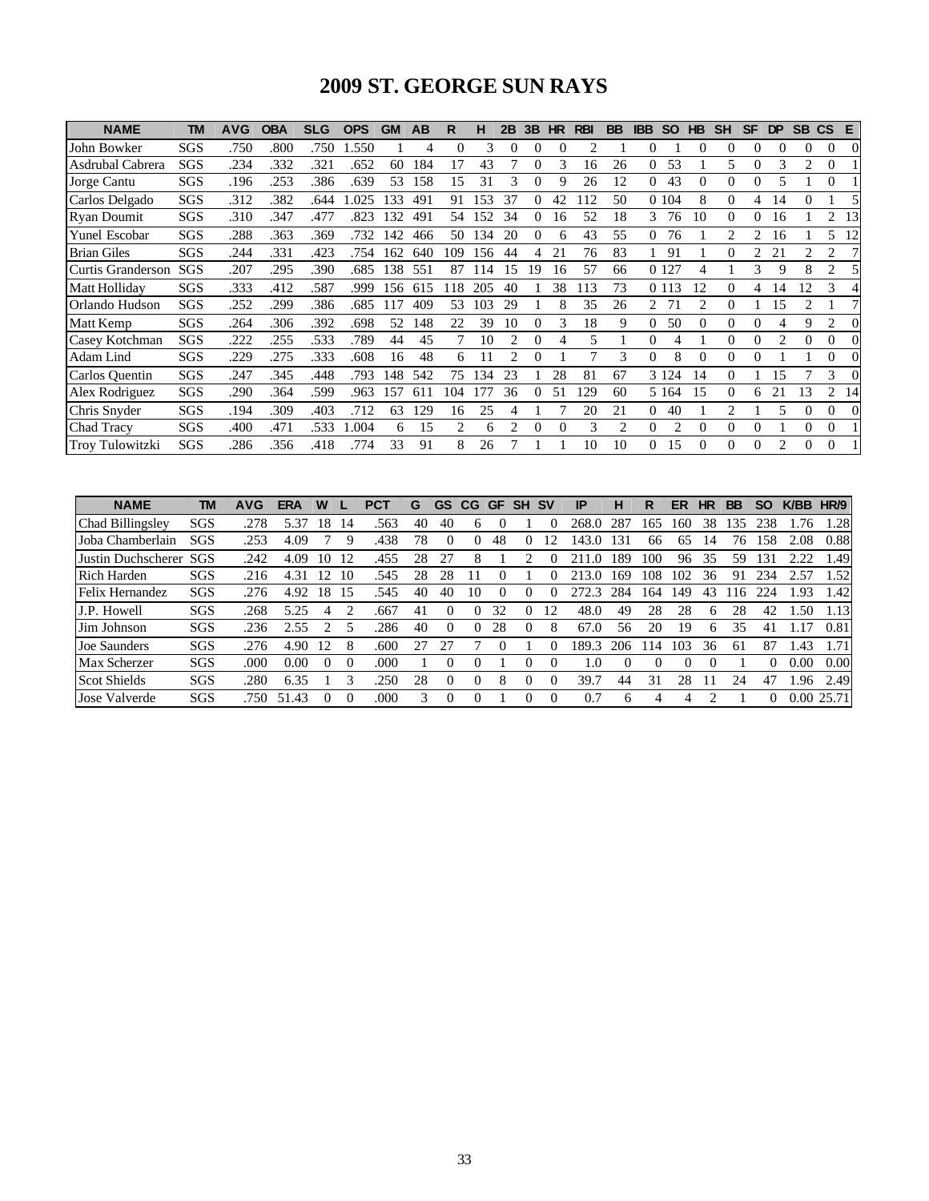# 2009 ST. GEORGE SUN RAYS

| NAME | TM | AVG | OBA | SLG | OPS | GM | AB | R | H | 2B | 3B | HR | RBI | BB | IBB | SO | HB | SH | SF | DP | SB | CS | E |
|---|---|---|---|---|---|---|---|---|---|---|---|---|---|---|---|---|---|---|---|---|---|---|---|
| John Bowker | SGS | .750 | .800 | .750 | 1.550 | 1 | 4 | 0 | 3 | 0 | 0 | 0 | 2 | 1 | 0 | 1 | 0 | 0 | 0 | 0 | 0 | 0 | 0 |
| Asdrubal Cabrera | SGS | .234 | .332 | .321 | .652 | 60 | 184 | 17 | 43 | 7 | 0 | 3 | 16 | 26 | 0 | 53 | 1 | 5 | 0 | 3 | 2 | 0 | 1 |
| Jorge Cantu | SGS | .196 | .253 | .386 | .639 | 53 | 158 | 15 | 31 | 3 | 0 | 9 | 26 | 12 | 0 | 43 | 0 | 0 | 0 | 5 | 1 | 0 | 1 |
| Carlos Delgado | SGS | .312 | .382 | .644 | 1.025 | 133 | 491 | 91 | 153 | 37 | 0 | 42 | 112 | 50 | 0 | 104 | 8 | 0 | 4 | 14 | 0 | 1 | 5 |
| Ryan Doumit | SGS | .310 | .347 | .477 | .823 | 132 | 491 | 54 | 152 | 34 | 0 | 16 | 52 | 18 | 3 | 76 | 10 | 0 | 0 | 16 | 1 | 2 | 13 |
| Yunel Escobar | SGS | .288 | .363 | .369 | .732 | 142 | 466 | 50 | 134 | 20 | 0 | 6 | 43 | 55 | 0 | 76 | 1 | 2 | 2 | 16 | 1 | 5 | 12 |
| Brian Giles | SGS | .244 | .331 | .423 | .754 | 162 | 640 | 109 | 156 | 44 | 4 | 21 | 76 | 83 | 1 | 91 | 1 | 0 | 2 | 21 | 2 | 2 | 7 |
| Curtis Granderson | SGS | .207 | .295 | .390 | .685 | 138 | 551 | 87 | 114 | 15 | 19 | 16 | 57 | 66 | 0 | 127 | 4 | 1 | 3 | 9 | 8 | 2 | 5 |
| Matt Holliday | SGS | .333 | .412 | .587 | .999 | 156 | 615 | 118 | 205 | 40 | 1 | 38 | 113 | 73 | 0 | 113 | 12 | 0 | 4 | 14 | 12 | 3 | 4 |
| Orlando Hudson | SGS | .252 | .299 | .386 | .685 | 117 | 409 | 53 | 103 | 29 | 1 | 8 | 35 | 26 | 2 | 71 | 2 | 0 | 1 | 15 | 2 | 1 | 7 |
| Matt Kemp | SGS | .264 | .306 | .392 | .698 | 52 | 148 | 22 | 39 | 10 | 0 | 3 | 18 | 9 | 0 | 50 | 0 | 0 | 0 | 4 | 9 | 2 | 0 |
| Casey Kotchman | SGS | .222 | .255 | .533 | .789 | 44 | 45 | 7 | 10 | 2 | 0 | 4 | 5 | 1 | 0 | 4 | 1 | 0 | 0 | 2 | 0 | 0 | 0 |
| Adam Lind | SGS | .229 | .275 | .333 | .608 | 16 | 48 | 6 | 11 | 2 | 0 | 1 | 7 | 3 | 0 | 8 | 0 | 0 | 0 | 1 | 1 | 0 | 0 |
| Carlos Quentin | SGS | .247 | .345 | .448 | .793 | 148 | 542 | 75 | 134 | 23 | 1 | 28 | 81 | 67 | 3 | 124 | 14 | 0 | 1 | 15 | 7 | 3 | 0 |
| Alex Rodriguez | SGS | .290 | .364 | .599 | .963 | 157 | 611 | 104 | 177 | 36 | 0 | 51 | 129 | 60 | 5 | 164 | 15 | 0 | 6 | 21 | 13 | 2 | 14 |
| Chris Snyder | SGS | .194 | .309 | .403 | .712 | 63 | 129 | 16 | 25 | 4 | 1 | 7 | 20 | 21 | 0 | 40 | 1 | 2 | 1 | 5 | 0 | 0 | 0 |
| Chad Tracy | SGS | .400 | .471 | .533 | 1.004 | 6 | 15 | 2 | 6 | 2 | 0 | 0 | 3 | 2 | 0 | 2 | 0 | 0 | 0 | 1 | 0 | 0 | 1 |
| Troy Tulowitzki | SGS | .286 | .356 | .418 | .774 | 33 | 91 | 8 | 26 | 7 | 1 | 1 | 10 | 10 | 0 | 15 | 0 | 0 | 0 | 2 | 0 | 0 | 1 |

| NAME | TM | AVG | ERA | W | L | PCT | G | GS | CG | GF | SH | SV | IP | H | R | ER | HR | BB | SO | K/BB | HR/9 |
|---|---|---|---|---|---|---|---|---|---|---|---|---|---|---|---|---|---|---|---|---|---|
| Chad Billingsley | SGS | .278 | 5.37 | 18 | 14 | .563 | 40 | 40 | 6 | 0 | 1 | 0 | 268.0 | 287 | 165 | 160 | 38 | 135 | 238 | 1.76 | 1.28 |
| Joba Chamberlain | SGS | .253 | 4.09 | 7 | 9 | .438 | 78 | 0 | 0 | 48 | 0 | 12 | 143.0 | 131 | 66 | 65 | 14 | 76 | 158 | 2.08 | 0.88 |
| Justin Duchscherer | SGS | .242 | 4.09 | 10 | 12 | .455 | 28 | 27 | 8 | 1 | 2 | 0 | 211.0 | 189 | 100 | 96 | 35 | 59 | 131 | 2.22 | 1.49 |
| Rich Harden | SGS | .216 | 4.31 | 12 | 10 | .545 | 28 | 28 | 11 | 0 | 1 | 0 | 213.0 | 169 | 108 | 102 | 36 | 91 | 234 | 2.57 | 1.52 |
| Felix Hernandez | SGS | .276 | 4.92 | 18 | 15 | .545 | 40 | 40 | 10 | 0 | 0 | 0 | 272.3 | 284 | 164 | 149 | 43 | 116 | 224 | 1.93 | 1.42 |
| J.P. Howell | SGS | .268 | 5.25 | 4 | 2 | .667 | 41 | 0 | 0 | 32 | 0 | 12 | 48.0 | 49 | 28 | 28 | 6 | 28 | 42 | 1.50 | 1.13 |
| Jim Johnson | SGS | .236 | 2.55 | 2 | 5 | .286 | 40 | 0 | 0 | 28 | 0 | 8 | 67.0 | 56 | 20 | 19 | 6 | 35 | 41 | 1.17 | 0.81 |
| Joe Saunders | SGS | .276 | 4.90 | 12 | 8 | .600 | 27 | 27 | 7 | 0 | 1 | 0 | 189.3 | 206 | 114 | 103 | 36 | 61 | 87 | 1.43 | 1.71 |
| Max Scherzer | SGS | .000 | 0.00 | 0 | 0 | .000 | 1 | 0 | 0 | 1 | 0 | 0 | 1.0 | 0 | 0 | 0 | 0 | 1 | 0 | 0.00 | 0.00 |
| Scot Shields | SGS | .280 | 6.35 | 1 | 3 | .250 | 28 | 0 | 0 | 8 | 0 | 0 | 39.7 | 44 | 31 | 28 | 11 | 24 | 47 | 1.96 | 2.49 |
| Jose Valverde | SGS | .750 | 51.43 | 0 | 0 | .000 | 3 | 0 | 0 | 1 | 0 | 0 | 0.7 | 6 | 4 | 4 | 2 | 1 | 0 | 0.00 | 25.71 |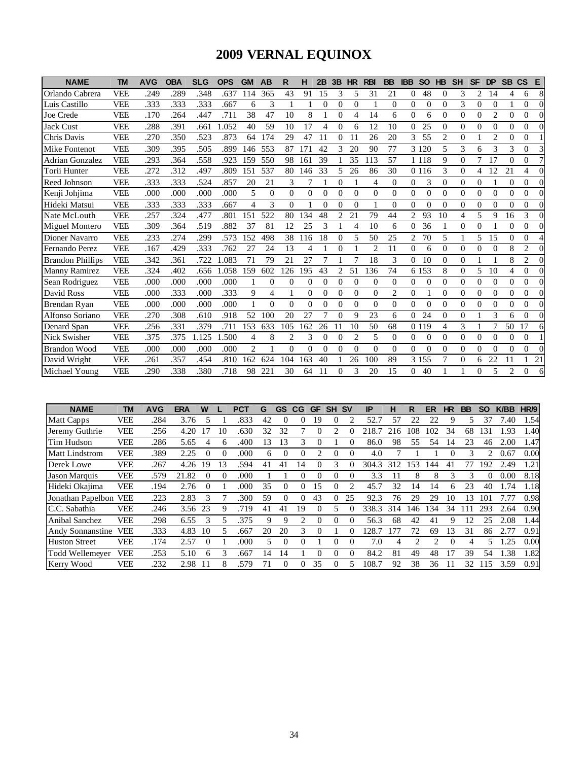# 2009 VERNAL EQUINOX

| NAME | TM | AVG | OBA | SLG | OPS | GM | AB | R | H | 2B | 3B | HR | RBI | BB | IBB | SO | HB | SH | SF | DP | SB | CS | E |
|---|---|---|---|---|---|---|---|---|---|---|---|---|---|---|---|---|---|---|---|---|---|---|---|
| Orlando Cabrera | VEE | .249 | .289 | .348 | .637 | 114 | 365 | 43 | 91 | 15 | 3 | 5 | 31 | 21 | 0 | 48 | 0 | 3 | 2 | 14 | 4 | 6 | 8 |
| Luis Castillo | VEE | .333 | .333 | .333 | .667 | 6 | 3 | 1 | 1 | 0 | 0 | 0 | 1 | 0 | 0 | 0 | 0 | 3 | 0 | 0 | 1 | 0 | 0 |
| Joe Crede | VEE | .170 | .264 | .447 | .711 | 38 | 47 | 10 | 8 | 1 | 0 | 4 | 14 | 6 | 0 | 6 | 0 | 0 | 0 | 2 | 0 | 0 | 0 |
| Jack Cust | VEE | .288 | .391 | .661 | 1.052 | 40 | 59 | 10 | 17 | 4 | 0 | 6 | 12 | 10 | 0 | 25 | 0 | 0 | 0 | 0 | 0 | 0 | 0 |
| Chris Davis | VEE | .270 | .350 | .523 | .873 | 64 | 174 | 29 | 47 | 11 | 0 | 11 | 26 | 20 | 3 | 55 | 2 | 0 | 1 | 2 | 0 | 0 | 1 |
| Mike Fontenot | VEE | .309 | .395 | .505 | .899 | 146 | 553 | 87 | 171 | 42 | 3 | 20 | 90 | 77 | 3 | 120 | 5 | 3 | 6 | 3 | 3 | 0 | 3 |
| Adrian Gonzalez | VEE | .293 | .364 | .558 | .923 | 159 | 550 | 98 | 161 | 39 | 1 | 35 | 113 | 57 | 1 | 118 | 9 | 0 | 7 | 17 | 0 | 0 | 7 |
| Torii Hunter | VEE | .272 | .312 | .497 | .809 | 151 | 537 | 80 | 146 | 33 | 5 | 26 | 86 | 30 | 0 | 116 | 3 | 0 | 4 | 12 | 21 | 4 | 0 |
| Reed Johnson | VEE | .333 | .333 | .524 | .857 | 20 | 21 | 3 | 7 | 1 | 0 | 1 | 4 | 0 | 0 | 3 | 0 | 0 | 0 | 1 | 0 | 0 | 0 |
| Kenji Johjima | VEE | .000 | .000 | .000 | .000 | 5 | 0 | 0 | 0 | 0 | 0 | 0 | 0 | 0 | 0 | 0 | 0 | 0 | 0 | 0 | 0 | 0 | 0 |
| Hideki Matsui | VEE | .333 | .333 | .333 | .667 | 4 | 3 | 0 | 1 | 0 | 0 | 0 | 1 | 0 | 0 | 0 | 0 | 0 | 0 | 0 | 0 | 0 | 0 |
| Nate McLouth | VEE | .257 | .324 | .477 | .801 | 151 | 522 | 80 | 134 | 48 | 2 | 21 | 79 | 44 | 2 | 93 | 10 | 4 | 5 | 9 | 16 | 3 | 0 |
| Miguel Montero | VEE | .309 | .364 | .519 | .882 | 37 | 81 | 12 | 25 | 3 | 1 | 4 | 10 | 6 | 0 | 36 | 1 | 0 | 0 | 1 | 0 | 0 | 0 |
| Dioner Navarro | VEE | .233 | .274 | .299 | .573 | 152 | 498 | 38 | 116 | 18 | 0 | 5 | 50 | 25 | 2 | 70 | 5 | 1 | 5 | 15 | 0 | 0 | 4 |
| Fernando Perez | VEE | .167 | .429 | .333 | .762 | 27 | 24 | 13 | 4 | 1 | 0 | 1 | 2 | 11 | 0 | 6 | 0 | 0 | 0 | 0 | 8 | 2 | 0 |
| Brandon Phillips | VEE | .342 | .361 | .722 | 1.083 | 71 | 79 | 21 | 27 | 7 | 1 | 7 | 18 | 3 | 0 | 10 | 0 | 0 | 1 | 1 | 8 | 2 | 0 |
| Manny Ramirez | VEE | .324 | .402 | .656 | 1.058 | 159 | 602 | 126 | 195 | 43 | 2 | 51 | 136 | 74 | 6 | 153 | 8 | 0 | 5 | 10 | 4 | 0 | 0 |
| Sean Rodriguez | VEE | .000 | .000 | .000 | .000 | 1 | 0 | 0 | 0 | 0 | 0 | 0 | 0 | 0 | 0 | 0 | 0 | 0 | 0 | 0 | 0 | 0 | 0 |
| David Ross | VEE | .000 | .333 | .000 | .333 | 9 | 4 | 1 | 0 | 0 | 0 | 0 | 0 | 2 | 0 | 1 | 0 | 0 | 0 | 0 | 0 | 0 | 0 |
| Brendan Ryan | VEE | .000 | .000 | .000 | .000 | 1 | 0 | 0 | 0 | 0 | 0 | 0 | 0 | 0 | 0 | 0 | 0 | 0 | 0 | 0 | 0 | 0 | 0 |
| Alfonso Soriano | VEE | .270 | .308 | .610 | .918 | 52 | 100 | 20 | 27 | 7 | 0 | 9 | 23 | 6 | 0 | 24 | 0 | 0 | 1 | 3 | 6 | 0 | 0 |
| Denard Span | VEE | .256 | .331 | .379 | .711 | 153 | 633 | 105 | 162 | 26 | 11 | 10 | 50 | 68 | 0 | 119 | 4 | 3 | 1 | 7 | 50 | 17 | 6 |
| Nick Swisher | VEE | .375 | .375 | 1.125 | 1.500 | 4 | 8 | 2 | 3 | 0 | 0 | 2 | 5 | 0 | 0 | 0 | 0 | 0 | 0 | 0 | 0 | 0 | 1 |
| Brandon Wood | VEE | .000 | .000 | .000 | .000 | 2 | 1 | 0 | 0 | 0 | 0 | 0 | 0 | 0 | 0 | 0 | 0 | 0 | 0 | 0 | 0 | 0 | 0 |
| David Wright | VEE | .261 | .357 | .454 | .810 | 162 | 624 | 104 | 163 | 40 | 1 | 26 | 100 | 89 | 3 | 155 | 7 | 0 | 6 | 22 | 11 | 1 | 21 |
| Michael Young | VEE | .290 | .338 | .380 | .718 | 98 | 221 | 30 | 64 | 11 | 0 | 3 | 20 | 15 | 0 | 40 | 1 | 1 | 0 | 5 | 2 | 0 | 6 |

| NAME | TM | AVG | ERA | W | L | PCT | G | GS | CG | GF | SH | SV | IP | H | R | ER | HR | BB | SO | K/BB | HR/9 |
|---|---|---|---|---|---|---|---|---|---|---|---|---|---|---|---|---|---|---|---|---|---|
| Matt Capps | VEE | .284 | 3.76 | 5 | 1 | .833 | 42 | 0 | 0 | 19 | 0 | 2 | 52.7 | 57 | 22 | 22 | 9 | 5 | 37 | 7.40 | 1.54 |
| Jeremy Guthrie | VEE | .256 | 4.20 | 17 | 10 | .630 | 32 | 32 | 7 | 0 | 2 | 0 | 218.7 | 216 | 108 | 102 | 34 | 68 | 131 | 1.93 | 1.40 |
| Tim Hudson | VEE | .286 | 5.65 | 4 | 6 | .400 | 13 | 13 | 3 | 0 | 1 | 0 | 86.0 | 98 | 55 | 54 | 14 | 23 | 46 | 2.00 | 1.47 |
| Matt Lindstrom | VEE | .389 | 2.25 | 0 | 0 | .000 | 6 | 0 | 0 | 2 | 0 | 0 | 4.0 | 7 | 1 | 1 | 0 | 3 | 2 | 0.67 | 0.00 |
| Derek Lowe | VEE | .267 | 4.26 | 19 | 13 | .594 | 41 | 41 | 14 | 0 | 3 | 0 | 304.3 | 312 | 153 | 144 | 41 | 77 | 192 | 2.49 | 1.21 |
| Jason Marquis | VEE | .579 | 21.82 | 0 | 0 | .000 | 1 | 1 | 0 | 0 | 0 | 0 | 3.3 | 11 | 8 | 8 | 3 | 3 | 0 | 0.00 | 8.18 |
| Hideki Okajima | VEE | .194 | 2.76 | 0 | 1 | .000 | 35 | 0 | 0 | 15 | 0 | 2 | 45.7 | 32 | 14 | 14 | 6 | 23 | 40 | 1.74 | 1.18 |
| Jonathan Papelbon | VEE | .223 | 2.83 | 3 | 7 | .300 | 59 | 0 | 0 | 43 | 0 | 25 | 92.3 | 76 | 29 | 29 | 10 | 13 | 101 | 7.77 | 0.98 |
| C.C. Sabathia | VEE | .246 | 3.56 | 23 | 9 | .719 | 41 | 41 | 19 | 0 | 5 | 0 | 338.3 | 314 | 146 | 134 | 34 | 111 | 293 | 2.64 | 0.90 |
| Anibal Sanchez | VEE | .298 | 6.55 | 3 | 5 | .375 | 9 | 9 | 2 | 0 | 0 | 0 | 56.3 | 68 | 42 | 41 | 9 | 12 | 25 | 2.08 | 1.44 |
| Andy Sonnanstine | VEE | .333 | 4.83 | 10 | 5 | .667 | 20 | 20 | 3 | 0 | 1 | 0 | 128.7 | 177 | 72 | 69 | 13 | 31 | 86 | 2.77 | 0.91 |
| Huston Street | VEE | .174 | 2.57 | 0 | 1 | .000 | 5 | 0 | 0 | 1 | 0 | 0 | 7.0 | 4 | 2 | 2 | 0 | 4 | 5 | 1.25 | 0.00 |
| Todd Wellemeyer | VEE | .253 | 5.10 | 6 | 3 | .667 | 14 | 14 | 1 | 0 | 0 | 0 | 84.2 | 81 | 49 | 48 | 17 | 39 | 54 | 1.38 | 1.82 |
| Kerry Wood | VEE | .232 | 2.98 | 11 | 8 | .579 | 71 | 0 | 0 | 35 | 0 | 5 | 108.7 | 92 | 38 | 36 | 11 | 32 | 115 | 3.59 | 0.91 |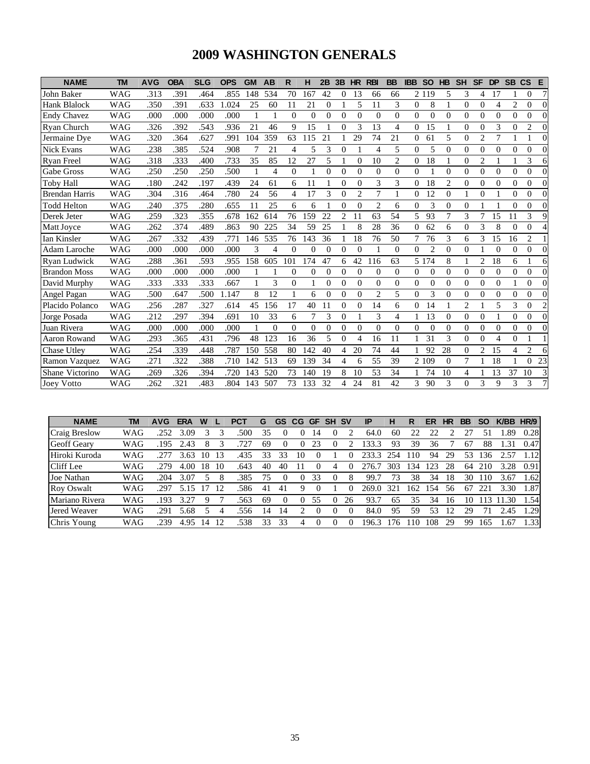# 2009 WASHINGTON GENERALS

| NAME | TM | AVG | OBA | SLG | OPS | GM | AB | R | H | 2B | 3B | HR | RBI | BB | IBB | SO | HB | SH | SF | DP | SB | CS | E |
|---|---|---|---|---|---|---|---|---|---|---|---|---|---|---|---|---|---|---|---|---|---|---|---|
| John Baker | WAG | .313 | .391 | .464 | .855 | 148 | 534 | 70 | 167 | 42 | 0 | 13 | 66 | 66 | 2 | 119 | 5 | 3 | 4 | 17 | 1 | 0 | 7 |
| Hank Blalock | WAG | .350 | .391 | .633 | 1.024 | 25 | 60 | 11 | 21 | 0 | 1 | 5 | 11 | 3 | 0 | 8 | 1 | 0 | 0 | 4 | 2 | 0 | 0 |
| Endy Chavez | WAG | .000 | .000 | .000 | .000 | 1 | 1 | 0 | 0 | 0 | 0 | 0 | 0 | 0 | 0 | 0 | 0 | 0 | 0 | 0 | 0 | 0 | 0 |
| Ryan Church | WAG | .326 | .392 | .543 | .936 | 21 | 46 | 9 | 15 | 1 | 0 | 3 | 13 | 4 | 0 | 15 | 1 | 0 | 0 | 3 | 0 | 2 | 0 |
| Jermaine Dye | WAG | .320 | .364 | .627 | .991 | 104 | 359 | 63 | 115 | 21 | 1 | 29 | 74 | 21 | 0 | 61 | 5 | 0 | 2 | 7 | 1 | 1 | 0 |
| Nick Evans | WAG | .238 | .385 | .524 | .908 | 7 | 21 | 4 | 5 | 3 | 0 | 1 | 4 | 5 | 0 | 5 | 0 | 0 | 0 | 0 | 0 | 0 | 0 |
| Ryan Freel | WAG | .318 | .333 | .400 | .733 | 35 | 85 | 12 | 27 | 5 | 1 | 0 | 10 | 2 | 0 | 18 | 1 | 0 | 2 | 1 | 1 | 3 | 6 |
| Gabe Gross | WAG | .250 | .250 | .250 | .500 | 1 | 4 | 0 | 1 | 0 | 0 | 0 | 0 | 0 | 0 | 1 | 0 | 0 | 0 | 0 | 0 | 0 | 0 |
| Toby Hall | WAG | .180 | .242 | .197 | .439 | 24 | 61 | 6 | 11 | 1 | 0 | 0 | 3 | 3 | 0 | 18 | 2 | 0 | 0 | 0 | 0 | 0 | 0 |
| Brendan Harris | WAG | .304 | .316 | .464 | .780 | 24 | 56 | 4 | 17 | 3 | 0 | 2 | 7 | 1 | 0 | 12 | 0 | 1 | 0 | 1 | 0 | 0 | 0 |
| Todd Helton | WAG | .240 | .375 | .280 | .655 | 11 | 25 | 6 | 6 | 1 | 0 | 0 | 2 | 6 | 0 | 3 | 0 | 0 | 1 | 1 | 0 | 0 | 0 |
| Derek Jeter | WAG | .259 | .323 | .355 | .678 | 162 | 614 | 76 | 159 | 22 | 2 | 11 | 63 | 54 | 5 | 93 | 7 | 3 | 7 | 15 | 11 | 3 | 9 |
| Matt Joyce | WAG | .262 | .374 | .489 | .863 | 90 | 225 | 34 | 59 | 25 | 1 | 8 | 28 | 36 | 0 | 62 | 6 | 0 | 3 | 8 | 0 | 0 | 4 |
| Ian Kinsler | WAG | .267 | .332 | .439 | .771 | 146 | 535 | 76 | 143 | 36 | 1 | 18 | 76 | 50 | 7 | 76 | 3 | 6 | 3 | 15 | 16 | 2 | 1 |
| Adam Laroche | WAG | .000 | .000 | .000 | .000 | 3 | 4 | 0 | 0 | 0 | 0 | 0 | 1 | 0 | 0 | 2 | 0 | 0 | 1 | 0 | 0 | 0 | 0 |
| Ryan Ludwick | WAG | .288 | .361 | .593 | .955 | 158 | 605 | 101 | 174 | 47 | 6 | 42 | 116 | 63 | 5 | 174 | 8 | 1 | 2 | 18 | 6 | 1 | 6 |
| Brandon Moss | WAG | .000 | .000 | .000 | .000 | 1 | 1 | 0 | 0 | 0 | 0 | 0 | 0 | 0 | 0 | 0 | 0 | 0 | 0 | 0 | 0 | 0 | 0 |
| David Murphy | WAG | .333 | .333 | .333 | .667 | 1 | 3 | 0 | 1 | 0 | 0 | 0 | 0 | 0 | 0 | 0 | 0 | 0 | 0 | 0 | 1 | 0 | 0 |
| Angel Pagan | WAG | .500 | .647 | .500 | 1.147 | 8 | 12 | 1 | 6 | 0 | 0 | 0 | 2 | 5 | 0 | 3 | 0 | 0 | 0 | 0 | 0 | 0 | 0 |
| Placido Polanco | WAG | .256 | .287 | .327 | .614 | 45 | 156 | 17 | 40 | 11 | 0 | 0 | 14 | 6 | 0 | 14 | 1 | 2 | 1 | 5 | 3 | 0 | 2 |
| Jorge Posada | WAG | .212 | .297 | .394 | .691 | 10 | 33 | 6 | 7 | 3 | 0 | 1 | 3 | 4 | 1 | 13 | 0 | 0 | 0 | 1 | 0 | 0 | 0 |
| Juan Rivera | WAG | .000 | .000 | .000 | .000 | 1 | 0 | 0 | 0 | 0 | 0 | 0 | 0 | 0 | 0 | 0 | 0 | 0 | 0 | 0 | 0 | 0 | 0 |
| Aaron Rowand | WAG | .293 | .365 | .431 | .796 | 48 | 123 | 16 | 36 | 5 | 0 | 4 | 16 | 11 | 1 | 31 | 3 | 0 | 0 | 4 | 0 | 1 | 1 |
| Chase Utley | WAG | .254 | .339 | .448 | .787 | 150 | 558 | 80 | 142 | 40 | 4 | 20 | 74 | 44 | 1 | 92 | 28 | 0 | 2 | 15 | 4 | 2 | 6 |
| Ramon Vazquez | WAG | .271 | .322 | .388 | .710 | 142 | 513 | 69 | 139 | 34 | 4 | 6 | 55 | 39 | 2 | 109 | 0 | 7 | 1 | 18 | 1 | 0 | 23 |
| Shane Victorino | WAG | .269 | .326 | .394 | .720 | 143 | 520 | 73 | 140 | 19 | 8 | 10 | 53 | 34 | 1 | 74 | 10 | 4 | 1 | 13 | 37 | 10 | 3 |
| Joey Votto | WAG | .262 | .321 | .483 | .804 | 143 | 507 | 73 | 133 | 32 | 4 | 24 | 81 | 42 | 3 | 90 | 3 | 0 | 3 | 9 | 3 | 3 | 7 |

| NAME | TM | AVG | ERA | W | L | PCT | G | GS | CG | GF | SH | SV | IP | H | R | ER | HR | BB | SO | K/BB | HR/9 |
|---|---|---|---|---|---|---|---|---|---|---|---|---|---|---|---|---|---|---|---|---|---|
| Craig Breslow | WAG | .252 | 3.09 | 3 | 3 | .500 | 35 | 0 | 0 | 14 | 0 | 2 | 64.0 | 60 | 22 | 22 | 2 | 27 | 51 | 1.89 | 0.28 |
| Geoff Geary | WAG | .195 | 2.43 | 8 | 3 | .727 | 69 | 0 | 0 | 23 | 0 | 2 | 133.3 | 93 | 39 | 36 | 7 | 67 | 88 | 1.31 | 0.47 |
| Hiroki Kuroda | WAG | .277 | 3.63 | 10 | 13 | .435 | 33 | 33 | 10 | 0 | 1 | 0 | 233.3 | 254 | 110 | 94 | 29 | 53 | 136 | 2.57 | 1.12 |
| Cliff Lee | WAG | .279 | 4.00 | 18 | 10 | .643 | 40 | 40 | 11 | 0 | 4 | 0 | 276.7 | 303 | 134 | 123 | 28 | 64 | 210 | 3.28 | 0.91 |
| Joe Nathan | WAG | .204 | 3.07 | 5 | 8 | .385 | 75 | 0 | 0 | 33 | 0 | 8 | 99.7 | 73 | 38 | 34 | 18 | 30 | 110 | 3.67 | 1.62 |
| Roy Oswalt | WAG | .297 | 5.15 | 17 | 12 | .586 | 41 | 41 | 9 | 0 | 1 | 0 | 269.0 | 321 | 162 | 154 | 56 | 67 | 221 | 3.30 | 1.87 |
| Mariano Rivera | WAG | .193 | 3.27 | 9 | 7 | .563 | 69 | 0 | 0 | 55 | 0 | 26 | 93.7 | 65 | 35 | 34 | 16 | 10 | 113 | 11.30 | 1.54 |
| Jered Weaver | WAG | .291 | 5.68 | 5 | 4 | .556 | 14 | 14 | 2 | 0 | 0 | 0 | 84.0 | 95 | 59 | 53 | 12 | 29 | 71 | 2.45 | 1.29 |
| Chris Young | WAG | .239 | 4.95 | 14 | 12 | .538 | 33 | 33 | 4 | 0 | 0 | 0 | 196.3 | 176 | 110 | 108 | 29 | 99 | 165 | 1.67 | 1.33 |